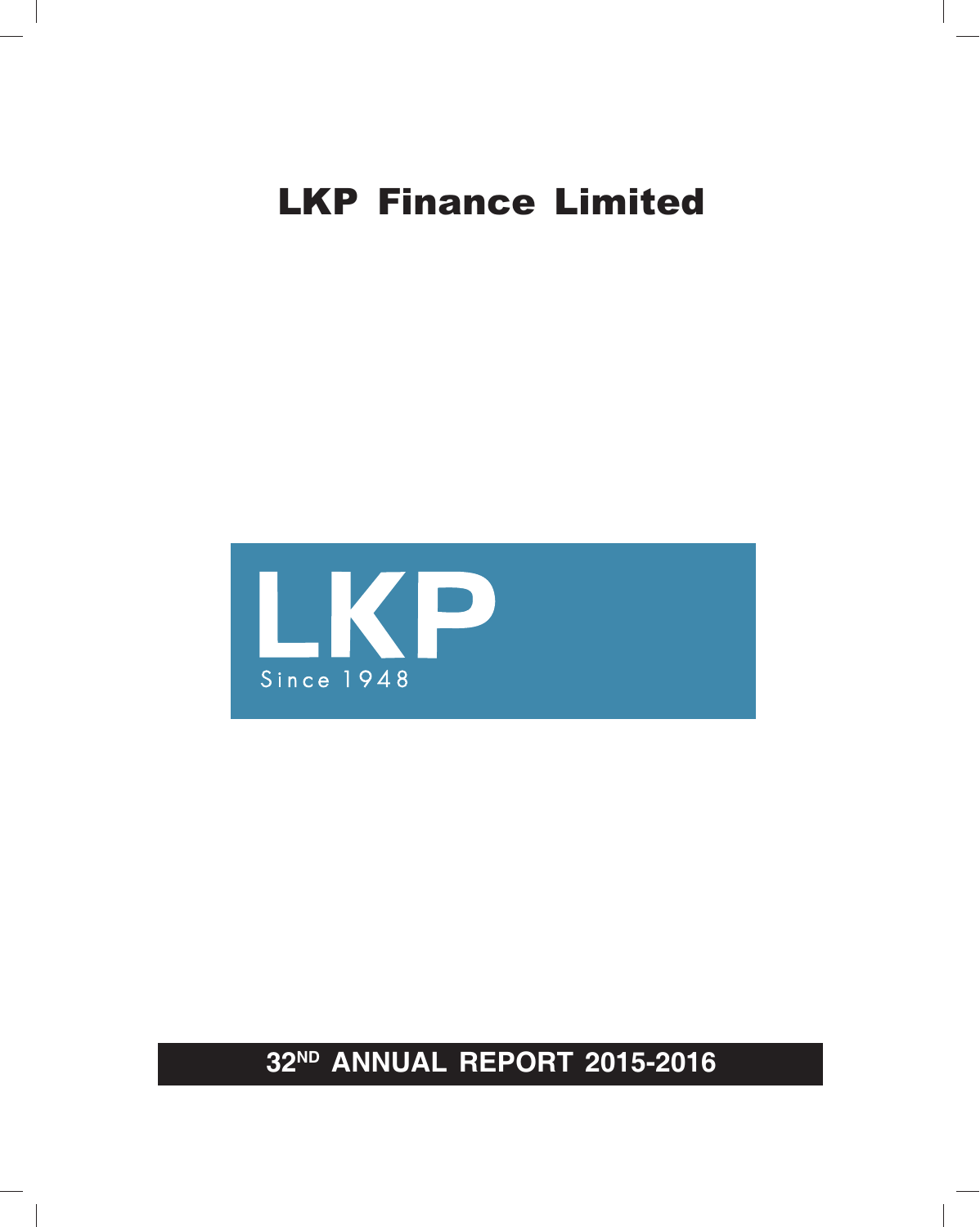# LKP Finance Limited

LKP

Since 1948

**32ND ANNUAL REPORT 2015-2016**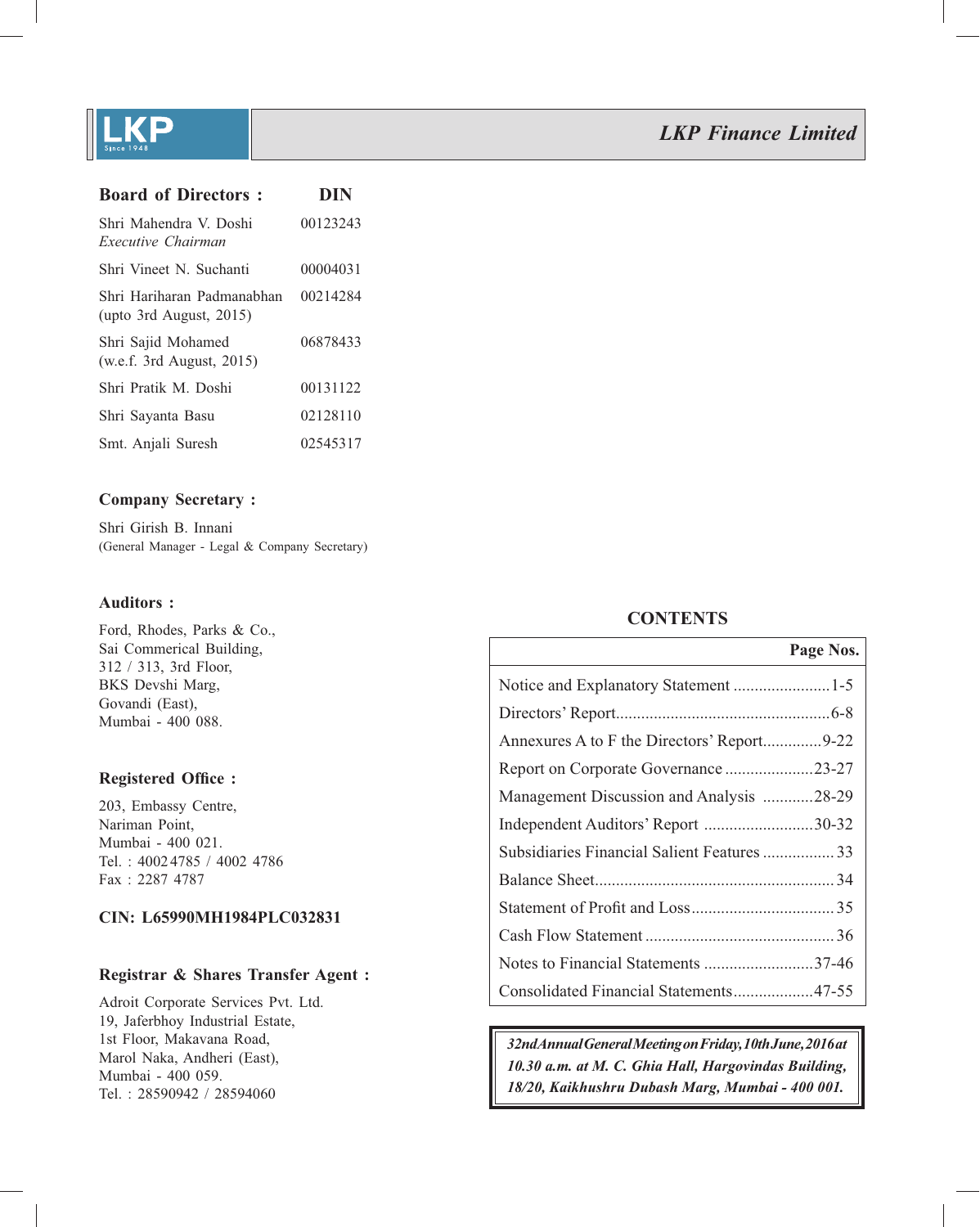# LKP Finance Limited

## Board of Directors :

| Name | DIN |
|---|---|
| Shri Mahendra V. Doshi *Executive Chairman* | 00123243 |
| Shri Vineet N. Suchanti | 00004031 |
| Shri Hariharan Padmanabhan (upto 3rd August, 2015) | 00214284 |
| Shri Sajid Mohamed (w.e.f. 3rd August, 2015) | 06878433 |
| Shri Pratik M. Doshi | 00131122 |
| Shri Sayanta Basu | 02128110 |
| Smt. Anjali Suresh | 02545317 |

### Company Secretary :

Shri Girish B. Innani
(General Manager - Legal & Company Secretary)

### Auditors :

Ford, Rhodes, Parks & Co.,
Sai Commerical Building,
312 / 313, 3rd Floor,
BKS Devshi Marg,
Govandi (East),
Mumbai - 400 088.

### Registered Office :

203, Embassy Centre,
Nariman Point,
Mumbai - 400 021.
Tel. : 4002 4785 / 4002 4786
Fax : 2287 4787

### CIN: L65990MH1984PLC032831

### Registrar & Shares Transfer Agent :

Adroit Corporate Services Pvt. Ltd.
19, Jaferbhoy Industrial Estate,
1st Floor, Makavana Road,
Marol Naka, Andheri (East),
Mumbai - 400 059.
Tel. : 28590942 / 28594060

## CONTENTS

| | Page Nos. |
|---|---|
| Notice and Explanatory Statement | 1-5 |
| Directors' Report | 6-8 |
| Annexures A to F the Directors' Report | 9-22 |
| Report on Corporate Governance | 23-27 |
| Management Discussion and Analysis | 28-29 |
| Independent Auditors' Report | 30-32 |
| Subsidiaries Financial Salient Features | 33 |
| Balance Sheet | 34 |
| Statement of Profit and Loss | 35 |
| Cash Flow Statement | 36 |
| Notes to Financial Statements | 37-46 |
| Consolidated Financial Statements | 47-55 |

***32nd Annual General Meeting on Friday, 10th June, 2016 at 10.30 a.m. at M. C. Ghia Hall, Hargovindas Building, 18/20, Kaikhushru Dubash Marg, Mumbai - 400 001.***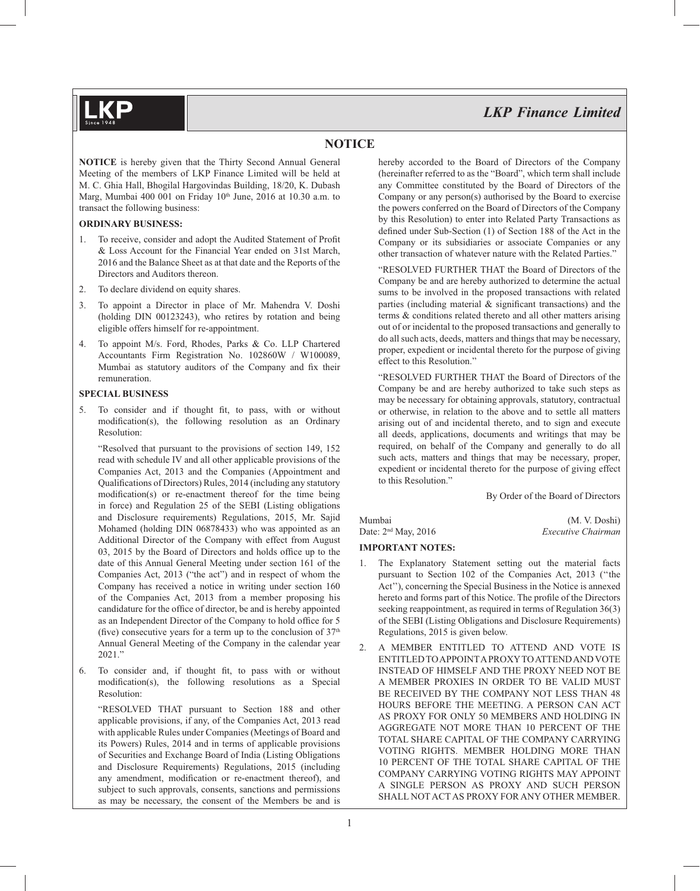# NOTICE

**NOTICE** is hereby given that the Thirty Second Annual General Meeting of the members of LKP Finance Limited will be held at M. C. Ghia Hall, Bhogilal Hargovindas Building, 18/20, K. Dubash Marg, Mumbai 400 001 on Friday 10th June, 2016 at 10.30 a.m. to transact the following business:

**ORDINARY BUSINESS:**

1. To receive, consider and adopt the Audited Statement of Profit & Loss Account for the Financial Year ended on 31st March, 2016 and the Balance Sheet as at that date and the Reports of the Directors and Auditors thereon.
2. To declare dividend on equity shares.
3. To appoint a Director in place of Mr. Mahendra V. Doshi (holding DIN 00123243), who retires by rotation and being eligible offers himself for re-appointment.
4. To appoint M/s. Ford, Rhodes, Parks & Co. LLP Chartered Accountants Firm Registration No. 102860W / W100089, Mumbai as statutory auditors of the Company and fix their remuneration.

**SPECIAL BUSINESS**

5. To consider and if thought fit, to pass, with or without modification(s), the following resolution as an Ordinary Resolution:

   "Resolved that pursuant to the provisions of section 149, 152 read with schedule IV and all other applicable provisions of the Companies Act, 2013 and the Companies (Appointment and Qualifications of Directors) Rules, 2014 (including any statutory modification(s) or re-enactment thereof for the time being in force) and Regulation 25 of the SEBI (Listing obligations and Disclosure requirements) Regulations, 2015, Mr. Sajid Mohamed (holding DIN 06878433) who was appointed as an Additional Director of the Company with effect from August 03, 2015 by the Board of Directors and holds office up to the date of this Annual General Meeting under section 161 of the Companies Act, 2013 ("the act") and in respect of whom the Company has received a notice in writing under section 160 of the Companies Act, 2013 from a member proposing his candidature for the office of director, be and is hereby appointed as an Independent Director of the Company to hold office for 5 (five) consecutive years for a term up to the conclusion of 37th Annual General Meeting of the Company in the calendar year 2021."

6. To consider and, if thought fit, to pass with or without modification(s), the following resolutions as a Special Resolution:

   "RESOLVED THAT pursuant to Section 188 and other applicable provisions, if any, of the Companies Act, 2013 read with applicable Rules under Companies (Meetings of Board and its Powers) Rules, 2014 and in terms of applicable provisions of Securities and Exchange Board of India (Listing Obligations and Disclosure Requirements) Regulations, 2015 (including any amendment, modification or re-enactment thereof), and subject to such approvals, consents, sanctions and permissions as may be necessary, the consent of the Members be and is hereby accorded to the Board of Directors of the Company (hereinafter referred to as the "Board", which term shall include any Committee constituted by the Board of Directors of the Company or any person(s) authorised by the Board to exercise the powers conferred on the Board of Directors of the Company by this Resolution) to enter into Related Party Transactions as defined under Sub-Section (1) of Section 188 of the Act in the Company or its subsidiaries or associate Companies or any other transaction of whatever nature with the Related Parties."

   "RESOLVED FURTHER THAT the Board of Directors of the Company be and are hereby authorized to determine the actual sums to be involved in the proposed transactions with related parties (including material & significant transactions) and the terms & conditions related thereto and all other matters arising out of or incidental to the proposed transactions and generally to do all such acts, deeds, matters and things that may be necessary, proper, expedient or incidental thereto for the purpose of giving effect to this Resolution."

   "RESOLVED FURTHER THAT the Board of Directors of the Company be and are hereby authorized to take such steps as may be necessary for obtaining approvals, statutory, contractual or otherwise, in relation to the above and to settle all matters arising out of and incidental thereto, and to sign and execute all deeds, applications, documents and writings that may be required, on behalf of the Company and generally to do all such acts, matters and things that may be necessary, proper, expedient or incidental thereto for the purpose of giving effect to this Resolution."

By Order of the Board of Directors

Mumbai
Date: 2nd May, 2016

(M. V. Doshi)
*Executive Chairman*

**IMPORTANT NOTES:**

1. The Explanatory Statement setting out the material facts pursuant to Section 102 of the Companies Act, 2013 ("the Act"), concerning the Special Business in the Notice is annexed hereto and forms part of this Notice. The profile of the Directors seeking reappointment, as required in terms of Regulation 36(3) of the SEBI (Listing Obligations and Disclosure Requirements) Regulations, 2015 is given below.
2. A MEMBER ENTITLED TO ATTEND AND VOTE IS ENTITLED TO APPOINT A PROXY TO ATTEND AND VOTE INSTEAD OF HIMSELF AND THE PROXY NEED NOT BE A MEMBER PROXIES IN ORDER TO BE VALID MUST BE RECEIVED BY THE COMPANY NOT LESS THAN 48 HOURS BEFORE THE MEETING. A PERSON CAN ACT AS PROXY FOR ONLY 50 MEMBERS AND HOLDING IN AGGREGATE NOT MORE THAN 10 PERCENT OF THE TOTAL SHARE CAPITAL OF THE COMPANY CARRYING VOTING RIGHTS. MEMBER HOLDING MORE THAN 10 PERCENT OF THE TOTAL SHARE CAPITAL OF THE COMPANY CARRYING VOTING RIGHTS MAY APPOINT A SINGLE PERSON AS PROXY AND SUCH PERSON SHALL NOT ACT AS PROXY FOR ANY OTHER MEMBER.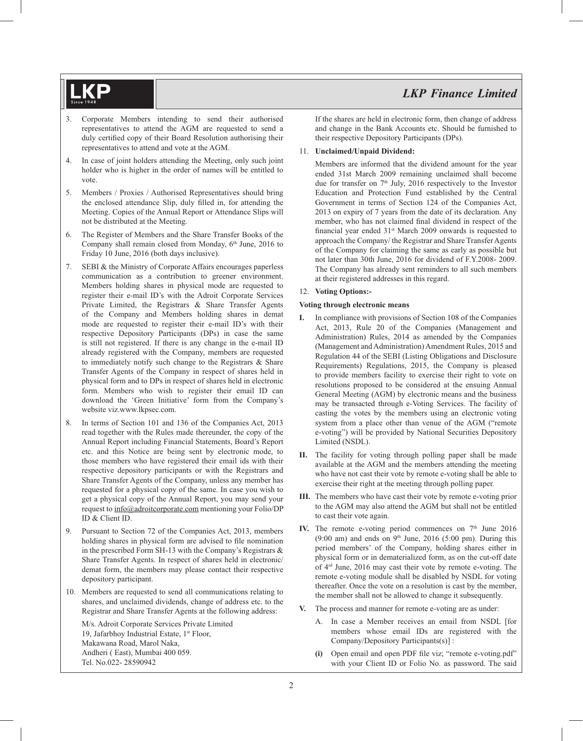3. Corporate Members intending to send their authorised representatives to attend the AGM are requested to send a duly certified copy of their Board Resolution authorising their representatives to attend and vote at the AGM.

4. In case of joint holders attending the Meeting, only such joint holder who is higher in the order of names will be entitled to vote.

5. Members / Proxies / Authorised Representatives should bring the enclosed attendance Slip, duly filled in, for attending the Meeting. Copies of the Annual Report or Attendance Slips will not be distributed at the Meeting.

6. The Register of Members and the Share Transfer Books of the Company shall remain closed from Monday, 6th June, 2016 to Friday 10 June, 2016 (both days inclusive).

7. SEBI & the Ministry of Corporate Affairs encourages paperless communication as a contribution to greener environment. Members holding shares in physical mode are requested to register their e-mail ID's with the Adroit Corporate Services Private Limited, the Registrars & Share Transfer Agents of the Company and Members holding shares in demat mode are requested to register their e-mail ID's with their respective Depository Participants (DPs) in case the same is still not registered. If there is any change in the e-mail ID already registered with the Company, members are requested to immediately notify such change to the Registrars & Share Transfer Agents of the Company in respect of shares held in physical form and to DPs in respect of shares held in electronic form. Members who wish to register their email ID can download the 'Green Initiative' form from the Company's website viz.www.lkpsec.com.

8. In terms of Section 101 and 136 of the Companies Act, 2013 read together with the Rules made thereunder, the copy of the Annual Report including Financial Statements, Board's Report etc. and this Notice are being sent by electronic mode, to those members who have registered their email ids with their respective depository participants or with the Registrars and Share Transfer Agents of the Company, unless any member has requested for a physical copy of the same. In case you wish to get a physical copy of the Annual Report, you may send your request to info@adroitcorporate.com mentioning your Folio/DP ID & Client ID.

9. Pursuant to Section 72 of the Companies Act, 2013, members holding shares in physical form are advised to file nomination in the prescribed Form SH-13 with the Company's Registrars & Share Transfer Agents. In respect of shares held in electronic/ demat form, the members may please contact their respective depository participant.

10. Members are requested to send all communications relating to shares, and unclaimed dividends, change of address etc. to the Registrar and Share Transfer Agents at the following address:

    M/s. Adroit Corporate Services Private Limited
    19, Jafarbhoy Industrial Estate, 1st Floor,
    Makawana Road, Marol Naka,
    Andheri ( East), Mumbai 400 059.
    Tel. No.022- 28590942

    If the shares are held in electronic form, then change of address and change in the Bank Accounts etc. Should be furnished to their respective Depository Participants (DPs).

11. **Unclaimed/Unpaid Dividend:**

    Members are informed that the dividend amount for the year ended 31st March 2009 remaining unclaimed shall become due for transfer on 7th July, 2016 respectively to the Investor Education and Protection Fund established by the Central Government in terms of Section 124 of the Companies Act, 2013 on expiry of 7 years from the date of its declaration. Any member, who has not claimed final dividend in respect of the financial year ended 31st March 2009 onwards is requested to approach the Company/ the Registrar and Share Transfer Agents of the Company for claiming the same as early as possible but not later than 30th June, 2016 for dividend of F.Y.2008- 2009. The Company has already sent reminders to all such members at their registered addresses in this regard.

12. **Voting Options:-**

**Voting through electronic means**

**I.** In compliance with provisions of Section 108 of the Companies Act, 2013, Rule 20 of the Companies (Management and Administration) Rules, 2014 as amended by the Companies (Management and Administration) Amendment Rules, 2015 and Regulation 44 of the SEBI (Listing Obligations and Disclosure Requirements) Regulations, 2015, the Company is pleased to provide members facility to exercise their right to vote on resolutions proposed to be considered at the ensuing Annual General Meeting (AGM) by electronic means and the business may be transacted through e-Voting Services. The facility of casting the votes by the members using an electronic voting system from a place other than venue of the AGM ("remote e-voting") will be provided by National Securities Depository Limited (NSDL).

**II.** The facility for voting through polling paper shall be made available at the AGM and the members attending the meeting who have not cast their vote by remote e-voting shall be able to exercise their right at the meeting through polling paper.

**III.** The members who have cast their vote by remote e-voting prior to the AGM may also attend the AGM but shall not be entitled to cast their vote again.

**IV.** The remote e-voting period commences on 7th June 2016 (9:00 am) and ends on 9th June, 2016 (5:00 pm). During this period members' of the Company, holding shares either in physical form or in dematerialized form, as on the cut-off date of 4th June, 2016 may cast their vote by remote e-voting. The remote e-voting module shall be disabled by NSDL for voting thereafter. Once the vote on a resolution is cast by the member, the member shall not be allowed to change it subsequently.

**V.** The process and manner for remote e-voting are as under:

A. In case a Member receives an email from NSDL [for members whose email IDs are registered with the Company/Depository Participants(s)] :

**(i)** Open email and open PDF file viz; "remote e-voting.pdf" with your Client ID or Folio No. as password. The said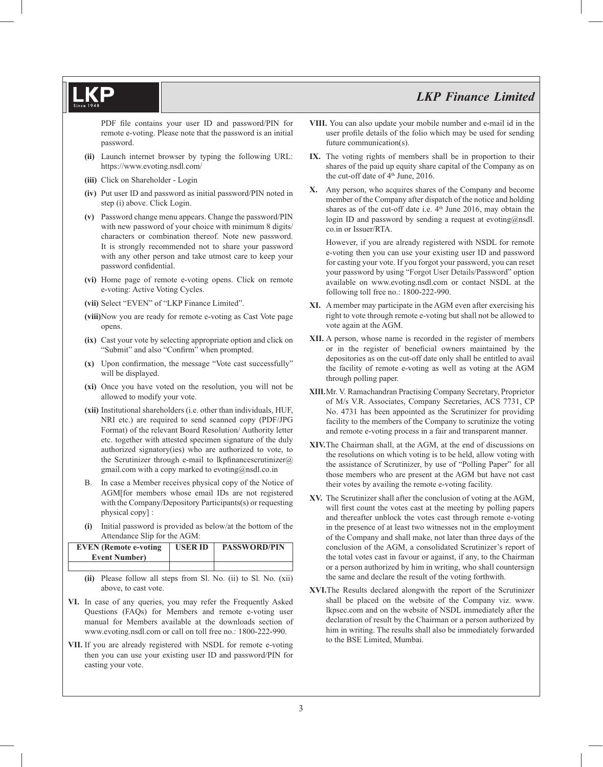PDF file contains your user ID and password/PIN for remote e-voting. Please note that the password is an initial password.

**(ii)** Launch internet browser by typing the following URL: https://www.evoting.nsdl.com/

**(iii)** Click on Shareholder - Login

**(iv)** Put user ID and password as initial password/PIN noted in step (i) above. Click Login.

**(v)** Password change menu appears. Change the password/PIN with new password of your choice with minimum 8 digits/ characters or combination thereof. Note new password. It is strongly recommended not to share your password with any other person and take utmost care to keep your password confidential.

**(vi)** Home page of remote e-voting opens. Click on remote e-voting: Active Voting Cycles.

**(vii)** Select "EVEN" of "LKP Finance Limited".

**(viii)** Now you are ready for remote e-voting as Cast Vote page opens.

**(ix)** Cast your vote by selecting appropriate option and click on "Submit" and also "Confirm" when prompted.

**(x)** Upon confirmation, the message "Vote cast successfully" will be displayed.

**(xi)** Once you have voted on the resolution, you will not be allowed to modify your vote.

**(xii)** Institutional shareholders (i.e. other than individuals, HUF, NRI etc.) are required to send scanned copy (PDF/JPG Format) of the relevant Board Resolution/ Authority letter etc. together with attested specimen signature of the duly authorized signatory(ies) who are authorized to vote, to the Scrutinizer through e-mail to lkpfinancescrutinizer@gmail.com with a copy marked to evoting@nsdl.co.in

B. In case a Member receives physical copy of the Notice of AGM[for members whose email IDs are not registered with the Company/Depository Participants(s) or requesting physical copy] :

**(i)** Initial password is provided as below/at the bottom of the Attendance Slip for the AGM:

| EVEN (Remote e-voting Event Number) | USER ID | PASSWORD/PIN |
|---|---|---|
| | | |

**(ii)** Please follow all steps from Sl. No. (ii) to Sl. No. (xii) above, to cast vote.

**VI.** In case of any queries, you may refer the Frequently Asked Questions (FAQs) for Members and remote e-voting user manual for Members available at the downloads section of www.evoting.nsdl.com or call on toll free no.: 1800-222-990.

**VII.** If you are already registered with NSDL for remote e-voting then you can use your existing user ID and password/PIN for casting your vote.

**VIII.** You can also update your mobile number and e-mail id in the user profile details of the folio which may be used for sending future communication(s).

**IX.** The voting rights of members shall be in proportion to their shares of the paid up equity share capital of the Company as on the cut-off date of 4th June, 2016.

**X.** Any person, who acquires shares of the Company and become member of the Company after dispatch of the notice and holding shares as of the cut-off date i.e. 4th June 2016, may obtain the login ID and password by sending a request at evoting@nsdl.co.in or Issuer/RTA.

However, if you are already registered with NSDL for remote e-voting then you can use your existing user ID and password for casting your vote. If you forgot your password, you can reset your password by using "Forgot User Details/Password" option available on www.evoting.nsdl.com or contact NSDL at the following toll free no.: 1800-222-990.

**XI.** A member may participate in the AGM even after exercising his right to vote through remote e-voting but shall not be allowed to vote again at the AGM.

**XII.** A person, whose name is recorded in the register of members or in the register of beneficial owners maintained by the depositories as on the cut-off date only shall be entitled to avail the facility of remote e-voting as well as voting at the AGM through polling paper.

**XIII.** Mr. V. Ramachandran Practising Company Secretary, Proprietor of M/s V.R. Associates, Company Secretaries, ACS 7731, CP No. 4731 has been appointed as the Scrutinizer for providing facility to the members of the Company to scrutinize the voting and remote e-voting process in a fair and transparent manner.

**XIV.** The Chairman shall, at the AGM, at the end of discussions on the resolutions on which voting is to be held, allow voting with the assistance of Scrutinizer, by use of "Polling Paper" for all those members who are present at the AGM but have not cast their votes by availing the remote e-voting facility.

**XV.** The Scrutinizer shall after the conclusion of voting at the AGM, will first count the votes cast at the meeting by polling papers and thereafter unblock the votes cast through remote e-voting in the presence of at least two witnesses not in the employment of the Company and shall make, not later than three days of the conclusion of the AGM, a consolidated Scrutinizer's report of the total votes cast in favour or against, if any, to the Chairman or a person authorized by him in writing, who shall countersign the same and declare the result of the voting forthwith.

**XVI.** The Results declared alongwith the report of the Scrutinizer shall be placed on the website of the Company viz. www.lkpsec.com and on the website of NSDL immediately after the declaration of result by the Chairman or a person authorized by him in writing. The results shall also be immediately forwarded to the BSE Limited, Mumbai.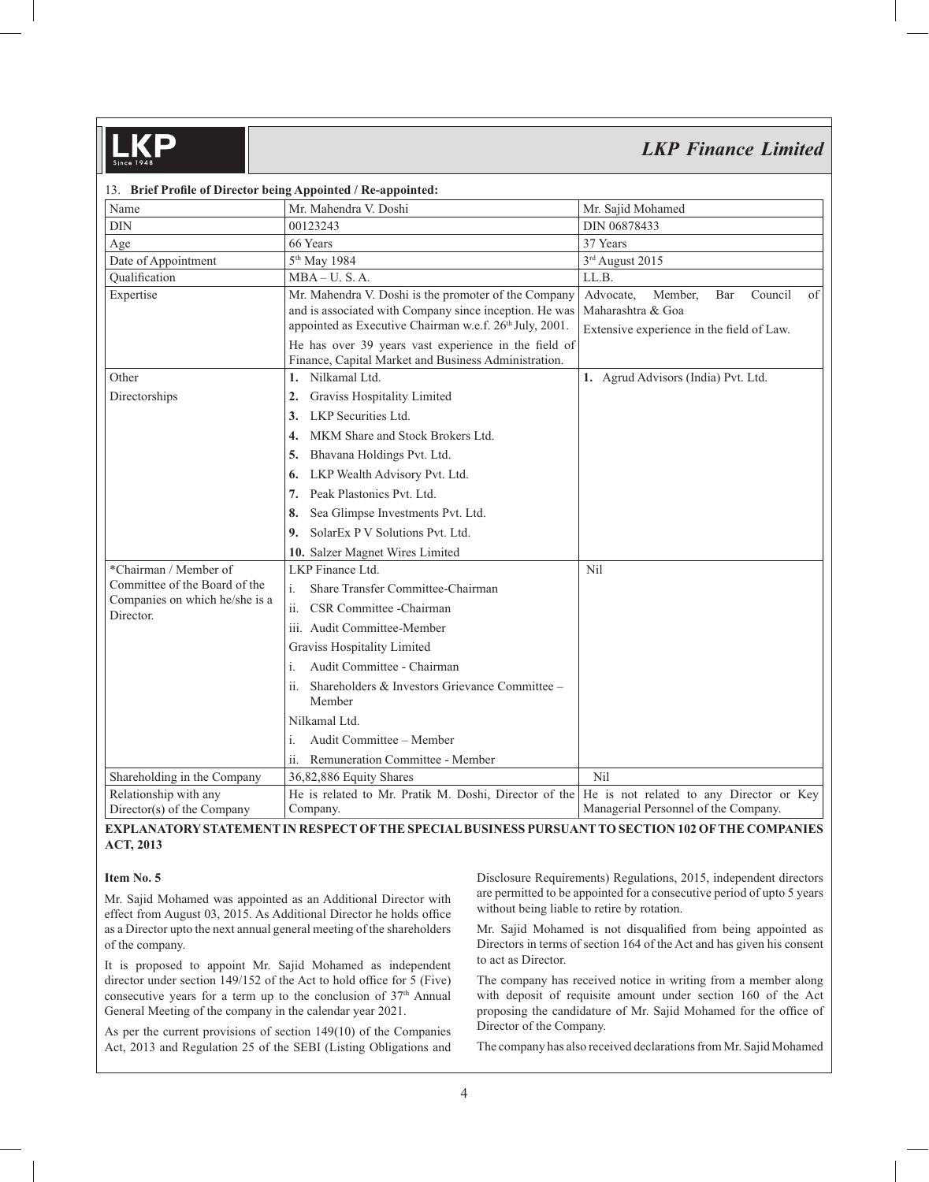13. **Brief Profile of Director being Appointed / Re-appointed:**

| Name | Mr. Mahendra V. Doshi | Mr. Sajid Mohamed |
|---|---|---|
| DIN | 00123243 | DIN 06878433 |
| Age | 66 Years | 37 Years |
| Date of Appointment | 5th May 1984 | 3rd August 2015 |
| Qualification | MBA – U. S. A. | LL.B. |
| Expertise | Mr. Mahendra V. Doshi is the promoter of the Company and is associated with Company since inception. He was appointed as Executive Chairman w.e.f. 26th July, 2001.<br>He has over 39 years vast experience in the field of Finance, Capital Market and Business Administration. | Advocate, Member, Bar Council of Maharashtra & Goa<br>Extensive experience in the field of Law. |
| Other Directorships | **1.** Nilkamal Ltd.<br>**2.** Graviss Hospitality Limited<br>**3.** LKP Securities Ltd.<br>**4.** MKM Share and Stock Brokers Ltd.<br>**5.** Bhavana Holdings Pvt. Ltd.<br>**6.** LKP Wealth Advisory Pvt. Ltd.<br>**7.** Peak Plastonics Pvt. Ltd.<br>**8.** Sea Glimpse Investments Pvt. Ltd.<br>**9.** SolarEx P V Solutions Pvt. Ltd.<br>**10.** Salzer Magnet Wires Limited | **1.** Agrud Advisors (India) Pvt. Ltd. |
| *Chairman / Member of Committee of the Board of the Companies on which he/she is a Director. | LKP Finance Ltd.<br>i. Share Transfer Committee-Chairman<br>ii. CSR Committee -Chairman<br>iii. Audit Committee-Member<br>Graviss Hospitality Limited<br>i. Audit Committee - Chairman<br>ii. Shareholders & Investors Grievance Committee – Member<br>Nilkamal Ltd.<br>i. Audit Committee – Member<br>ii. Remuneration Committee - Member | Nil |
| Shareholding in the Company | 36,82,886 Equity Shares | Nil |
| Relationship with any Director(s) of the Company | He is related to Mr. Pratik M. Doshi, Director of the Company. | He is not related to any Director or Key Managerial Personnel of the Company. |

**EXPLANATORY STATEMENT IN RESPECT OF THE SPECIAL BUSINESS PURSUANT TO SECTION 102 OF THE COMPANIES ACT, 2013**

**Item No. 5**

Mr. Sajid Mohamed was appointed as an Additional Director with effect from August 03, 2015. As Additional Director he holds office as a Director upto the next annual general meeting of the shareholders of the company.

It is proposed to appoint Mr. Sajid Mohamed as independent director under section 149/152 of the Act to hold office for 5 (Five) consecutive years for a term up to the conclusion of 37th Annual General Meeting of the company in the calendar year 2021.

As per the current provisions of section 149(10) of the Companies Act, 2013 and Regulation 25 of the SEBI (Listing Obligations and Disclosure Requirements) Regulations, 2015, independent directors are permitted to be appointed for a consecutive period of upto 5 years without being liable to retire by rotation.

Mr. Sajid Mohamed is not disqualified from being appointed as Directors in terms of section 164 of the Act and has given his consent to act as Director.

The company has received notice in writing from a member along with deposit of requisite amount under section 160 of the Act proposing the candidature of Mr. Sajid Mohamed for the office of Director of the Company.

The company has also received declarations from Mr. Sajid Mohamed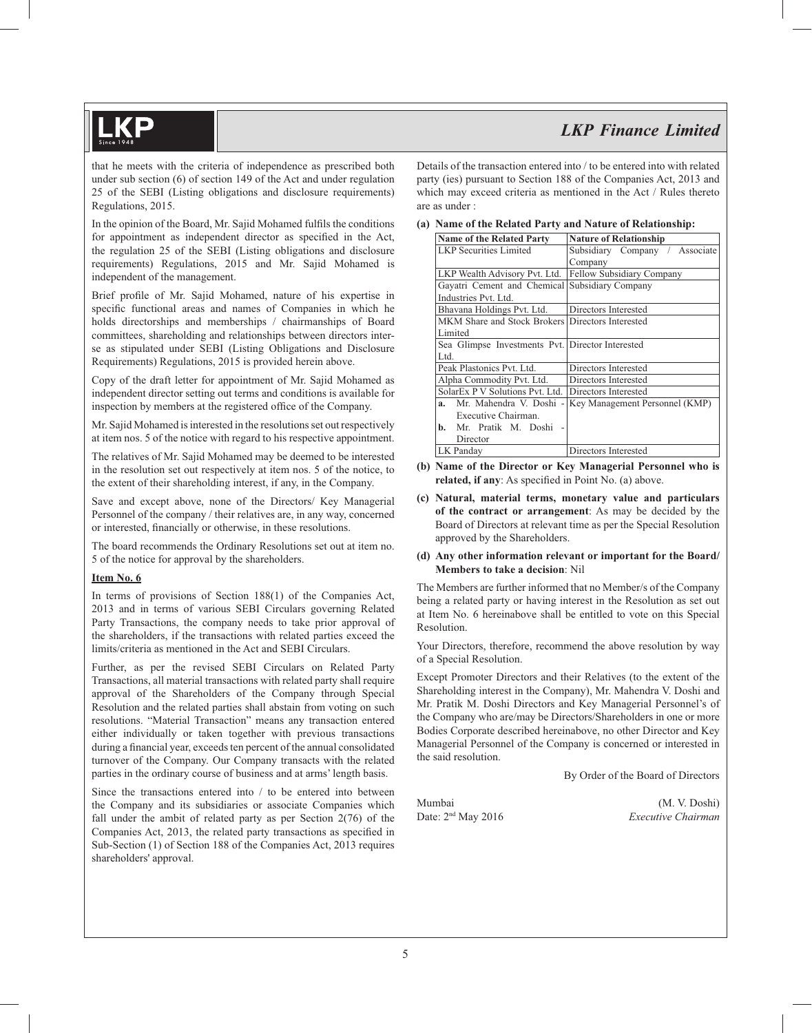that he meets with the criteria of independence as prescribed both under sub section (6) of section 149 of the Act and under regulation 25 of the SEBI (Listing obligations and disclosure requirements) Regulations, 2015.

In the opinion of the Board, Mr. Sajid Mohamed fulfils the conditions for appointment as independent director as specified in the Act, the regulation 25 of the SEBI (Listing obligations and disclosure requirements) Regulations, 2015 and Mr. Sajid Mohamed is independent of the management.

Brief profile of Mr. Sajid Mohamed, nature of his expertise in specific functional areas and names of Companies in which he holds directorships and memberships / chairmanships of Board committees, shareholding and relationships between directors inter-se as stipulated under SEBI (Listing Obligations and Disclosure Requirements) Regulations, 2015 is provided herein above.

Copy of the draft letter for appointment of Mr. Sajid Mohamed as independent director setting out terms and conditions is available for inspection by members at the registered office of the Company.

Mr. Sajid Mohamed is interested in the resolutions set out respectively at item nos. 5 of the notice with regard to his respective appointment.

The relatives of Mr. Sajid Mohamed may be deemed to be interested in the resolution set out respectively at item nos. 5 of the notice, to the extent of their shareholding interest, if any, in the Company.

Save and except above, none of the Directors/ Key Managerial Personnel of the company / their relatives are, in any way, concerned or interested, financially or otherwise, in these resolutions.

The board recommends the Ordinary Resolutions set out at item no. 5 of the notice for approval by the shareholders.

**Item No. 6**

In terms of provisions of Section 188(1) of the Companies Act, 2013 and in terms of various SEBI Circulars governing Related Party Transactions, the company needs to take prior approval of the shareholders, if the transactions with related parties exceed the limits/criteria as mentioned in the Act and SEBI Circulars.

Further, as per the revised SEBI Circulars on Related Party Transactions, all material transactions with related party shall require approval of the Shareholders of the Company through Special Resolution and the related parties shall abstain from voting on such resolutions. "Material Transaction" means any transaction entered either individually or taken together with previous transactions during a financial year, exceeds ten percent of the annual consolidated turnover of the Company. Our Company transacts with the related parties in the ordinary course of business and at arms' length basis.

Since the transactions entered into / to be entered into between the Company and its subsidiaries or associate Companies which fall under the ambit of related party as per Section 2(76) of the Companies Act, 2013, the related party transactions as specified in Sub-Section (1) of Section 188 of the Companies Act, 2013 requires shareholders' approval.

Details of the transaction entered into / to be entered into with related party (ies) pursuant to Section 188 of the Companies Act, 2013 and which may exceed criteria as mentioned in the Act / Rules thereto are as under :

**(a) Name of the Related Party and Nature of Relationship:**

| Name of the Related Party | Nature of Relationship |
|---|---|
| LKP Securities Limited | Subsidiary Company / Associate Company |
| LKP Wealth Advisory Pvt. Ltd. | Fellow Subsidiary Company |
| Gayatri Cement and Chemical Industries Pvt. Ltd. | Subsidiary Company |
| Bhavana Holdings Pvt. Ltd. | Directors Interested |
| MKM Share and Stock Brokers Limited | Directors Interested |
| Sea Glimpse Investments Pvt. Ltd. | Director Interested |
| Peak Plastonics Pvt. Ltd. | Directors Interested |
| Alpha Commodity Pvt. Ltd. | Directors Interested |
| SolarEx P V Solutions Pvt. Ltd. | Directors Interested |
| **a.** Mr. Mahendra V. Doshi - Executive Chairman. **b.** Mr. Pratik M. Doshi - Director | Key Management Personnel (KMP) |
| LK Panday | Directors Interested |

**(b) Name of the Director or Key Managerial Personnel who is related, if any**: As specified in Point No. (a) above.

**(c) Natural, material terms, monetary value and particulars of the contract or arrangement**: As may be decided by the Board of Directors at relevant time as per the Special Resolution approved by the Shareholders.

**(d) Any other information relevant or important for the Board/ Members to take a decision**: Nil

The Members are further informed that no Member/s of the Company being a related party or having interest in the Resolution as set out at Item No. 6 hereinabove shall be entitled to vote on this Special Resolution.

Your Directors, therefore, recommend the above resolution by way of a Special Resolution.

Except Promoter Directors and their Relatives (to the extent of the Shareholding interest in the Company), Mr. Mahendra V. Doshi and Mr. Pratik M. Doshi Directors and Key Managerial Personnel's of the Company who are/may be Directors/Shareholders in one or more Bodies Corporate described hereinabove, no other Director and Key Managerial Personnel of the Company is concerned or interested in the said resolution.

By Order of the Board of Directors

Mumbai
Date: 2nd May 2016

(M. V. Doshi)
*Executive Chairman*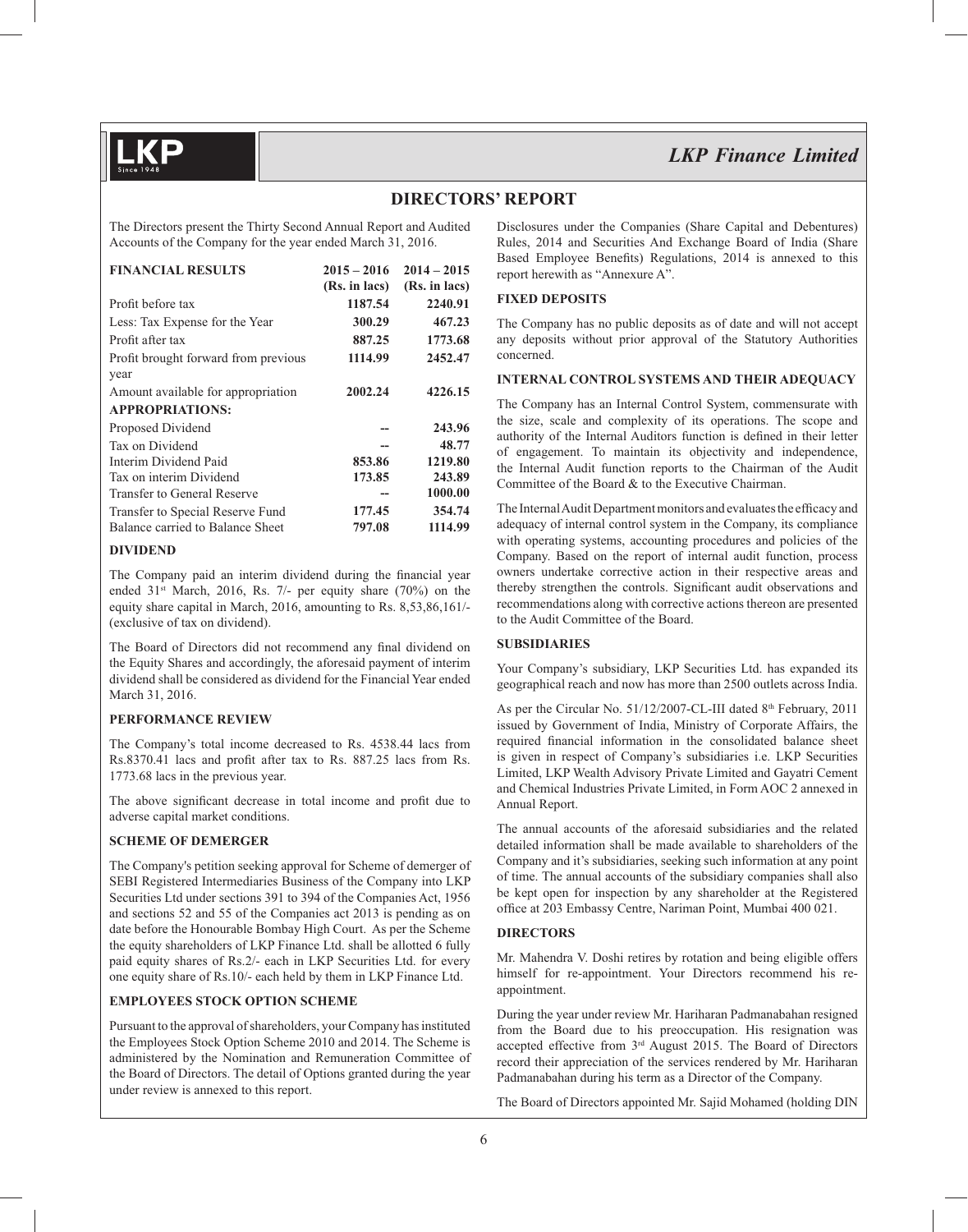## DIRECTORS' REPORT

The Directors present the Thirty Second Annual Report and Audited Accounts of the Company for the year ended March 31, 2016.

| FINANCIAL RESULTS | 2015 – 2016 (Rs. in lacs) | 2014 – 2015 (Rs. in lacs) |
|---|---|---|
| Profit before tax | **1187.54** | **2240.91** |
| Less: Tax Expense for the Year | **300.29** | **467.23** |
| Profit after tax | **887.25** | **1773.68** |
| Profit brought forward from previous year | **1114.99** | **2452.47** |
| Amount available for appropriation | **2002.24** | **4226.15** |
| **APPROPRIATIONS:** | | |
| Proposed Dividend | **--** | **243.96** |
| Tax on Dividend | **--** | **48.77** |
| Interim Dividend Paid | **853.86** | **1219.80** |
| Tax on interim Dividend | **173.85** | **243.89** |
| Transfer to General Reserve | **--** | **1000.00** |
| Transfer to Special Reserve Fund | **177.45** | **354.74** |
| Balance carried to Balance Sheet | **797.08** | **1114.99** |

### DIVIDEND

The Company paid an interim dividend during the financial year ended 31st March, 2016, Rs. 7/- per equity share (70%) on the equity share capital in March, 2016, amounting to Rs. 8,53,86,161/- (exclusive of tax on dividend).

The Board of Directors did not recommend any final dividend on the Equity Shares and accordingly, the aforesaid payment of interim dividend shall be considered as dividend for the Financial Year ended March 31, 2016.

### PERFORMANCE REVIEW

The Company's total income decreased to Rs. 4538.44 lacs from Rs.8370.41 lacs and profit after tax to Rs. 887.25 lacs from Rs. 1773.68 lacs in the previous year.

The above significant decrease in total income and profit due to adverse capital market conditions.

### SCHEME OF DEMERGER

The Company's petition seeking approval for Scheme of demerger of SEBI Registered Intermediaries Business of the Company into LKP Securities Ltd under sections 391 to 394 of the Companies Act, 1956 and sections 52 and 55 of the Companies act 2013 is pending as on date before the Honourable Bombay High Court. As per the Scheme the equity shareholders of LKP Finance Ltd. shall be allotted 6 fully paid equity shares of Rs.2/- each in LKP Securities Ltd. for every one equity share of Rs.10/- each held by them in LKP Finance Ltd.

### EMPLOYEES STOCK OPTION SCHEME

Pursuant to the approval of shareholders, your Company has instituted the Employees Stock Option Scheme 2010 and 2014. The Scheme is administered by the Nomination and Remuneration Committee of the Board of Directors. The detail of Options granted during the year under review is annexed to this report.

Disclosures under the Companies (Share Capital and Debentures) Rules, 2014 and Securities And Exchange Board of India (Share Based Employee Benefits) Regulations, 2014 is annexed to this report herewith as "Annexure A".

### FIXED DEPOSITS

The Company has no public deposits as of date and will not accept any deposits without prior approval of the Statutory Authorities concerned.

### INTERNAL CONTROL SYSTEMS AND THEIR ADEQUACY

The Company has an Internal Control System, commensurate with the size, scale and complexity of its operations. The scope and authority of the Internal Auditors function is defined in their letter of engagement. To maintain its objectivity and independence, the Internal Audit function reports to the Chairman of the Audit Committee of the Board & to the Executive Chairman.

The Internal Audit Department monitors and evaluates the efficacy and adequacy of internal control system in the Company, its compliance with operating systems, accounting procedures and policies of the Company. Based on the report of internal audit function, process owners undertake corrective action in their respective areas and thereby strengthen the controls. Significant audit observations and recommendations along with corrective actions thereon are presented to the Audit Committee of the Board.

### SUBSIDIARIES

Your Company's subsidiary, LKP Securities Ltd. has expanded its geographical reach and now has more than 2500 outlets across India.

As per the Circular No. 51/12/2007-CL-III dated 8th February, 2011 issued by Government of India, Ministry of Corporate Affairs, the required financial information in the consolidated balance sheet is given in respect of Company's subsidiaries i.e. LKP Securities Limited, LKP Wealth Advisory Private Limited and Gayatri Cement and Chemical Industries Private Limited, in Form AOC 2 annexed in Annual Report.

The annual accounts of the aforesaid subsidiaries and the related detailed information shall be made available to shareholders of the Company and it's subsidiaries, seeking such information at any point of time. The annual accounts of the subsidiary companies shall also be kept open for inspection by any shareholder at the Registered office at 203 Embassy Centre, Nariman Point, Mumbai 400 021.

### DIRECTORS

Mr. Mahendra V. Doshi retires by rotation and being eligible offers himself for re-appointment. Your Directors recommend his re-appointment.

During the year under review Mr. Hariharan Padmanabahan resigned from the Board due to his preoccupation. His resignation was accepted effective from 3rd August 2015. The Board of Directors record their appreciation of the services rendered by Mr. Hariharan Padmanabahan during his term as a Director of the Company.

The Board of Directors appointed Mr. Sajid Mohamed (holding DIN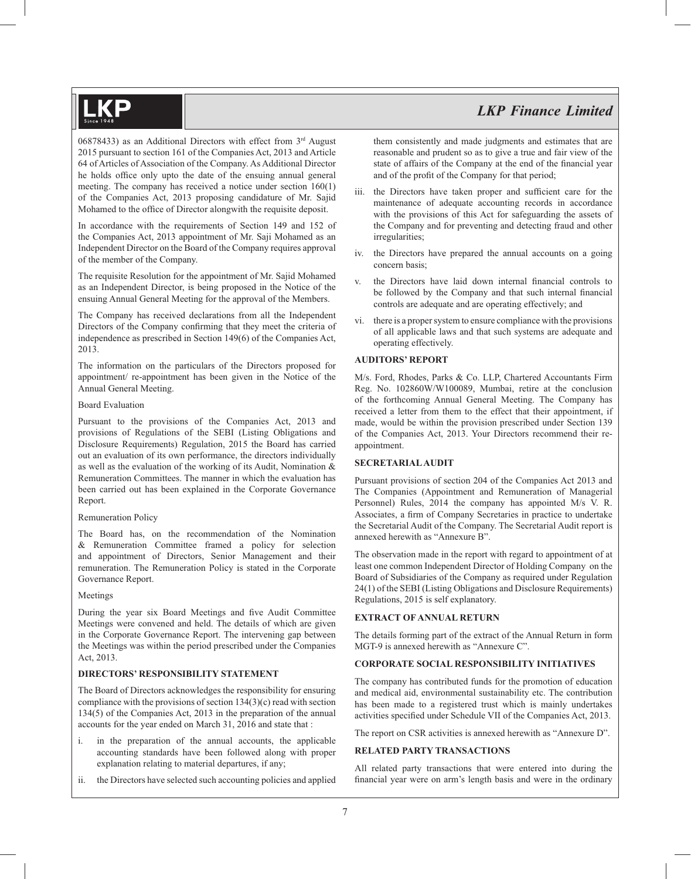06878433) as an Additional Directors with effect from 3rd August 2015 pursuant to section 161 of the Companies Act, 2013 and Article 64 of Articles of Association of the Company. As Additional Director he holds office only upto the date of the ensuing annual general meeting. The company has received a notice under section 160(1) of the Companies Act, 2013 proposing candidature of Mr. Sajid Mohamed to the office of Director alongwith the requisite deposit.

In accordance with the requirements of Section 149 and 152 of the Companies Act, 2013 appointment of Mr. Saji Mohamed as an Independent Director on the Board of the Company requires approval of the member of the Company.

The requisite Resolution for the appointment of Mr. Sajid Mohamed as an Independent Director, is being proposed in the Notice of the ensuing Annual General Meeting for the approval of the Members.

The Company has received declarations from all the Independent Directors of the Company confirming that they meet the criteria of independence as prescribed in Section 149(6) of the Companies Act, 2013.

The information on the particulars of the Directors proposed for appointment/ re-appointment has been given in the Notice of the Annual General Meeting.

Board Evaluation

Pursuant to the provisions of the Companies Act, 2013 and provisions of Regulations of the SEBI (Listing Obligations and Disclosure Requirements) Regulation, 2015 the Board has carried out an evaluation of its own performance, the directors individually as well as the evaluation of the working of its Audit, Nomination & Remuneration Committees. The manner in which the evaluation has been carried out has been explained in the Corporate Governance Report.

Remuneration Policy

The Board has, on the recommendation of the Nomination & Remuneration Committee framed a policy for selection and appointment of Directors, Senior Management and their remuneration. The Remuneration Policy is stated in the Corporate Governance Report.

Meetings

During the year six Board Meetings and five Audit Committee Meetings were convened and held. The details of which are given in the Corporate Governance Report. The intervening gap between the Meetings was within the period prescribed under the Companies Act, 2013.

## DIRECTORS' RESPONSIBILITY STATEMENT

The Board of Directors acknowledges the responsibility for ensuring compliance with the provisions of section 134(3)(c) read with section 134(5) of the Companies Act, 2013 in the preparation of the annual accounts for the year ended on March 31, 2016 and state that :

i. in the preparation of the annual accounts, the applicable accounting standards have been followed along with proper explanation relating to material departures, if any;

ii. the Directors have selected such accounting policies and applied them consistently and made judgments and estimates that are reasonable and prudent so as to give a true and fair view of the state of affairs of the Company at the end of the financial year and of the profit of the Company for that period;

iii. the Directors have taken proper and sufficient care for the maintenance of adequate accounting records in accordance with the provisions of this Act for safeguarding the assets of the Company and for preventing and detecting fraud and other irregularities;

iv. the Directors have prepared the annual accounts on a going concern basis;

v. the Directors have laid down internal financial controls to be followed by the Company and that such internal financial controls are adequate and are operating effectively; and

vi. there is a proper system to ensure compliance with the provisions of all applicable laws and that such systems are adequate and operating effectively.

## AUDITORS' REPORT

M/s. Ford, Rhodes, Parks & Co. LLP, Chartered Accountants Firm Reg. No. 102860W/W100089, Mumbai, retire at the conclusion of the forthcoming Annual General Meeting. The Company has received a letter from them to the effect that their appointment, if made, would be within the provision prescribed under Section 139 of the Companies Act, 2013. Your Directors recommend their re-appointment.

## SECRETARIAL AUDIT

Pursuant provisions of section 204 of the Companies Act 2013 and The Companies (Appointment and Remuneration of Managerial Personnel) Rules, 2014 the company has appointed M/s V. R. Associates, a firm of Company Secretaries in practice to undertake the Secretarial Audit of the Company. The Secretarial Audit report is annexed herewith as "Annexure B".

The observation made in the report with regard to appointment of at least one common Independent Director of Holding Company on the Board of Subsidiaries of the Company as required under Regulation 24(1) of the SEBI (Listing Obligations and Disclosure Requirements) Regulations, 2015 is self explanatory.

## EXTRACT OF ANNUAL RETURN

The details forming part of the extract of the Annual Return in form MGT-9 is annexed herewith as "Annexure C".

## CORPORATE SOCIAL RESPONSIBILITY INITIATIVES

The company has contributed funds for the promotion of education and medical aid, environmental sustainability etc. The contribution has been made to a registered trust which is mainly undertakes activities specified under Schedule VII of the Companies Act, 2013.

The report on CSR activities is annexed herewith as "Annexure D".

## RELATED PARTY TRANSACTIONS

All related party transactions that were entered into during the financial year were on arm's length basis and were in the ordinary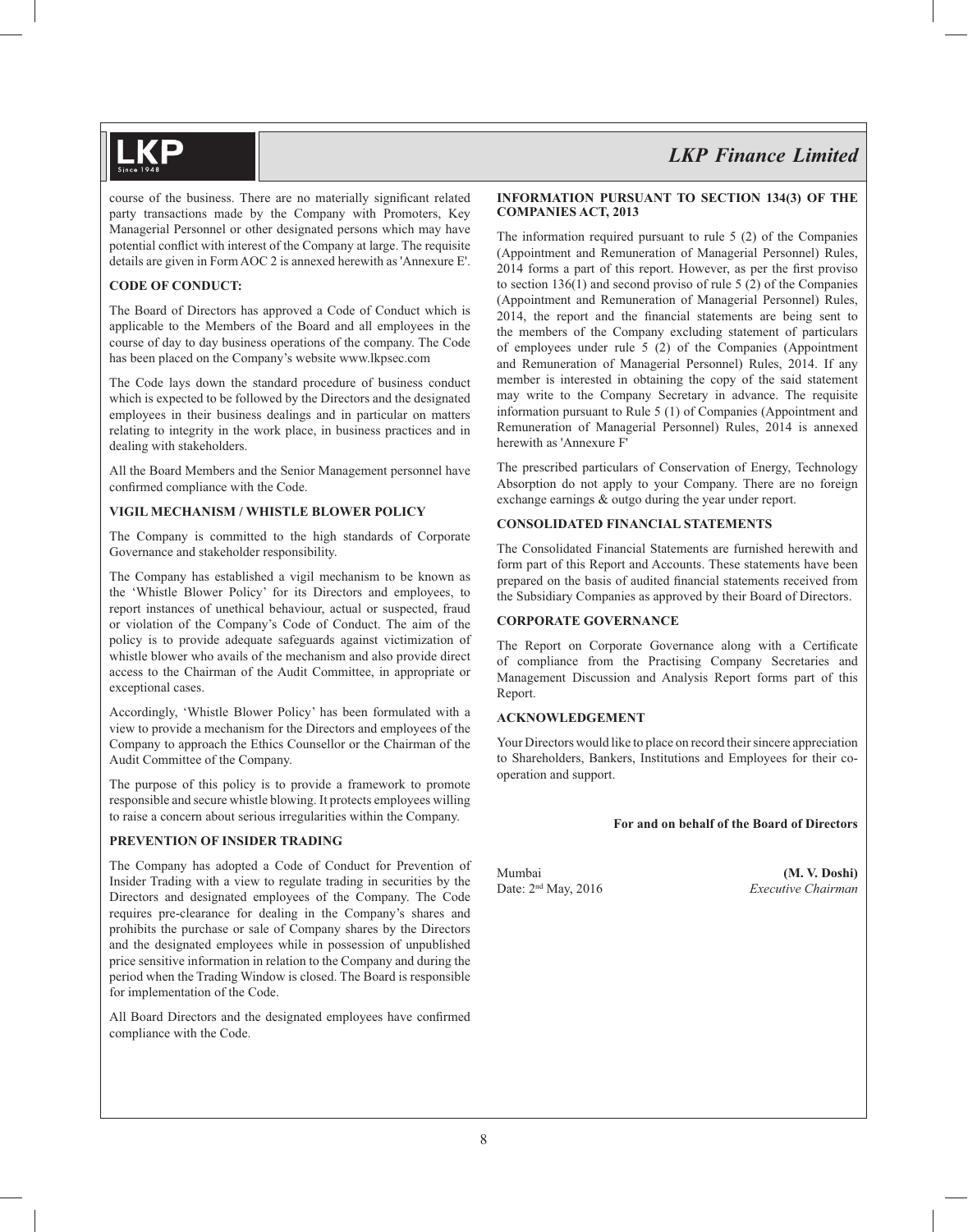course of the business. There are no materially significant related party transactions made by the Company with Promoters, Key Managerial Personnel or other designated persons which may have potential conflict with interest of the Company at large. The requisite details are given in Form AOC 2 is annexed herewith as 'Annexure E'.

**CODE OF CONDUCT:**

The Board of Directors has approved a Code of Conduct which is applicable to the Members of the Board and all employees in the course of day to day business operations of the company. The Code has been placed on the Company's website www.lkpsec.com

The Code lays down the standard procedure of business conduct which is expected to be followed by the Directors and the designated employees in their business dealings and in particular on matters relating to integrity in the work place, in business practices and in dealing with stakeholders.

All the Board Members and the Senior Management personnel have confirmed compliance with the Code.

**VIGIL MECHANISM / WHISTLE BLOWER POLICY**

The Company is committed to the high standards of Corporate Governance and stakeholder responsibility.

The Company has established a vigil mechanism to be known as the 'Whistle Blower Policy' for its Directors and employees, to report instances of unethical behaviour, actual or suspected, fraud or violation of the Company's Code of Conduct. The aim of the policy is to provide adequate safeguards against victimization of whistle blower who avails of the mechanism and also provide direct access to the Chairman of the Audit Committee, in appropriate or exceptional cases.

Accordingly, 'Whistle Blower Policy' has been formulated with a view to provide a mechanism for the Directors and employees of the Company to approach the Ethics Counsellor or the Chairman of the Audit Committee of the Company.

The purpose of this policy is to provide a framework to promote responsible and secure whistle blowing. It protects employees willing to raise a concern about serious irregularities within the Company.

**PREVENTION OF INSIDER TRADING**

The Company has adopted a Code of Conduct for Prevention of Insider Trading with a view to regulate trading in securities by the Directors and designated employees of the Company. The Code requires pre-clearance for dealing in the Company's shares and prohibits the purchase or sale of Company shares by the Directors and the designated employees while in possession of unpublished price sensitive information in relation to the Company and during the period when the Trading Window is closed. The Board is responsible for implementation of the Code.

All Board Directors and the designated employees have confirmed compliance with the Code.

**INFORMATION PURSUANT TO SECTION 134(3) OF THE COMPANIES ACT, 2013**

The information required pursuant to rule 5 (2) of the Companies (Appointment and Remuneration of Managerial Personnel) Rules, 2014 forms a part of this report. However, as per the first proviso to section 136(1) and second proviso of rule 5 (2) of the Companies (Appointment and Remuneration of Managerial Personnel) Rules, 2014, the report and the financial statements are being sent to the members of the Company excluding statement of particulars of employees under rule 5 (2) of the Companies (Appointment and Remuneration of Managerial Personnel) Rules, 2014. If any member is interested in obtaining the copy of the said statement may write to the Company Secretary in advance. The requisite information pursuant to Rule 5 (1) of Companies (Appointment and Remuneration of Managerial Personnel) Rules, 2014 is annexed herewith as 'Annexure F'

The prescribed particulars of Conservation of Energy, Technology Absorption do not apply to your Company. There are no foreign exchange earnings & outgo during the year under report.

**CONSOLIDATED FINANCIAL STATEMENTS**

The Consolidated Financial Statements are furnished herewith and form part of this Report and Accounts. These statements have been prepared on the basis of audited financial statements received from the Subsidiary Companies as approved by their Board of Directors.

**CORPORATE GOVERNANCE**

The Report on Corporate Governance along with a Certificate of compliance from the Practising Company Secretaries and Management Discussion and Analysis Report forms part of this Report.

**ACKNOWLEDGEMENT**

Your Directors would like to place on record their sincere appreciation to Shareholders, Bankers, Institutions and Employees for their co-operation and support.

**For and on behalf of the Board of Directors**

Mumbai
Date: 2nd May, 2016

**(M. V. Doshi)**
*Executive Chairman*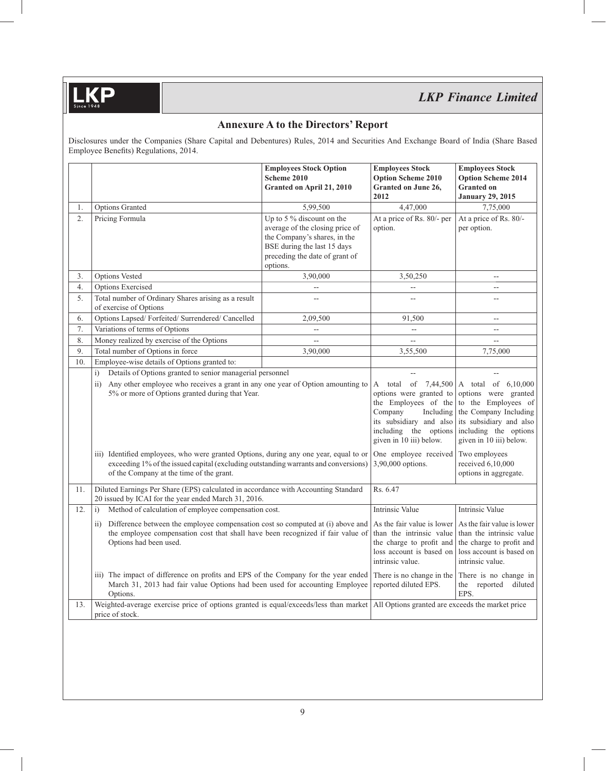## Annexure A to the Directors' Report

Disclosures under the Companies (Share Capital and Debentures) Rules, 2014 and Securities And Exchange Board of India (Share Based Employee Benefits) Regulations, 2014.

| | | **Employees Stock Option Scheme 2010 Granted on April 21, 2010** | **Employees Stock Option Scheme 2010 Granted on June 26, 2012** | **Employees Stock Option Scheme 2014 Granted on January 29, 2015** |
|---|---|---|---|---|
| 1. | Options Granted | 5,99,500 | 4,47,000 | 7,75,000 |
| 2. | Pricing Formula | Up to 5 % discount on the average of the closing price of the Company's shares, in the BSE during the last 15 days preceding the date of grant of options. | At a price of Rs. 80/- per option. | At a price of Rs. 80/- per option. |
| 3. | Options Vested | 3,90,000 | 3,50,250 | -- |
| 4. | Options Exercised | -- | -- | -- |
| 5. | Total number of Ordinary Shares arising as a result of exercise of Options | -- | -- | -- |
| 6. | Options Lapsed/ Forfeited/ Surrendered/ Cancelled | 2,09,500 | 91,500 | -- |
| 7. | Variations of terms of Options | -- | -- | -- |
| 8. | Money realized by exercise of the Options | -- | -- | -- |
| 9. | Total number of Options in force | 3,90,000 | 3,55,500 | 7,75,000 |
| 10. | Employee-wise details of Options granted to: | | | |
| | i) Details of Options granted to senior managerial personnel | | -- | -- |
| | ii) Any other employee who receives a grant in any one year of Option amounting to 5% or more of Options granted during that Year. | | A total of 7,44,500 options were granted to the Employees of the Company Including its subsidiary and also including the options given in 10 iii) below. | A total of 6,10,000 options were granted to the Employees of the Company Including its subsidiary and also including the options given in 10 iii) below. |
| | iii) Identified employees, who were granted Options, during any one year, equal to or exceeding 1% of the issued capital (excluding outstanding warrants and conversions) of the Company at the time of the grant. | | One employee received 3,90,000 options. | Two employees received 6,10,000 options in aggregate. |
| 11. | Diluted Earnings Per Share (EPS) calculated in accordance with Accounting Standard 20 issued by ICAI for the year ended March 31, 2016. | | Rs. 6.47 | |
| 12. | i) Method of calculation of employee compensation cost. | | Intrinsic Value | Intrinsic Value |
| | ii) Difference between the employee compensation cost so computed at (i) above and the employee compensation cost that shall have been recognized if fair value of Options had been used. | | As the fair value is lower than the intrinsic value the charge to profit and loss account is based on intrinsic value. | As the fair value is lower than the intrinsic value the charge to profit and loss account is based on intrinsic value. |
| | iii) The impact of difference on profits and EPS of the Company for the year ended March 31, 2013 had fair value Options had been used for accounting Employee Options. | | There is no change in the reported diluted EPS. | There is no change in the reported diluted EPS. |
| 13. | Weighted-average exercise price of options granted is equal/exceeds/less than market price of stock. | | All Options granted are exceeds the market price | |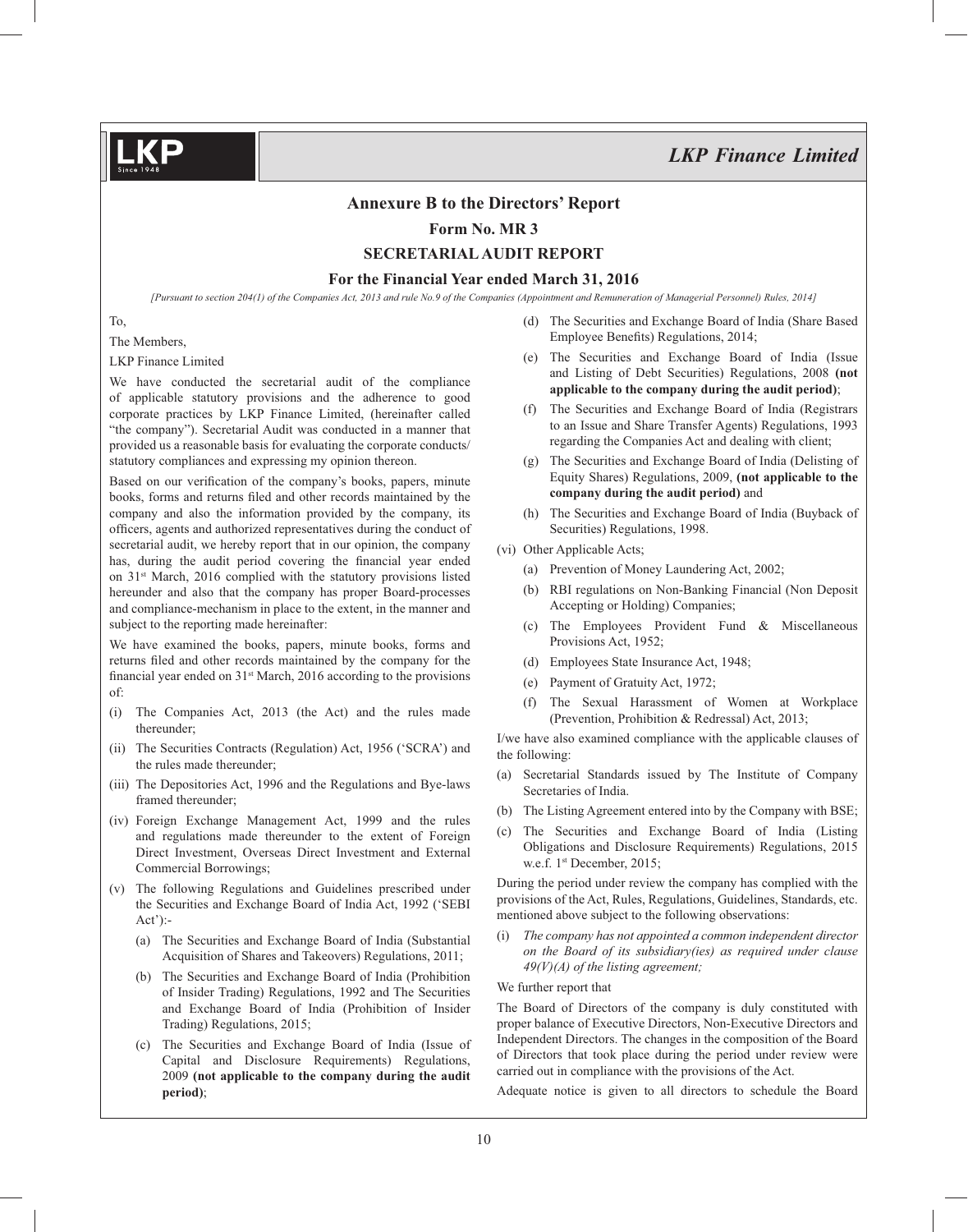## Annexure B to the Directors' Report

### Form No. MR 3

### SECRETARIAL AUDIT REPORT

### For the Financial Year ended March 31, 2016

*[Pursuant to section 204(1) of the Companies Act, 2013 and rule No.9 of the Companies (Appointment and Remuneration of Managerial Personnel) Rules, 2014]*

To,

The Members,

LKP Finance Limited

We have conducted the secretarial audit of the compliance of applicable statutory provisions and the adherence to good corporate practices by LKP Finance Limited, (hereinafter called "the company"). Secretarial Audit was conducted in a manner that provided us a reasonable basis for evaluating the corporate conducts/ statutory compliances and expressing my opinion thereon.

Based on our verification of the company's books, papers, minute books, forms and returns filed and other records maintained by the company and also the information provided by the company, its officers, agents and authorized representatives during the conduct of secretarial audit, we hereby report that in our opinion, the company has, during the audit period covering the financial year ended on 31st March, 2016 complied with the statutory provisions listed hereunder and also that the company has proper Board-processes and compliance-mechanism in place to the extent, in the manner and subject to the reporting made hereinafter:

We have examined the books, papers, minute books, forms and returns filed and other records maintained by the company for the financial year ended on 31st March, 2016 according to the provisions of:

(i) The Companies Act, 2013 (the Act) and the rules made thereunder;

(ii) The Securities Contracts (Regulation) Act, 1956 ('SCRA') and the rules made thereunder;

(iii) The Depositories Act, 1996 and the Regulations and Bye-laws framed thereunder;

(iv) Foreign Exchange Management Act, 1999 and the rules and regulations made thereunder to the extent of Foreign Direct Investment, Overseas Direct Investment and External Commercial Borrowings;

(v) The following Regulations and Guidelines prescribed under the Securities and Exchange Board of India Act, 1992 ('SEBI Act'):-

   (a) The Securities and Exchange Board of India (Substantial Acquisition of Shares and Takeovers) Regulations, 2011;

   (b) The Securities and Exchange Board of India (Prohibition of Insider Trading) Regulations, 1992 and The Securities and Exchange Board of India (Prohibition of Insider Trading) Regulations, 2015;

   (c) The Securities and Exchange Board of India (Issue of Capital and Disclosure Requirements) Regulations, 2009 **(not applicable to the company during the audit period)**;

   (d) The Securities and Exchange Board of India (Share Based Employee Benefits) Regulations, 2014;

   (e) The Securities and Exchange Board of India (Issue and Listing of Debt Securities) Regulations, 2008 **(not applicable to the company during the audit period)**;

   (f) The Securities and Exchange Board of India (Registrars to an Issue and Share Transfer Agents) Regulations, 1993 regarding the Companies Act and dealing with client;

   (g) The Securities and Exchange Board of India (Delisting of Equity Shares) Regulations, 2009, **(not applicable to the company during the audit period)** and

   (h) The Securities and Exchange Board of India (Buyback of Securities) Regulations, 1998.

(vi) Other Applicable Acts;

   (a) Prevention of Money Laundering Act, 2002;

   (b) RBI regulations on Non-Banking Financial (Non Deposit Accepting or Holding) Companies;

   (c) The Employees Provident Fund & Miscellaneous Provisions Act, 1952;

   (d) Employees State Insurance Act, 1948;

   (e) Payment of Gratuity Act, 1972;

   (f) The Sexual Harassment of Women at Workplace (Prevention, Prohibition & Redressal) Act, 2013;

I/we have also examined compliance with the applicable clauses of the following:

(a) Secretarial Standards issued by The Institute of Company Secretaries of India.

(b) The Listing Agreement entered into by the Company with BSE;

(c) The Securities and Exchange Board of India (Listing Obligations and Disclosure Requirements) Regulations, 2015 w.e.f. 1st December, 2015;

During the period under review the company has complied with the provisions of the Act, Rules, Regulations, Guidelines, Standards, etc. mentioned above subject to the following observations:

(i) *The company has not appointed a common independent director on the Board of its subsidiary(ies) as required under clause 49(V)(A) of the listing agreement;*

We further report that

The Board of Directors of the company is duly constituted with proper balance of Executive Directors, Non-Executive Directors and Independent Directors. The changes in the composition of the Board of Directors that took place during the period under review were carried out in compliance with the provisions of the Act.

Adequate notice is given to all directors to schedule the Board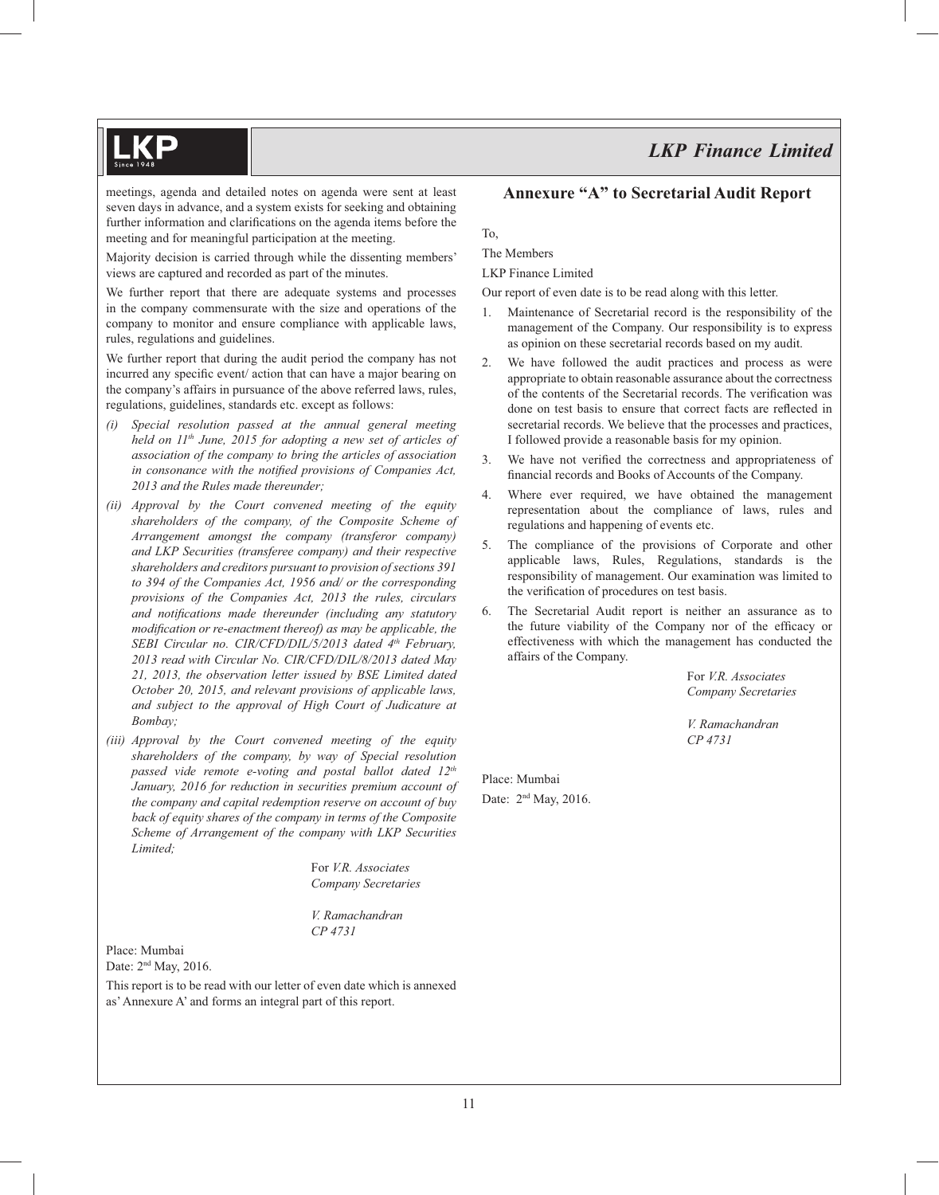meetings, agenda and detailed notes on agenda were sent at least seven days in advance, and a system exists for seeking and obtaining further information and clarifications on the agenda items before the meeting and for meaningful participation at the meeting.

Majority decision is carried through while the dissenting members' views are captured and recorded as part of the minutes.

We further report that there are adequate systems and processes in the company commensurate with the size and operations of the company to monitor and ensure compliance with applicable laws, rules, regulations and guidelines.

We further report that during the audit period the company has not incurred any specific event/ action that can have a major bearing on the company's affairs in pursuance of the above referred laws, rules, regulations, guidelines, standards etc. except as follows:

*(i) Special resolution passed at the annual general meeting held on 11th June, 2015 for adopting a new set of articles of association of the company to bring the articles of association in consonance with the notified provisions of Companies Act, 2013 and the Rules made thereunder;*

*(ii) Approval by the Court convened meeting of the equity shareholders of the company, of the Composite Scheme of Arrangement amongst the company (transferor company) and LKP Securities (transferee company) and their respective shareholders and creditors pursuant to provision of sections 391 to 394 of the Companies Act, 1956 and/ or the corresponding provisions of the Companies Act, 2013 the rules, circulars and notifications made thereunder (including any statutory modification or re-enactment thereof) as may be applicable, the SEBI Circular no. CIR/CFD/DIL/5/2013 dated 4th February, 2013 read with Circular No. CIR/CFD/DIL/8/2013 dated May 21, 2013, the observation letter issued by BSE Limited dated October 20, 2015, and relevant provisions of applicable laws, and subject to the approval of High Court of Judicature at Bombay;*

*(iii) Approval by the Court convened meeting of the equity shareholders of the company, by way of Special resolution passed vide remote e-voting and postal ballot dated 12th January, 2016 for reduction in securities premium account of the company and capital redemption reserve on account of buy back of equity shares of the company in terms of the Composite Scheme of Arrangement of the company with LKP Securities Limited;*

For *V.R. Associates*
*Company Secretaries*

*V. Ramachandran*
*CP 4731*

Place: Mumbai
Date: 2nd May, 2016.

This report is to be read with our letter of even date which is annexed as' Annexure A' and forms an integral part of this report.

## Annexure "A" to Secretarial Audit Report

To,

The Members

LKP Finance Limited

Our report of even date is to be read along with this letter.

1. Maintenance of Secretarial record is the responsibility of the management of the Company. Our responsibility is to express as opinion on these secretarial records based on my audit.
2. We have followed the audit practices and process as were appropriate to obtain reasonable assurance about the correctness of the contents of the Secretarial records. The verification was done on test basis to ensure that correct facts are reflected in secretarial records. We believe that the processes and practices, I followed provide a reasonable basis for my opinion.
3. We have not verified the correctness and appropriateness of financial records and Books of Accounts of the Company.
4. Where ever required, we have obtained the management representation about the compliance of laws, rules and regulations and happening of events etc.
5. The compliance of the provisions of Corporate and other applicable laws, Rules, Regulations, standards is the responsibility of management. Our examination was limited to the verification of procedures on test basis.
6. The Secretarial Audit report is neither an assurance as to the future viability of the Company nor of the efficacy or effectiveness with which the management has conducted the affairs of the Company.

For *V.R. Associates*
*Company Secretaries*

*V. Ramachandran*
*CP 4731*

Place: Mumbai
Date: 2nd May, 2016.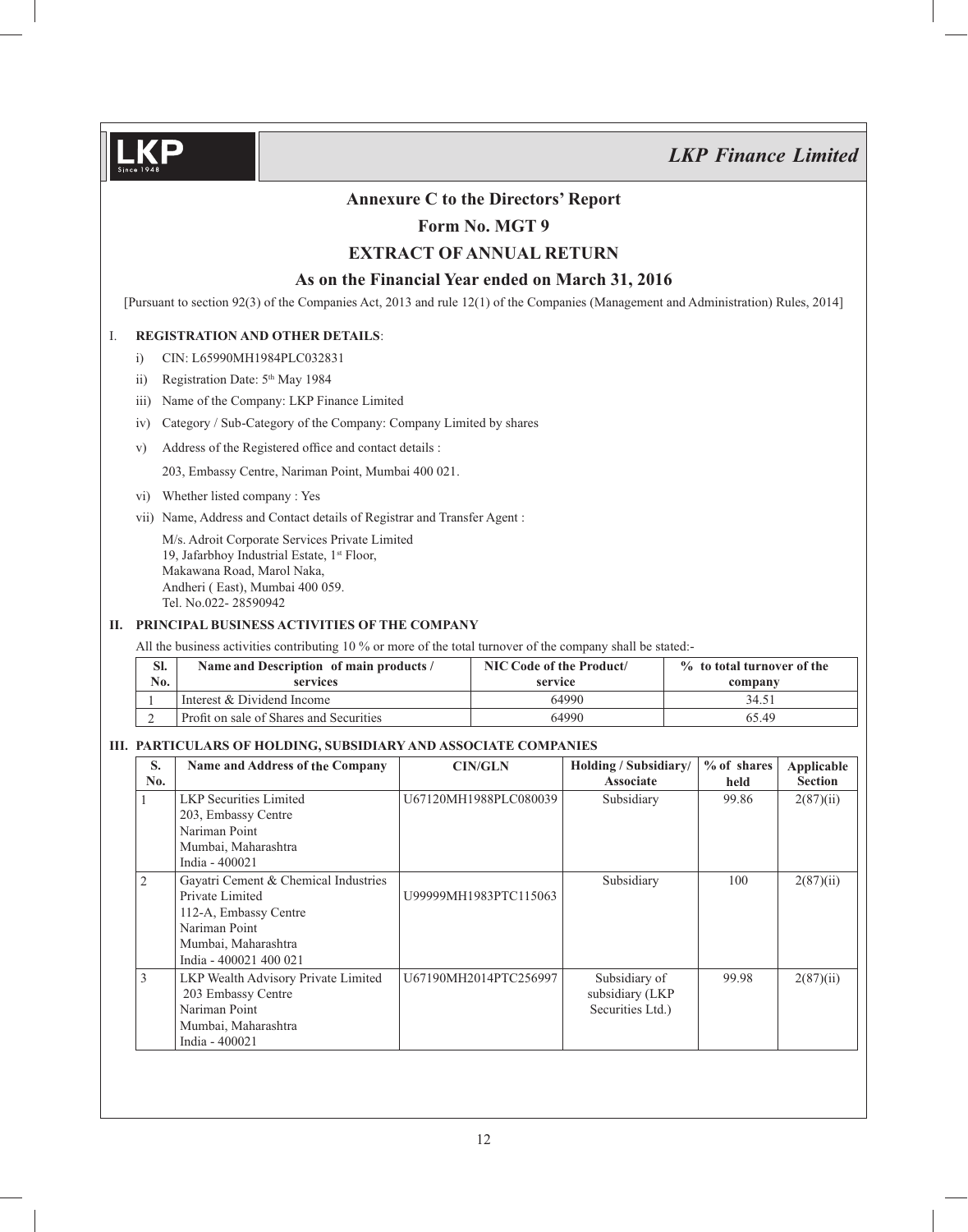## Annexure C to the Directors' Report

## Form No. MGT 9

## EXTRACT OF ANNUAL RETURN

## As on the Financial Year ended on March 31, 2016

[Pursuant to section 92(3) of the Companies Act, 2013 and rule 12(1) of the Companies (Management and Administration) Rules, 2014]

### I. REGISTRATION AND OTHER DETAILS:

i) CIN: L65990MH1984PLC032831

ii) Registration Date: 5th May 1984

iii) Name of the Company: LKP Finance Limited

iv) Category / Sub-Category of the Company: Company Limited by shares

v) Address of the Registered office and contact details :

203, Embassy Centre, Nariman Point, Mumbai 400 021.

vi) Whether listed company : Yes

vii) Name, Address and Contact details of Registrar and Transfer Agent :

M/s. Adroit Corporate Services Private Limited
19, Jafarbhoy Industrial Estate, 1st Floor,
Makawana Road, Marol Naka,
Andheri ( East), Mumbai 400 059.
Tel. No.022- 28590942

### II. PRINCIPAL BUSINESS ACTIVITIES OF THE COMPANY

All the business activities contributing 10 % or more of the total turnover of the company shall be stated:-

| Sl. No. | Name and Description of main products / services | NIC Code of the Product/ service | % to total turnover of the company |
|---|---|---|---|
| 1 | Interest & Dividend Income | 64990 | 34.51 |
| 2 | Profit on sale of Shares and Securities | 64990 | 65.49 |

### III. PARTICULARS OF HOLDING, SUBSIDIARY AND ASSOCIATE COMPANIES

| S. No. | Name and Address of the Company | CIN/GLN | Holding / Subsidiary/ Associate | % of shares held | Applicable Section |
|---|---|---|---|---|---|
| 1 | LKP Securities Limited 203, Embassy Centre Nariman Point Mumbai, Maharashtra India - 400021 | U67120MH1988PLC080039 | Subsidiary | 99.86 | 2(87)(ii) |
| 2 | Gayatri Cement & Chemical Industries Private Limited 112-A, Embassy Centre Nariman Point Mumbai, Maharashtra India - 400021 400 021 | U99999MH1983PTC115063 | Subsidiary | 100 | 2(87)(ii) |
| 3 | LKP Wealth Advisory Private Limited 203 Embassy Centre Nariman Point Mumbai, Maharashtra India - 400021 | U67190MH2014PTC256997 | Subsidiary of subsidiary (LKP Securities Ltd.) | 99.98 | 2(87)(ii) |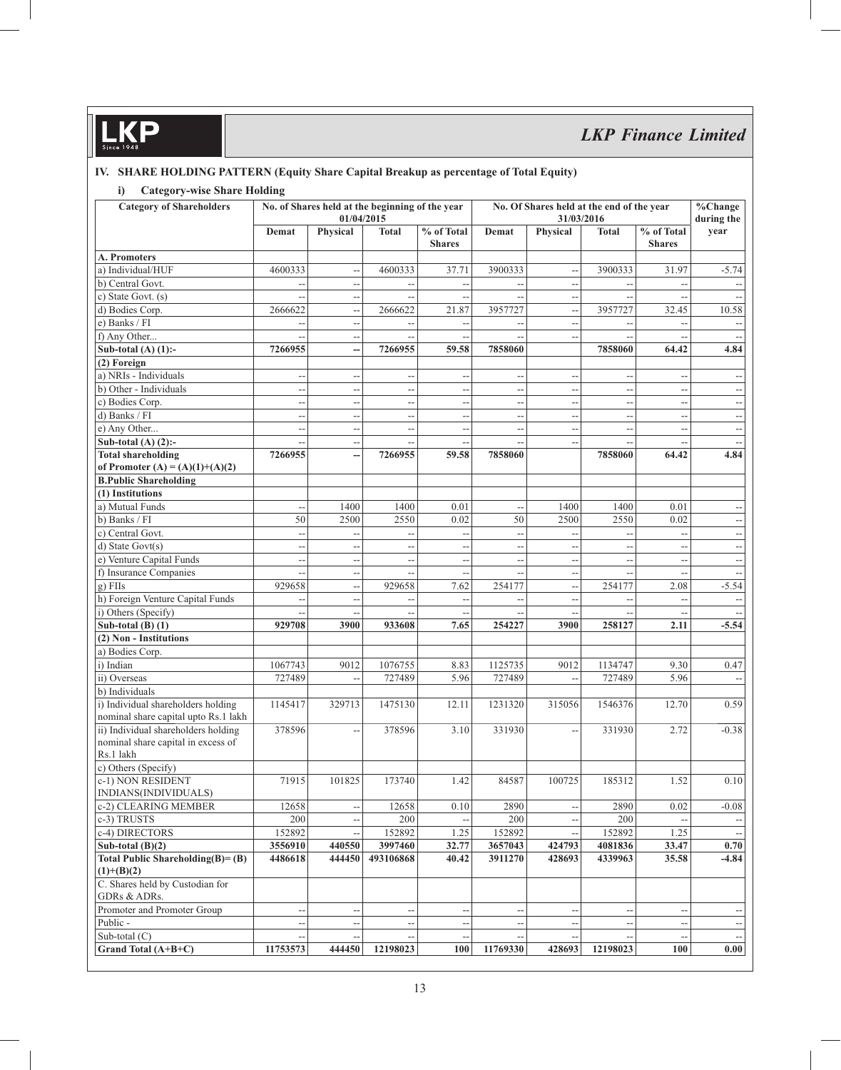## IV. SHARE HOLDING PATTERN (Equity Share Capital Breakup as percentage of Total Equity)

### i) Category-wise Share Holding

| Category of Shareholders | No. of Shares held at the beginning of the year 01/04/2015 | | | | No. Of Shares held at the end of the year 31/03/2016 | | | | %Change during the year |
|---|---|---|---|---|---|---|---|---|---|
| | Demat | Physical | Total | % of Total Shares | Demat | Physical | Total | % of Total Shares | |
| **A. Promoters** | | | | | | | | | |
| a) Individual/HUF | 4600333 | -- | 4600333 | 37.71 | 3900333 | -- | 3900333 | 31.97 | -5.74 |
| b) Central Govt. | -- | -- | -- | -- | -- | -- | -- | -- | -- |
| c) State Govt. (s) | -- | -- | -- | -- | -- | -- | -- | -- | -- |
| d) Bodies Corp. | 2666622 | -- | 2666622 | 21.87 | 3957727 | -- | 3957727 | 32.45 | 10.58 |
| e) Banks / FI | -- | -- | -- | -- | -- | -- | -- | -- | -- |
| f) Any Other... | -- | -- | -- | -- | -- | -- | -- | -- | -- |
| **Sub-total (A) (1):-** | **7266955** | **--** | **7266955** | **59.58** | **7858060** | | **7858060** | **64.42** | **4.84** |
| **(2) Foreign** | | | | | | | | | |
| a) NRIs - Individuals | -- | -- | -- | -- | -- | -- | -- | -- | -- |
| b) Other - Individuals | -- | -- | -- | -- | -- | -- | -- | -- | -- |
| c) Bodies Corp. | -- | -- | -- | -- | -- | -- | -- | -- | -- |
| d) Banks / FI | -- | -- | -- | -- | -- | -- | -- | -- | -- |
| e) Any Other... | -- | -- | -- | -- | -- | -- | -- | -- | -- |
| **Sub-total (A) (2):-** | -- | -- | -- | -- | -- | -- | -- | -- | -- |
| **Total shareholding of Promoter (A) = (A)(1)+(A)(2)** | **7266955** | **--** | **7266955** | **59.58** | **7858060** | | **7858060** | **64.42** | **4.84** |
| **B.Public Shareholding** | | | | | | | | | |
| **(1) Institutions** | | | | | | | | | |
| a) Mutual Funds | -- | 1400 | 1400 | 0.01 | -- | 1400 | 1400 | 0.01 | -- |
| b) Banks / FI | 50 | 2500 | 2550 | 0.02 | 50 | 2500 | 2550 | 0.02 | -- |
| c) Central Govt. | -- | -- | -- | -- | -- | -- | -- | -- | -- |
| d) State Govt(s) | -- | -- | -- | -- | -- | -- | -- | -- | -- |
| e) Venture Capital Funds | -- | -- | -- | -- | -- | -- | -- | -- | -- |
| f) Insurance Companies | -- | -- | -- | -- | -- | -- | -- | -- | -- |
| g) FIIs | 929658 | -- | 929658 | 7.62 | 254177 | -- | 254177 | 2.08 | -5.54 |
| h) Foreign Venture Capital Funds | -- | -- | -- | -- | -- | -- | -- | -- | -- |
| i) Others (Specify) | -- | -- | -- | -- | -- | -- | -- | -- | -- |
| **Sub-total (B) (1)** | **929708** | **3900** | **933608** | **7.65** | **254227** | **3900** | **258127** | **2.11** | **-5.54** |
| **(2) Non - Institutions** | | | | | | | | | |
| a) Bodies Corp. | | | | | | | | | |
| i) Indian | 1067743 | 9012 | 1076755 | 8.83 | 1125735 | 9012 | 1134747 | 9.30 | 0.47 |
| ii) Overseas | 727489 | -- | 727489 | 5.96 | 727489 | -- | 727489 | 5.96 | -- |
| b) Individuals | | | | | | | | | |
| i) Individual shareholders holding nominal share capital upto Rs.1 lakh | 1145417 | 329713 | 1475130 | 12.11 | 1231320 | 315056 | 1546376 | 12.70 | 0.59 |
| ii) Individual shareholders holding nominal share capital in excess of Rs.1 lakh | 378596 | -- | 378596 | 3.10 | 331930 | -- | 331930 | 2.72 | -0.38 |
| c) Others (Specify) | | | | | | | | | |
| c-1) NON RESIDENT INDIANS(INDIVIDUALS) | 71915 | 101825 | 173740 | 1.42 | 84587 | 100725 | 185312 | 1.52 | 0.10 |
| c-2) CLEARING MEMBER | 12658 | -- | 12658 | 0.10 | 2890 | -- | 2890 | 0.02 | -0.08 |
| c-3) TRUSTS | 200 | -- | 200 | -- | 200 | -- | 200 | -- | -- |
| c-4) DIRECTORS | 152892 | -- | 152892 | 1.25 | 152892 | -- | 152892 | 1.25 | -- |
| **Sub-total (B)(2)** | **3556910** | **440550** | **3997460** | **32.77** | **3657043** | **424793** | **4081836** | **33.47** | **0.70** |
| **Total Public Shareholding(B)= (B)(1)+(B)(2)** | **4486618** | **444450** | **493106868** | **40.42** | **3911270** | **428693** | **4339963** | **35.58** | **-4.84** |
| C. Shares held by Custodian for GDRs & ADRs. | | | | | | | | | |
| Promoter and Promoter Group | -- | -- | -- | -- | -- | -- | -- | -- | -- |
| Public - | -- | -- | -- | -- | -- | -- | -- | -- | -- |
| Sub-total (C) | -- | -- | -- | -- | -- | -- | -- | -- | -- |
| **Grand Total (A+B+C)** | **11753573** | **444450** | **12198023** | **100** | **11769330** | **428693** | **12198023** | **100** | **0.00** |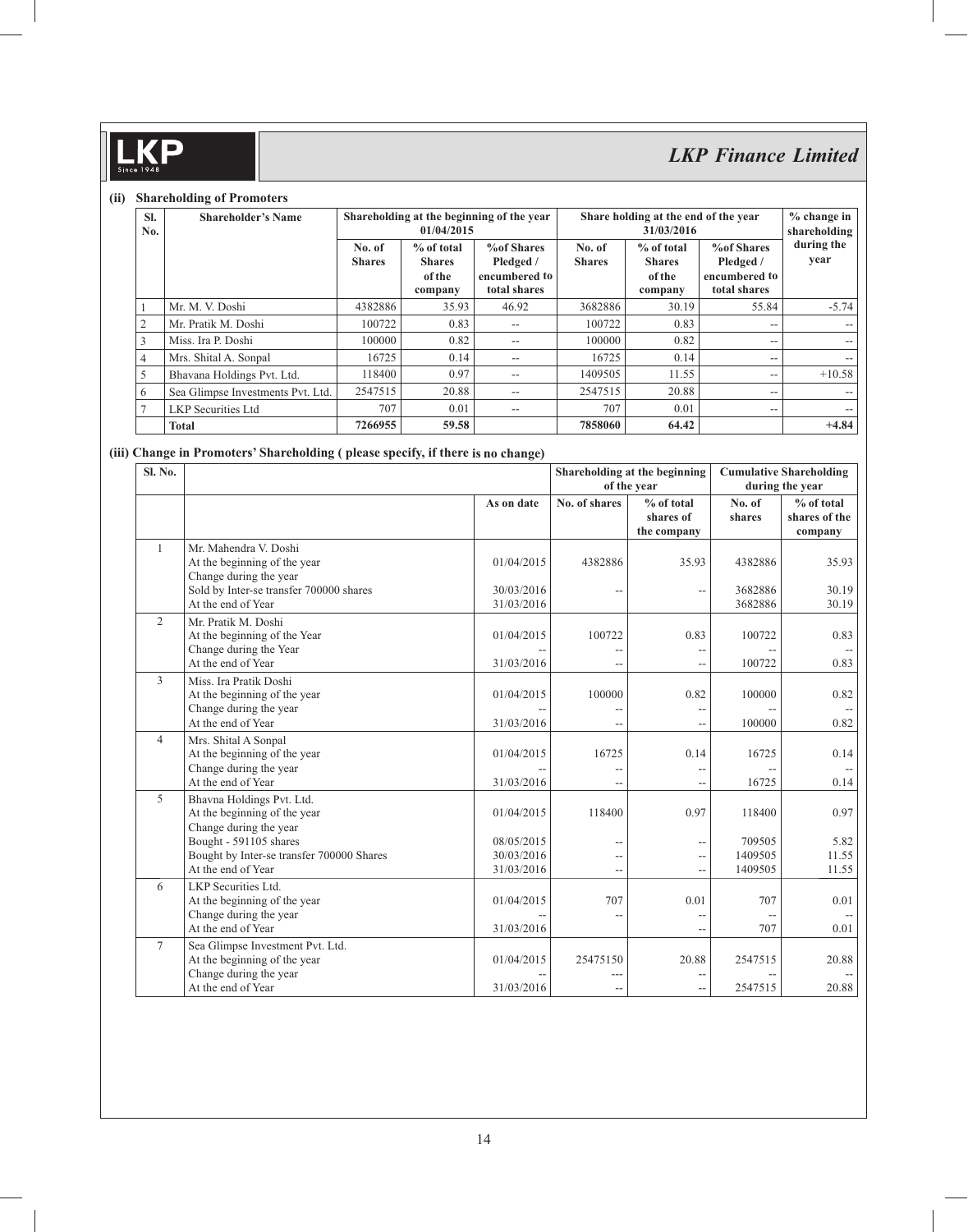### (ii) Shareholding of Promoters

| Sl. No. | Shareholder's Name | Shareholding at the beginning of the year 01/04/2015 | | | Share holding at the end of the year 31/03/2016 | | | % change in shareholding during the year |
|---|---|---|---|---|---|---|---|---|
| | | No. of Shares | % of total Shares of the company | %of Shares Pledged / encumbered to total shares | No. of Shares | % of total Shares of the company | %of Shares Pledged / encumbered to total shares | |
| 1 | Mr. M. V. Doshi | 4382886 | 35.93 | 46.92 | 3682886 | 30.19 | 55.84 | -5.74 |
| 2 | Mr. Pratik M. Doshi | 100722 | 0.83 | -- | 100722 | 0.83 | -- | -- |
| 3 | Miss. Ira P. Doshi | 100000 | 0.82 | -- | 100000 | 0.82 | -- | -- |
| 4 | Mrs. Shital A. Sonpal | 16725 | 0.14 | -- | 16725 | 0.14 | -- | -- |
| 5 | Bhavana Holdings Pvt. Ltd. | 118400 | 0.97 | -- | 1409505 | 11.55 | -- | +10.58 |
| 6 | Sea Glimpse Investments Pvt. Ltd. | 2547515 | 20.88 | -- | 2547515 | 20.88 | -- | -- |
| 7 | LKP Securities Ltd | 707 | 0.01 | -- | 707 | 0.01 | -- | -- |
| | **Total** | **7266955** | **59.58** | | **7858060** | **64.42** | | **+4.84** |

### (iii) Change in Promoters' Shareholding ( please specify, if there is no change)

| Sl. No. | | As on date | Shareholding at the beginning of the year | | Cumulative Shareholding during the year | |
|---|---|---|---|---|---|---|
| | | | No. of shares | % of total shares of the company | No. of shares | % of total shares of the company |
| 1 | Mr. Mahendra V. Doshi | | | | | |
| | At the beginning of the year | 01/04/2015 | 4382886 | 35.93 | 4382886 | 35.93 |
| | Change during the year | | | | | |
| | Sold by Inter-se transfer 700000 shares | 30/03/2016 | -- | -- | 3682886 | 30.19 |
| | At the end of Year | 31/03/2016 | | | 3682886 | 30.19 |
| 2 | Mr. Pratik M. Doshi | | | | | |
| | At the beginning of the Year | 01/04/2015 | 100722 | 0.83 | 100722 | 0.83 |
| | Change during the Year | -- | -- | -- | -- | -- |
| | At the end of Year | 31/03/2016 | -- | -- | 100722 | 0.83 |
| 3 | Miss. Ira Pratik Doshi | | | | | |
| | At the beginning of the year | 01/04/2015 | 100000 | 0.82 | 100000 | 0.82 |
| | Change during the year | -- | -- | -- | -- | -- |
| | At the end of Year | 31/03/2016 | -- | -- | 100000 | 0.82 |
| 4 | Mrs. Shital A Sonpal | | | | | |
| | At the beginning of the year | 01/04/2015 | 16725 | 0.14 | 16725 | 0.14 |
| | Change during the year | -- | -- | -- | -- | -- |
| | At the end of Year | 31/03/2016 | -- | -- | 16725 | 0.14 |
| 5 | Bhavna Holdings Pvt. Ltd. | | | | | |
| | At the beginning of the year | 01/04/2015 | 118400 | 0.97 | 118400 | 0.97 |
| | Change during the year | | | | | |
| | Bought - 591105 shares | 08/05/2015 | -- | -- | 709505 | 5.82 |
| | Bought by Inter-se transfer 700000 Shares | 30/03/2016 | -- | -- | 1409505 | 11.55 |
| | At the end of Year | 31/03/2016 | -- | -- | 1409505 | 11.55 |
| 6 | LKP Securities Ltd. | | | | | |
| | At the beginning of the year | 01/04/2015 | 707 | 0.01 | 707 | 0.01 |
| | Change during the year | -- | -- | -- | -- | -- |
| | At the end of Year | 31/03/2016 | | -- | 707 | 0.01 |
| 7 | Sea Glimpse Investment Pvt. Ltd. | | | | | |
| | At the beginning of the year | 01/04/2015 | 25475150 | 20.88 | 2547515 | 20.88 |
| | Change during the year | -- | --- | -- | -- | -- |
| | At the end of Year | 31/03/2016 | -- | -- | 2547515 | 20.88 |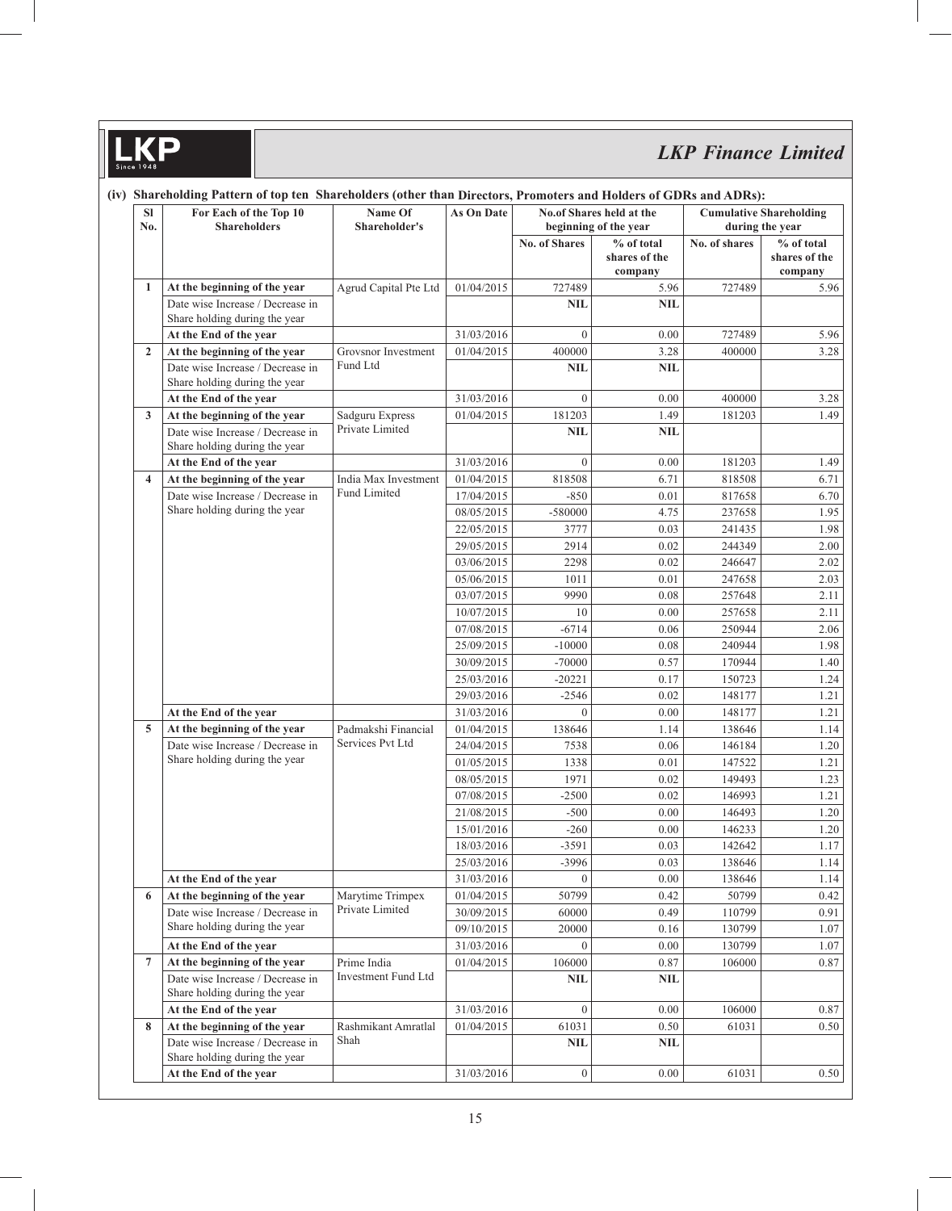### (iv) Shareholding Pattern of top ten Shareholders (other than Directors, Promoters and Holders of GDRs and ADRs):

| Sl No. | For Each of the Top 10 Shareholders | Name Of Shareholder's | As On Date | No.of Shares held at the beginning of the year | | Cumulative Shareholding during the year | |
|---|---|---|---|---|---|---|---|
| | | | | No. of Shares | % of total shares of the company | No. of shares | % of total shares of the company |
| 1 | At the beginning of the year | Agrud Capital Pte Ltd | 01/04/2015 | 727489 | 5.96 | 727489 | 5.96 |
| | Date wise Increase / Decrease in Share holding during the year | | | NIL | NIL | | |
| | At the End of the year | | 31/03/2016 | 0 | 0.00 | 727489 | 5.96 |
| 2 | At the beginning of the year | Grovsnor Investment Fund Ltd | 01/04/2015 | 400000 | 3.28 | 400000 | 3.28 |
| | Date wise Increase / Decrease in Share holding during the year | | | NIL | NIL | | |
| | At the End of the year | | 31/03/2016 | 0 | 0.00 | 400000 | 3.28 |
| 3 | At the beginning of the year | Sadguru Express Private Limited | 01/04/2015 | 181203 | 1.49 | 181203 | 1.49 |
| | Date wise Increase / Decrease in Share holding during the year | | | NIL | NIL | | |
| | At the End of the year | | 31/03/2016 | 0 | 0.00 | 181203 | 1.49 |
| 4 | At the beginning of the year | India Max Investment Fund Limited | 01/04/2015 | 818508 | 6.71 | 818508 | 6.71 |
| | Date wise Increase / Decrease in Share holding during the year | | 17/04/2015 | -850 | 0.01 | 817658 | 6.70 |
| | | | 08/05/2015 | -580000 | 4.75 | 237658 | 1.95 |
| | | | 22/05/2015 | 3777 | 0.03 | 241435 | 1.98 |
| | | | 29/05/2015 | 2914 | 0.02 | 244349 | 2.00 |
| | | | 03/06/2015 | 2298 | 0.02 | 246647 | 2.02 |
| | | | 05/06/2015 | 1011 | 0.01 | 247658 | 2.03 |
| | | | 03/07/2015 | 9990 | 0.08 | 257648 | 2.11 |
| | | | 10/07/2015 | 10 | 0.00 | 257658 | 2.11 |
| | | | 07/08/2015 | -6714 | 0.06 | 250944 | 2.06 |
| | | | 25/09/2015 | -10000 | 0.08 | 240944 | 1.98 |
| | | | 30/09/2015 | -70000 | 0.57 | 170944 | 1.40 |
| | | | 25/03/2016 | -20221 | 0.17 | 150723 | 1.24 |
| | | | 29/03/2016 | -2546 | 0.02 | 148177 | 1.21 |
| | At the End of the year | | 31/03/2016 | 0 | 0.00 | 148177 | 1.21 |
| 5 | At the beginning of the year | Padmakshi Financial Services Pvt Ltd | 01/04/2015 | 138646 | 1.14 | 138646 | 1.14 |
| | Date wise Increase / Decrease in Share holding during the year | | 24/04/2015 | 7538 | 0.06 | 146184 | 1.20 |
| | | | 01/05/2015 | 1338 | 0.01 | 147522 | 1.21 |
| | | | 08/05/2015 | 1971 | 0.02 | 149493 | 1.23 |
| | | | 07/08/2015 | -2500 | 0.02 | 146993 | 1.21 |
| | | | 21/08/2015 | -500 | 0.00 | 146493 | 1.20 |
| | | | 15/01/2016 | -260 | 0.00 | 146233 | 1.20 |
| | | | 18/03/2016 | -3591 | 0.03 | 142642 | 1.17 |
| | | | 25/03/2016 | -3996 | 0.03 | 138646 | 1.14 |
| | At the End of the year | | 31/03/2016 | 0 | 0.00 | 138646 | 1.14 |
| 6 | At the beginning of the year | Marytime Trimpex Private Limited | 01/04/2015 | 50799 | 0.42 | 50799 | 0.42 |
| | Date wise Increase / Decrease in Share holding during the year | | 30/09/2015 | 60000 | 0.49 | 110799 | 0.91 |
| | | | 09/10/2015 | 20000 | 0.16 | 130799 | 1.07 |
| | At the End of the year | | 31/03/2016 | 0 | 0.00 | 130799 | 1.07 |
| 7 | At the beginning of the year | Prime India Investment Fund Ltd | 01/04/2015 | 106000 | 0.87 | 106000 | 0.87 |
| | Date wise Increase / Decrease in Share holding during the year | | | NIL | NIL | | |
| | At the End of the year | | 31/03/2016 | 0 | 0.00 | 106000 | 0.87 |
| 8 | At the beginning of the year | Rashmikant Amratlal Shah | 01/04/2015 | 61031 | 0.50 | 61031 | 0.50 |
| | Date wise Increase / Decrease in Share holding during the year | | | NIL | NIL | | |
| | At the End of the year | | 31/03/2016 | 0 | 0.00 | 61031 | 0.50 |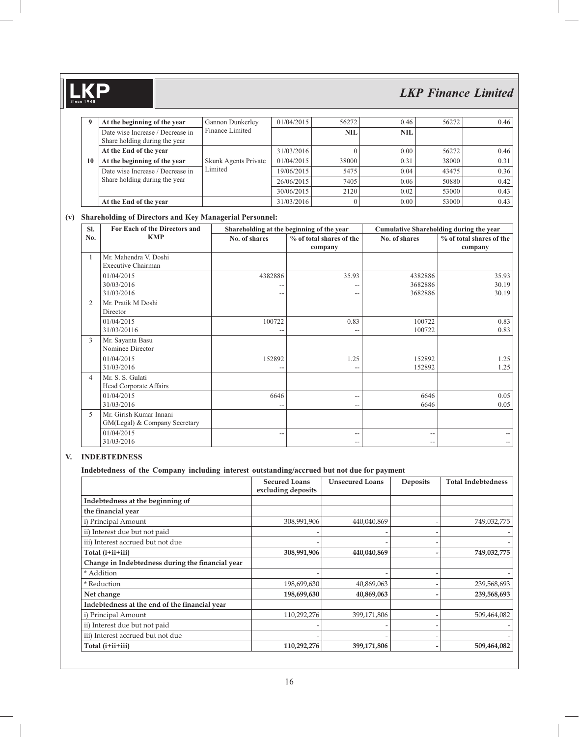| 9 | At the beginning of the year | Gannon Dunkerley Finance Limited | 01/04/2015 | 56272 | 0.46 | 56272 | 0.46 |
|---|---|---|---|---|---|---|---|
| | Date wise Increase / Decrease in Share holding during the year | | | NIL | NIL | | |
| | At the End of the year | | 31/03/2016 | 0 | 0.00 | 56272 | 0.46 |
| 10 | At the beginning of the year | Skunk Agents Private Limited | 01/04/2015 | 38000 | 0.31 | 38000 | 0.31 |
| | Date wise Increase / Decrease in Share holding during the year | | 19/06/2015 | 5475 | 0.04 | 43475 | 0.36 |
| | | | 26/06/2015 | 7405 | 0.06 | 50880 | 0.42 |
| | | | 30/06/2015 | 2120 | 0.02 | 53000 | 0.43 |
| | At the End of the year | | 31/03/2016 | 0 | 0.00 | 53000 | 0.43 |

**(v) Shareholding of Directors and Key Managerial Personnel:**

| Sl. No. | For Each of the Directors and KMP | Shareholding at the beginning of the year | | Cumulative Shareholding during the year | |
|---|---|---|---|---|---|
| | | No. of shares | % of total shares of the company | No. of shares | % of total shares of the company |
| 1 | Mr. Mahendra V. Doshi<br>Executive Chairman | | | | |
| | 01/04/2015<br>30/03/2016<br>31/03/2016 | 4382886<br>--<br>-- | 35.93<br>--<br>-- | 4382886<br>3682886<br>3682886 | 35.93<br>30.19<br>30.19 |
| 2 | Mr. Pratik M Doshi<br>Director | | | | |
| | 01/04/2015<br>31/03/20116 | 100722<br>-- | 0.83<br>-- | 100722<br>100722 | 0.83<br>0.83 |
| 3 | Mr. Sayanta Basu<br>Nominee Director | | | | |
| | 01/04/2015<br>31/03/2016 | 152892<br>-- | 1.25<br>-- | 152892<br>152892 | 1.25<br>1.25 |
| 4 | Mr. S. S. Gulati<br>Head Corporate Affairs | | | | |
| | 01/04/2015<br>31/03/2016 | 6646<br>-- | --<br>-- | 6646<br>6646 | 0.05<br>0.05 |
| 5 | Mr. Girish Kumar Innani<br>GM(Legal) & Company Secretary | | | | |
| | 01/04/2015<br>31/03/2016 | -- | --<br>-- | --<br>-- | --<br>-- |

## V. INDEBTEDNESS

**Indebtedness of the Company including interest outstanding/accrued but not due for payment**

| | Secured Loans excluding deposits | Unsecured Loans | Deposits | Total Indebtedness |
|---|---|---|---|---|
| **Indebtedness at the beginning of** | | | | |
| **the financial year** | | | | |
| i) Principal Amount | 308,991,906 | 440,040,869 | - | 749,032,775 |
| ii) Interest due but not paid | - | - | - | - |
| iii) Interest accrued but not due | - | - | - | - |
| **Total (i+ii+iii)** | **308,991,906** | **440,040,869** | **-** | **749,032,775** |
| **Change in Indebtedness during the financial year** | | | | |
| * Addition | - | - | - | - |
| * Reduction | 198,699,630 | 40,869,063 | - | 239,568,693 |
| **Net change** | **198,699,630** | **40,869,063** | **-** | **239,568,693** |
| **Indebtedness at the end of the financial year** | | | | |
| i) Principal Amount | 110,292,276 | 399,171,806 | - | 509,464,082 |
| ii) Interest due but not paid | - | - | - | - |
| iii) Interest accrued but not due | - | - | - | - |
| **Total (i+ii+iii)** | **110,292,276** | **399,171,806** | **-** | **509,464,082** |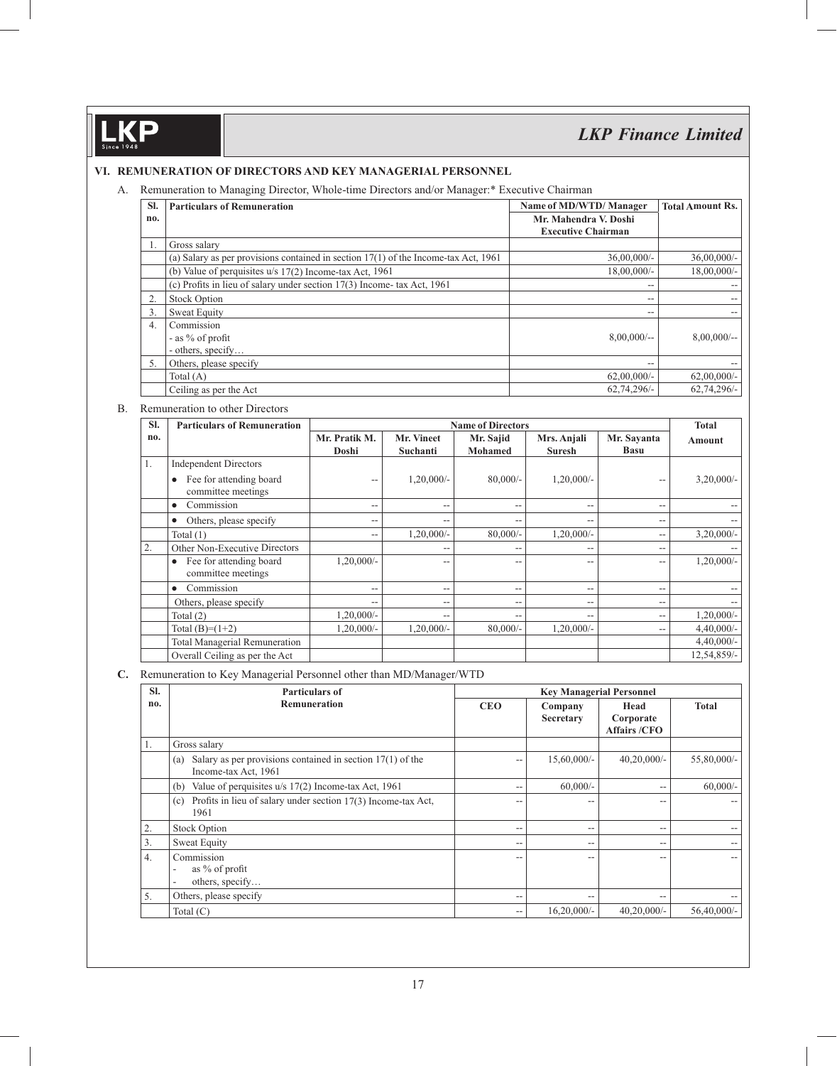## VI. REMUNERATION OF DIRECTORS AND KEY MANAGERIAL PERSONNEL

A. Remuneration to Managing Director, Whole-time Directors and/or Manager:* Executive Chairman

| Sl. no. | Particulars of Remuneration | Name of MD/WTD/ Manager<br>Mr. Mahendra V. Doshi<br>Executive Chairman | Total Amount Rs. |
|---|---|---|---|
| 1. | Gross salary | | |
| | (a) Salary as per provisions contained in section 17(1) of the Income-tax Act, 1961 | 36,00,000/- | 36,00,000/- |
| | (b) Value of perquisites u/s 17(2) Income-tax Act, 1961 | 18,00,000/- | 18,00,000/- |
| | (c) Profits in lieu of salary under section 17(3) Income- tax Act, 1961 | -- | -- |
| 2. | Stock Option | -- | -- |
| 3. | Sweat Equity | -- | -- |
| 4. | Commission<br>- as % of profit<br>- others, specify… | 8,00,000/-- | 8,00,000/-- |
| 5. | Others, please specify | -- | -- |
| | Total (A) | 62,00,000/- | 62,00,000/- |
| | Ceiling as per the Act | 62,74,296/- | 62,74,296/- |

B. Remuneration to other Directors

| Sl. no. | Particulars of Remuneration | Name of Directors | | | | | Total Amount |
|---|---|---|---|---|---|---|---|
| | | Mr. Pratik M. Doshi | Mr. Vineet Suchanti | Mr. Sajid Mohamed | Mrs. Anjali Suresh | Mr. Sayanta Basu | |
| 1. | Independent Directors | | | | | | |
| | • Fee for attending board committee meetings | -- | 1,20,000/- | 80,000/- | 1,20,000/- | -- | 3,20,000/- |
| | • Commission | -- | -- | -- | -- | -- | -- |
| | • Others, please specify | -- | -- | -- | -- | -- | -- |
| | Total (1) | -- | 1,20,000/- | 80,000/- | 1,20,000/- | -- | 3,20,000/- |
| 2. | Other Non-Executive Directors | | -- | -- | -- | -- | -- |
| | • Fee for attending board committee meetings | 1,20,000/- | -- | -- | -- | -- | 1,20,000/- |
| | • Commission | -- | -- | -- | -- | -- | -- |
| | Others, please specify | -- | -- | -- | -- | -- | -- |
| | Total (2) | 1,20,000/- | -- | -- | -- | -- | 1,20,000/- |
| | Total (B)=(1+2) | 1,20,000/- | 1,20,000/- | 80,000/- | 1,20,000/- | -- | 4,40,000/- |
| | Total Managerial Remuneration | | | | | | 4,40,000/- |
| | Overall Ceiling as per the Act | | | | | | 12,54,859/- |

**C.** Remuneration to Key Managerial Personnel other than MD/Manager/WTD

| Sl. no. | Particulars of Remuneration | Key Managerial Personnel | | | |
|---|---|---|---|---|---|
| | | CEO | Company Secretary | Head Corporate Affairs /CFO | Total |
| 1. | Gross salary | | | | |
| | (a) Salary as per provisions contained in section 17(1) of the Income-tax Act, 1961 | -- | 15,60,000/- | 40,20,000/- | 55,80,000/- |
| | (b) Value of perquisites u/s 17(2) Income-tax Act, 1961 | -- | 60,000/- | -- | 60,000/- |
| | (c) Profits in lieu of salary under section 17(3) Income-tax Act, 1961 | -- | -- | -- | -- |
| 2. | Stock Option | -- | -- | -- | -- |
| 3. | Sweat Equity | -- | -- | -- | -- |
| 4. | Commission<br>- as % of profit<br>- others, specify… | -- | -- | -- | -- |
| 5. | Others, please specify | -- | -- | -- | -- |
| | Total (C) | -- | 16,20,000/- | 40,20,000/- | 56,40,000/- |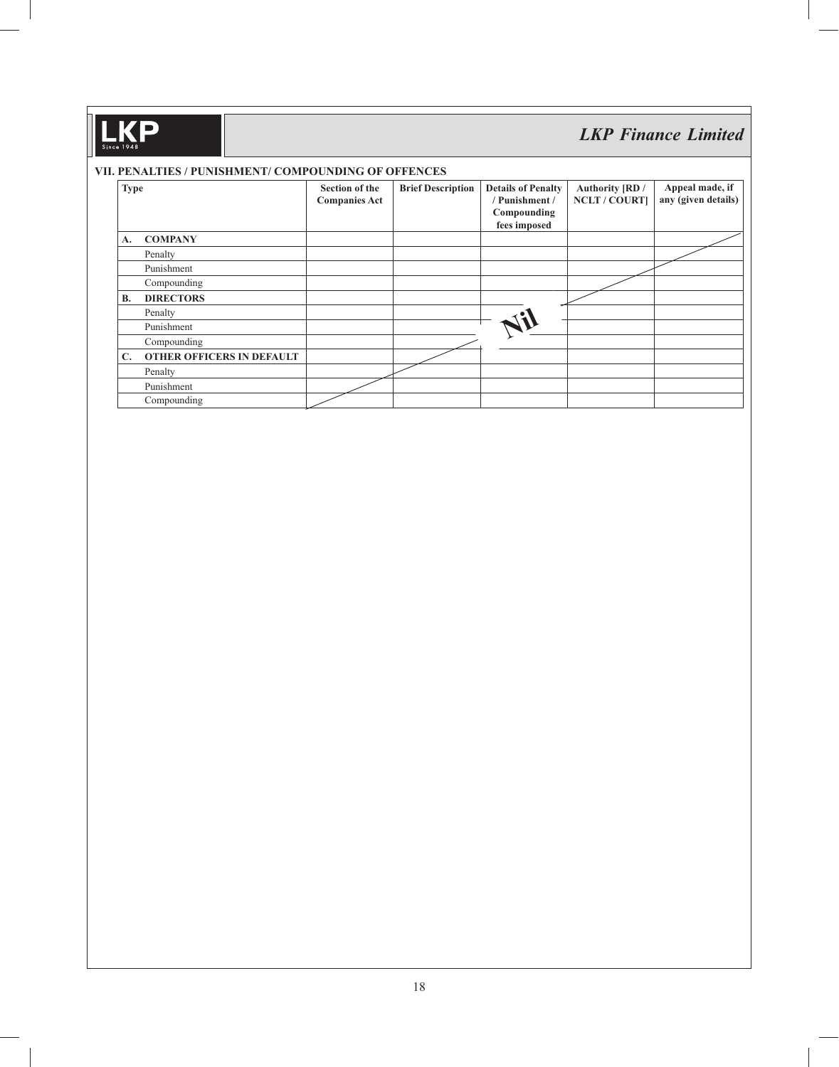## VII. PENALTIES / PUNISHMENT/ COMPOUNDING OF OFFENCES

| Type | Section of the Companies Act | Brief Description | Details of Penalty / Punishment / Compounding fees imposed | Authority [RD / NCLT / COURT] | Appeal made, if any (given details) |
|---|---|---|---|---|---|
| **A. COMPANY** | | | | | |
| Penalty | | | | | |
| Punishment | | | | | |
| Compounding | | | | | |
| **B. DIRECTORS** | | | | | |
| Penalty | | | | | |
| Punishment | | | **Nil** | | |
| Compounding | | | | | |
| **C. OTHER OFFICERS IN DEFAULT** | | | | | |
| Penalty | | | | | |
| Punishment | | | | | |
| Compounding | | | | | |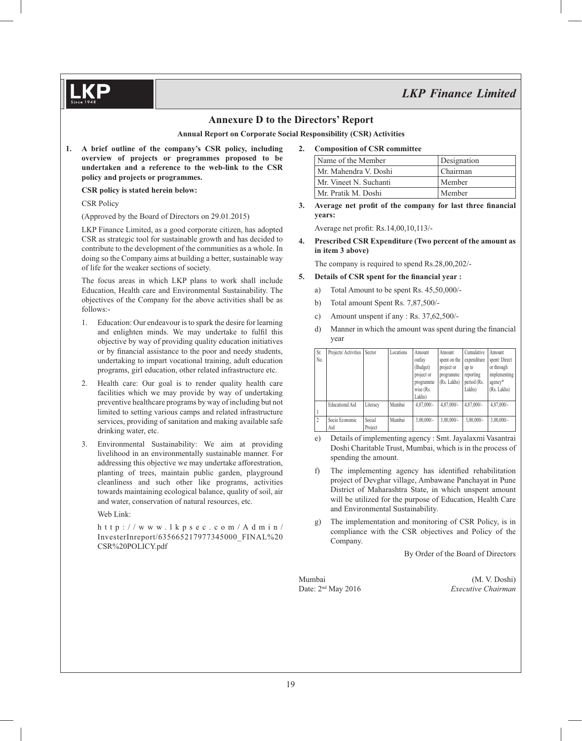# Annexure D to the Directors' Report

**Annual Report on Corporate Social Responsibility (CSR) Activities**

**1. A brief outline of the company's CSR policy, including overview of projects or programmes proposed to be undertaken and a reference to the web-link to the CSR policy and projects or programmes.**

**CSR policy is stated herein below:**

CSR Policy

(Approved by the Board of Directors on 29.01.2015)

LKP Finance Limited, as a good corporate citizen, has adopted CSR as strategic tool for sustainable growth and has decided to contribute to the development of the communities as a whole. In doing so the Company aims at building a better, sustainable way of life for the weaker sections of society.

The focus areas in which LKP plans to work shall include Education, Health care and Environmental Sustainability. The objectives of the Company for the above activities shall be as follows:-

1. Education: Our endeavour is to spark the desire for learning and enlighten minds. We may undertake to fulfil this objective by way of providing quality education initiatives or by financial assistance to the poor and needy students, undertaking to impart vocational training, adult education programs, girl education, other related infrastructure etc.
2. Health care: Our goal is to render quality health care facilities which we may provide by way of undertaking preventive healthcare programs by way of including but not limited to setting various camps and related infrastructure services, providing of sanitation and making available safe drinking water, etc.
3. Environmental Sustainability: We aim at providing livelihood in an environmentally sustainable manner. For addressing this objective we may undertake afforestration, planting of trees, maintain public garden, playground cleanliness and such other like programs, activities towards maintaining ecological balance, quality of soil, air and water, conservation of natural resources, etc.

Web Link:

http://www.lkpsec.com/Admin/InvesterInreport/635665217977345000_FINAL%20CSR%20POLICY.pdf

**2. Composition of CSR committee**

| Name of the Member | Designation |
|---|---|
| Mr. Mahendra V. Doshi | Chairman |
| Mr. Vineet N. Suchanti | Member |
| Mr. Pratik M. Doshi | Member |

**3. Average net profit of the company for last three financial years:**

Average net profit: Rs.14,00,10,113/-

**4. Prescribed CSR Expenditure (Two percent of the amount as in item 3 above)**

The company is required to spend Rs.28,00,202/-

**5. Details of CSR spent for the financial year :**

a) Total Amount to be spent Rs. 45,50,000/-

b) Total amount Spent Rs. 7,87,500/-

c) Amount unspent if any : Rs. 37,62,500/-

d) Manner in which the amount was spent during the financial year

| Sr. No. | Projects/ Activities | Sector | Locations | Amount outlay (Budget) project or programme wise (Rs. Lakhs) | Amount spent on the project or programme (Rs. Lakhs) | Cumulative expenditure up to reporting period (Rs. Lakhs) | Amount spent: Direct or through implementing agency* (Rs. Lakhs) |
|---|---|---|---|---|---|---|---|
| 1 | Educational Aid | Literacy | Mumbai | 4,87,000/- | 4,87,000/- | 4,87,000/- | 4,87,000/- |
| 2 | Socio Economic Aid | Social Project | Mumbai | 3,00,000/- | 3,00,000/- | 3,00,000/- | 3,00,000/- |

e) Details of implementing agency : Smt. Jayalaxmi Vasantrai Doshi Charitable Trust, Mumbai, which is in the process of spending the amount.

f) The implementing agency has identified rehabilitation project of Devghar village, Ambawane Panchayat in Pune District of Maharashtra State, in which unspent amount will be utilized for the purpose of Education, Health Care and Environmental Sustainability.

g) The implementation and monitoring of CSR Policy, is in compliance with the CSR objectives and Policy of the Company.

By Order of the Board of Directors

Mumbai
Date: 2nd May 2016

(M. V. Doshi)
*Executive Chairman*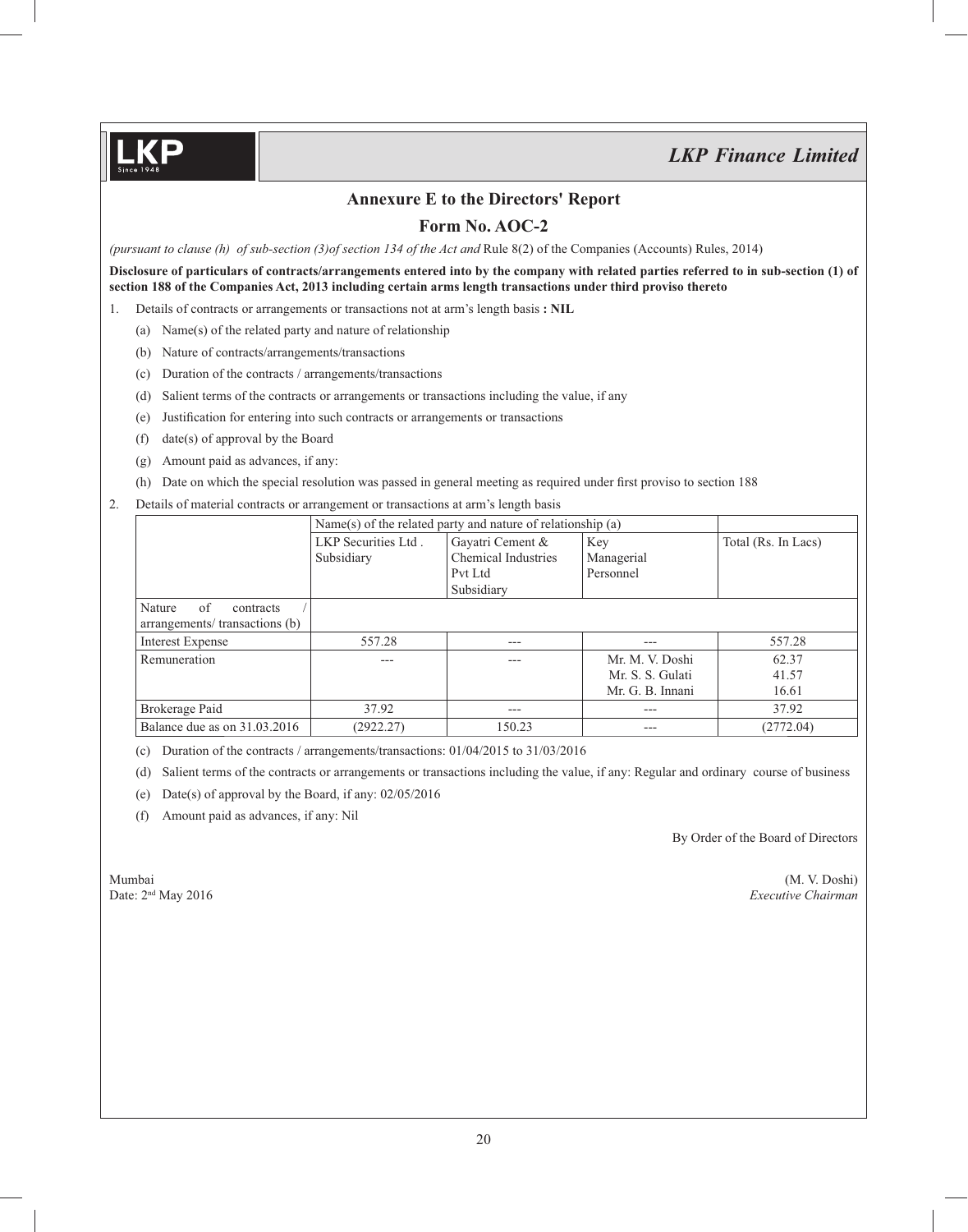## Annexure E to the Directors' Report

## Form No. AOC-2

*(pursuant to clause (h) of sub-section (3)of section 134 of the Act and* Rule 8(2) of the Companies (Accounts) Rules, 2014)

**Disclosure of particulars of contracts/arrangements entered into by the company with related parties referred to in sub-section (1) of section 188 of the Companies Act, 2013 including certain arms length transactions under third proviso thereto**

1. Details of contracts or arrangements or transactions not at arm's length basis **: NIL**
   - (a) Name(s) of the related party and nature of relationship
   - (b) Nature of contracts/arrangements/transactions
   - (c) Duration of the contracts / arrangements/transactions
   - (d) Salient terms of the contracts or arrangements or transactions including the value, if any
   - (e) Justification for entering into such contracts or arrangements or transactions
   - (f) date(s) of approval by the Board
   - (g) Amount paid as advances, if any:
   - (h) Date on which the special resolution was passed in general meeting as required under first proviso to section 188
2. Details of material contracts or arrangement or transactions at arm's length basis

| | Name(s) of the related party and nature of relationship (a) | | | |
|---|---|---|---|---|
| | LKP Securities Ltd . Subsidiary | Gayatri Cement & Chemical Industries Pvt Ltd Subsidiary | Key Managerial Personnel | Total (Rs. In Lacs) |
| Nature of contracts / arrangements/ transactions (b) | | | | |
| Interest Expense | 557.28 | --- | --- | 557.28 |
| Remuneration | --- | --- | Mr. M. V. Doshi<br>Mr. S. S. Gulati<br>Mr. G. B. Innani | 62.37<br>41.57<br>16.61 |
| Brokerage Paid | 37.92 | --- | --- | 37.92 |
| Balance due as on 31.03.2016 | (2922.27) | 150.23 | --- | (2772.04) |

- (c) Duration of the contracts / arrangements/transactions: 01/04/2015 to 31/03/2016
- (d) Salient terms of the contracts or arrangements or transactions including the value, if any: Regular and ordinary course of business
- (e) Date(s) of approval by the Board, if any: 02/05/2016
- (f) Amount paid as advances, if any: Nil

By Order of the Board of Directors

Mumbai
Date: 2nd May 2016

(M. V. Doshi)
*Executive Chairman*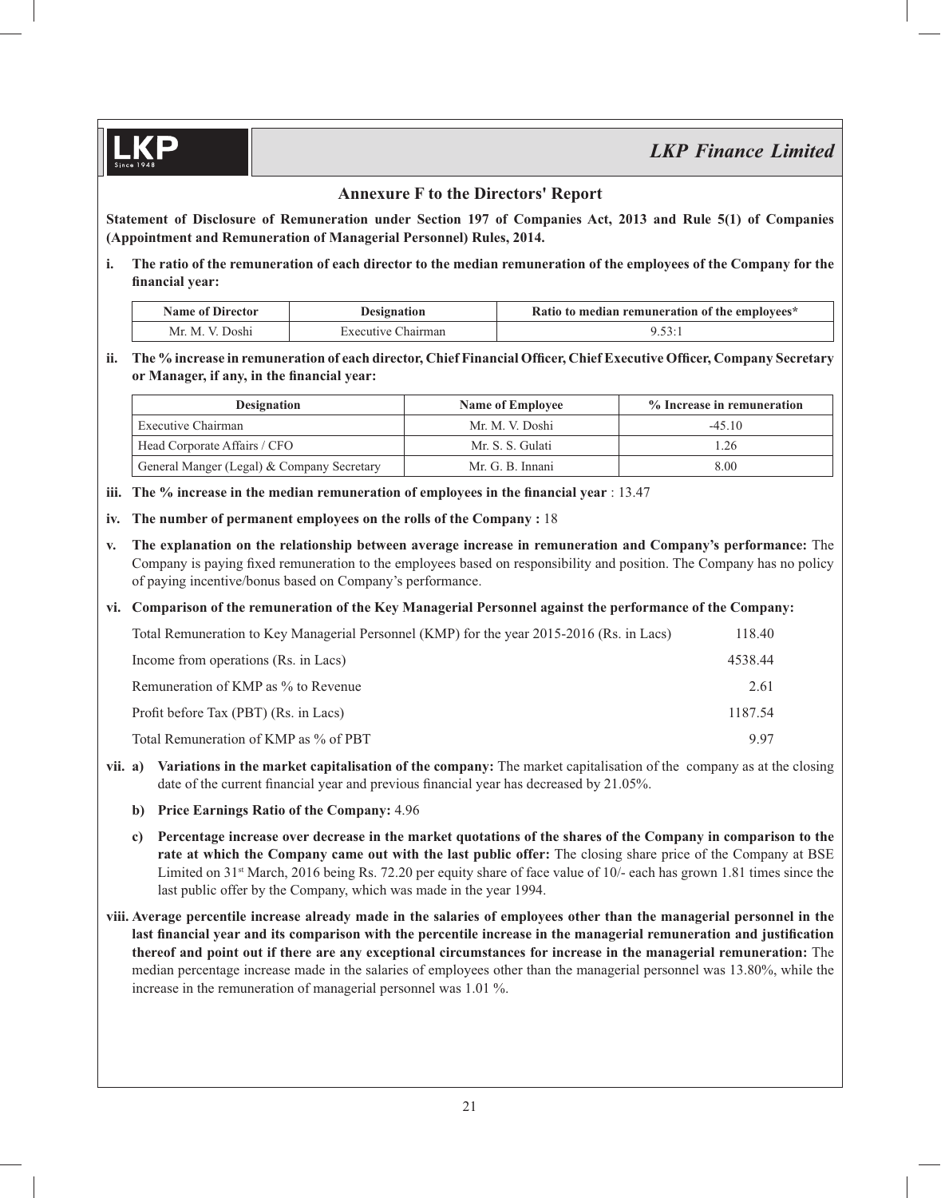## Annexure F to the Directors' Report

**Statement of Disclosure of Remuneration under Section 197 of Companies Act, 2013 and Rule 5(1) of Companies (Appointment and Remuneration of Managerial Personnel) Rules, 2014.**

**i. The ratio of the remuneration of each director to the median remuneration of the employees of the Company for the financial year:**

| Name of Director | Designation | Ratio to median remuneration of the employees* |
|---|---|---|
| Mr. M. V. Doshi | Executive Chairman | 9.53:1 |

**ii. The % increase in remuneration of each director, Chief Financial Officer, Chief Executive Officer, Company Secretary or Manager, if any, in the financial year:**

| Designation | Name of Employee | % Increase in remuneration |
|---|---|---|
| Executive Chairman | Mr. M. V. Doshi | -45.10 |
| Head Corporate Affairs / CFO | Mr. S. S. Gulati | 1.26 |
| General Manger (Legal) & Company Secretary | Mr. G. B. Innani | 8.00 |

**iii. The % increase in the median remuneration of employees in the financial year** : 13.47

**iv. The number of permanent employees on the rolls of the Company :** 18

**v. The explanation on the relationship between average increase in remuneration and Company's performance:** The Company is paying fixed remuneration to the employees based on responsibility and position. The Company has no policy of paying incentive/bonus based on Company's performance.

**vi. Comparison of the remuneration of the Key Managerial Personnel against the performance of the Company:**

| | |
|---|---|
| Total Remuneration to Key Managerial Personnel (KMP) for the year 2015-2016 (Rs. in Lacs) | 118.40 |
| Income from operations (Rs. in Lacs) | 4538.44 |
| Remuneration of KMP as % to Revenue | 2.61 |
| Profit before Tax (PBT) (Rs. in Lacs) | 1187.54 |
| Total Remuneration of KMP as % of PBT | 9.97 |

**vii. a) Variations in the market capitalisation of the company:** The market capitalisation of the company as at the closing date of the current financial year and previous financial year has decreased by 21.05%.

**b) Price Earnings Ratio of the Company:** 4.96

**c) Percentage increase over decrease in the market quotations of the shares of the Company in comparison to the rate at which the Company came out with the last public offer:** The closing share price of the Company at BSE Limited on 31st March, 2016 being Rs. 72.20 per equity share of face value of 10/- each has grown 1.81 times since the last public offer by the Company, which was made in the year 1994.

**viii. Average percentile increase already made in the salaries of employees other than the managerial personnel in the last financial year and its comparison with the percentile increase in the managerial remuneration and justification thereof and point out if there are any exceptional circumstances for increase in the managerial remuneration:** The median percentage increase made in the salaries of employees other than the managerial personnel was 13.80%, while the increase in the remuneration of managerial personnel was 1.01 %.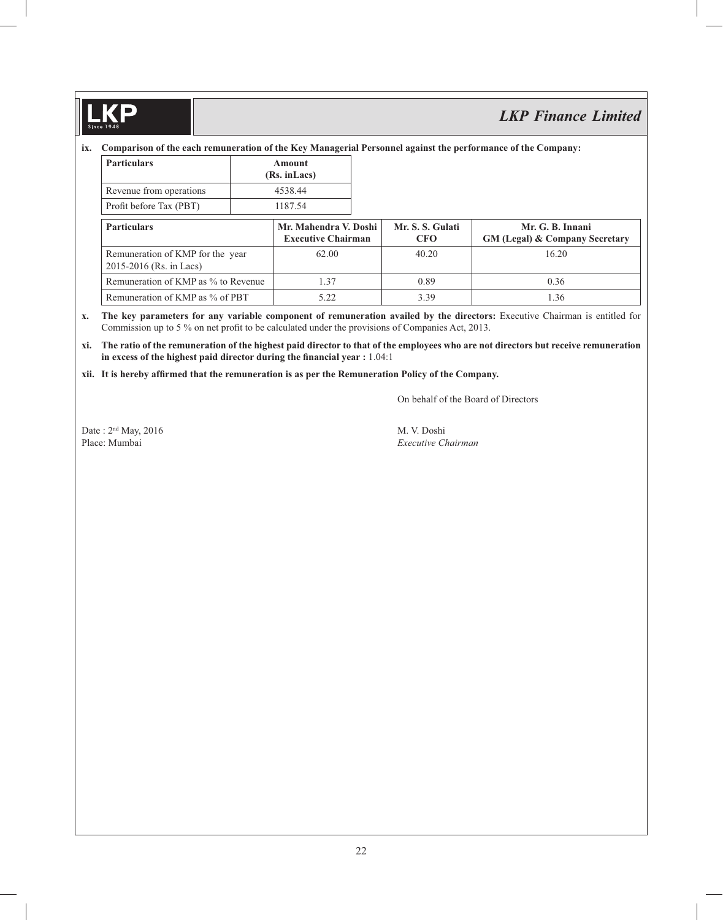**ix. Comparison of the each remuneration of the Key Managerial Personnel against the performance of the Company:**

| Particulars | Amount (Rs. inLacs) |
|---|---|
| Revenue from operations | 4538.44 |
| Profit before Tax (PBT) | 1187.54 |

| Particulars | Mr. Mahendra V. Doshi Executive Chairman | Mr. S. S. Gulati CFO | Mr. G. B. Innani GM (Legal) & Company Secretary |
|---|---|---|---|
| Remuneration of KMP for the year 2015-2016 (Rs. in Lacs) | 62.00 | 40.20 | 16.20 |
| Remuneration of KMP as % to Revenue | 1.37 | 0.89 | 0.36 |
| Remuneration of KMP as % of PBT | 5.22 | 3.39 | 1.36 |

**x. The key parameters for any variable component of remuneration availed by the directors:** Executive Chairman is entitled for Commission up to 5 % on net profit to be calculated under the provisions of Companies Act, 2013.

**xi. The ratio of the remuneration of the highest paid director to that of the employees who are not directors but receive remuneration in excess of the highest paid director during the financial year :** 1.04:1

**xii. It is hereby affirmed that the remuneration is as per the Remuneration Policy of the Company.**

On behalf of the Board of Directors

Date : 2nd May, 2016
Place: Mumbai

M. V. Doshi
*Executive Chairman*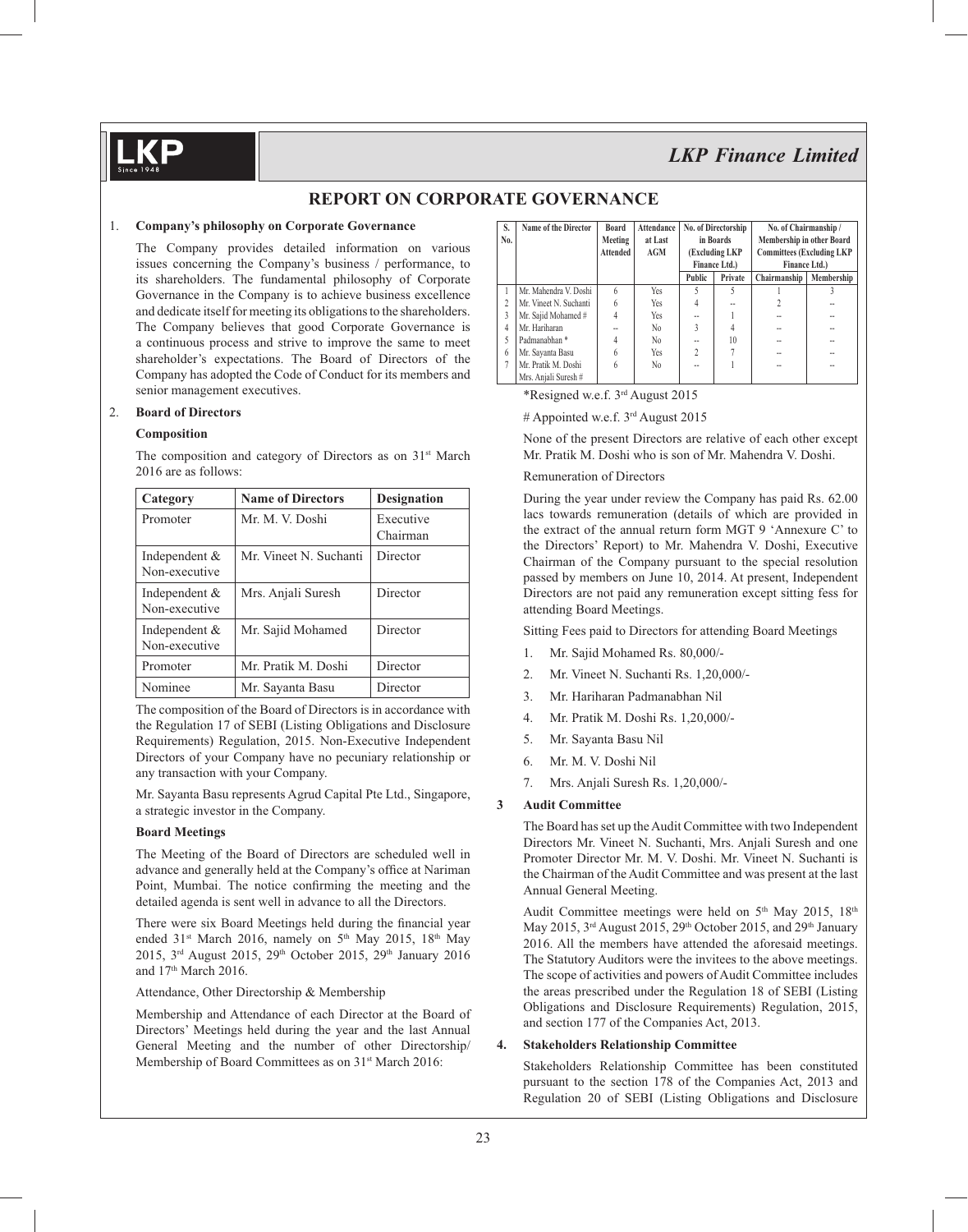# REPORT ON CORPORATE GOVERNANCE

1. **Company's philosophy on Corporate Governance**

   The Company provides detailed information on various issues concerning the Company's business / performance, to its shareholders. The fundamental philosophy of Corporate Governance in the Company is to achieve business excellence and dedicate itself for meeting its obligations to the shareholders. The Company believes that good Corporate Governance is a continuous process and strive to improve the same to meet shareholder's expectations. The Board of Directors of the Company has adopted the Code of Conduct for its members and senior management executives.

2. **Board of Directors**

   **Composition**

   The composition and category of Directors as on 31st March 2016 are as follows:

| Category | Name of Directors | Designation |
|---|---|---|
| Promoter | Mr. M. V. Doshi | Executive Chairman |
| Independent & Non-executive | Mr. Vineet N. Suchanti | Director |
| Independent & Non-executive | Mrs. Anjali Suresh | Director |
| Independent & Non-executive | Mr. Sajid Mohamed | Director |
| Promoter | Mr. Pratik M. Doshi | Director |
| Nominee | Mr. Sayanta Basu | Director |

The composition of the Board of Directors is in accordance with the Regulation 17 of SEBI (Listing Obligations and Disclosure Requirements) Regulation, 2015. Non-Executive Independent Directors of your Company have no pecuniary relationship or any transaction with your Company.

Mr. Sayanta Basu represents Agrud Capital Pte Ltd., Singapore, a strategic investor in the Company.

**Board Meetings**

The Meeting of the Board of Directors are scheduled well in advance and generally held at the Company's office at Nariman Point, Mumbai. The notice confirming the meeting and the detailed agenda is sent well in advance to all the Directors.

There were six Board Meetings held during the financial year ended 31st March 2016, namely on 5th May 2015, 18th May 2015, 3rd August 2015, 29th October 2015, 29th January 2016 and 17th March 2016.

Attendance, Other Directorship & Membership

Membership and Attendance of each Director at the Board of Directors' Meetings held during the year and the last Annual General Meeting and the number of other Directorship/ Membership of Board Committees as on 31st March 2016:

| S. No. | Name of the Director | Board Meeting Attended | Attendance at Last AGM | No. of Directorship in Boards (Excluding LKP Finance Ltd.) | | No. of Chairmanship / Membership in other Board Committees (Excluding LKP Finance Ltd.) | |
|---|---|---|---|---|---|---|---|
| | | | | Public | Private | Chairmanship | Membership |
| 1 | Mr. Mahendra V. Doshi | 6 | Yes | 5 | 5 | 1 | 3 |
| 2 | Mr. Vineet N. Suchanti | 6 | Yes | 4 | -- | 2 | -- |
| 3 | Mr. Sajid Mohamed # | 4 | Yes | -- | 1 | -- | -- |
| 4 | Mr. Hariharan | -- | No | 3 | 4 | -- | -- |
| 5 | Padmanabhan * | 4 | No | -- | 10 | -- | -- |
| 6 | Mr. Sayanta Basu | 6 | Yes | 2 | 7 | -- | -- |
| 7 | Mr. Pratik M. Doshi | 6 | No | -- | 1 | -- | -- |
| | Mrs. Anjali Suresh # | | | | | | |

*Resigned w.e.f. 3rd August 2015

# Appointed w.e.f. 3rd August 2015

None of the present Directors are relative of each other except Mr. Pratik M. Doshi who is son of Mr. Mahendra V. Doshi.

Remuneration of Directors

During the year under review the Company has paid Rs. 62.00 lacs towards remuneration (details of which are provided in the extract of the annual return form MGT 9 'Annexure C' to the Directors' Report) to Mr. Mahendra V. Doshi, Executive Chairman of the Company pursuant to the special resolution passed by members on June 10, 2014. At present, Independent Directors are not paid any remuneration except sitting fess for attending Board Meetings.

Sitting Fees paid to Directors for attending Board Meetings

1. Mr. Sajid Mohamed Rs. 80,000/-
2. Mr. Vineet N. Suchanti Rs. 1,20,000/-
3. Mr. Hariharan Padmanabhan Nil
4. Mr. Pratik M. Doshi Rs. 1,20,000/-
5. Mr. Sayanta Basu Nil
6. Mr. M. V. Doshi Nil
7. Mrs. Anjali Suresh Rs. 1,20,000/-

3 **Audit Committee**

   The Board has set up the Audit Committee with two Independent Directors Mr. Vineet N. Suchanti, Mrs. Anjali Suresh and one Promoter Director Mr. M. V. Doshi. Mr. Vineet N. Suchanti is the Chairman of the Audit Committee and was present at the last Annual General Meeting.

   Audit Committee meetings were held on 5th May 2015, 18th May 2015, 3rd August 2015, 29th October 2015, and 29th January 2016. All the members have attended the aforesaid meetings. The Statutory Auditors were the invitees to the above meetings. The scope of activities and powers of Audit Committee includes the areas prescribed under the Regulation 18 of SEBI (Listing Obligations and Disclosure Requirements) Regulation, 2015, and section 177 of the Companies Act, 2013.

4. **Stakeholders Relationship Committee**

   Stakeholders Relationship Committee has been constituted pursuant to the section 178 of the Companies Act, 2013 and Regulation 20 of SEBI (Listing Obligations and Disclosure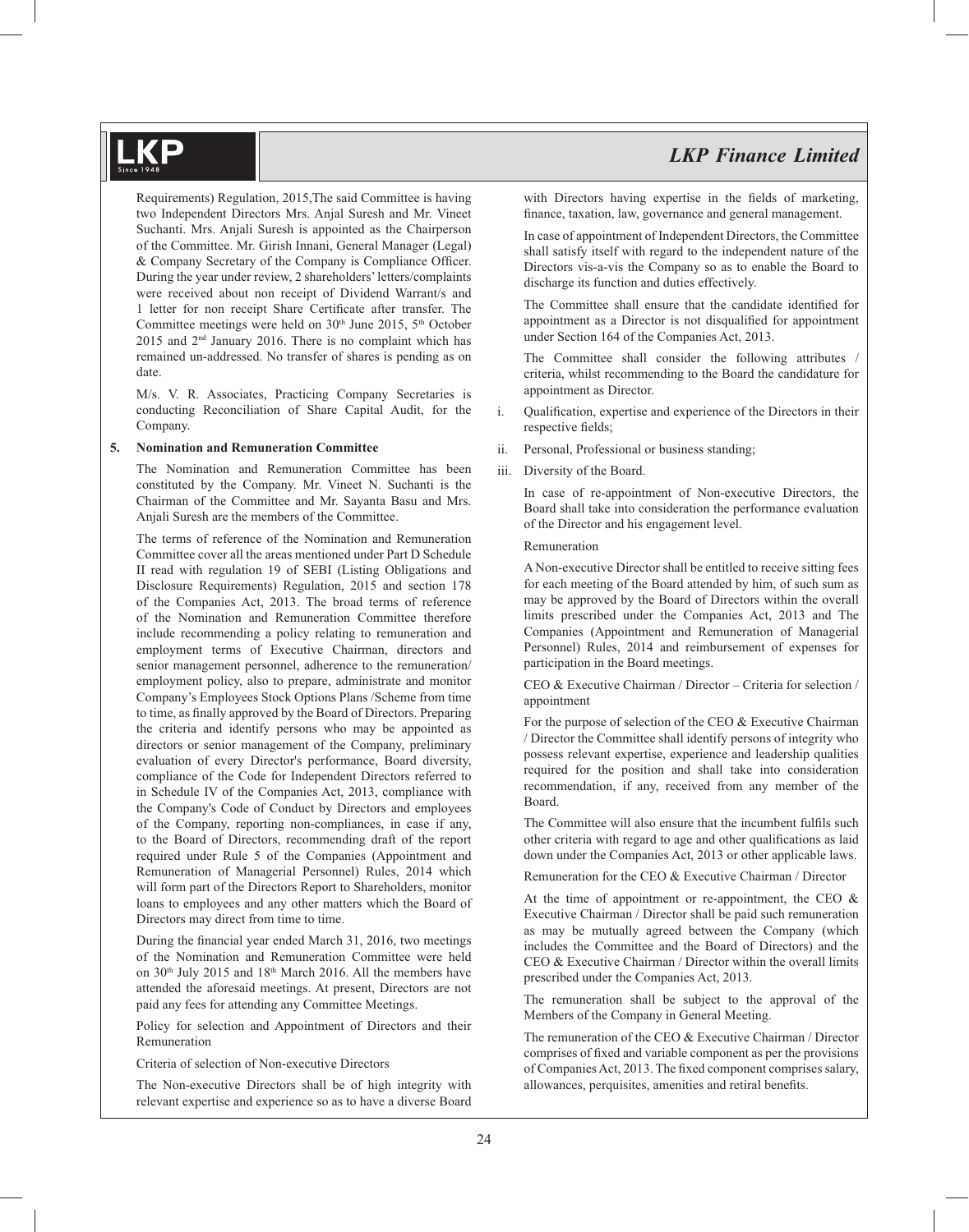Requirements) Regulation, 2015,The said Committee is having two Independent Directors Mrs. Anjal Suresh and Mr. Vineet Suchanti. Mrs. Anjali Suresh is appointed as the Chairperson of the Committee. Mr. Girish Innani, General Manager (Legal) & Company Secretary of the Company is Compliance Officer. During the year under review, 2 shareholders' letters/complaints were received about non receipt of Dividend Warrant/s and 1 letter for non receipt Share Certificate after transfer. The Committee meetings were held on 30th June 2015, 5th October 2015 and 2nd January 2016. There is no complaint which has remained un-addressed. No transfer of shares is pending as on date.

M/s. V. R. Associates, Practicing Company Secretaries is conducting Reconciliation of Share Capital Audit, for the Company.

**5. Nomination and Remuneration Committee**

The Nomination and Remuneration Committee has been constituted by the Company. Mr. Vineet N. Suchanti is the Chairman of the Committee and Mr. Sayanta Basu and Mrs. Anjali Suresh are the members of the Committee.

The terms of reference of the Nomination and Remuneration Committee cover all the areas mentioned under Part D Schedule II read with regulation 19 of SEBI (Listing Obligations and Disclosure Requirements) Regulation, 2015 and section 178 of the Companies Act, 2013. The broad terms of reference of the Nomination and Remuneration Committee therefore include recommending a policy relating to remuneration and employment terms of Executive Chairman, directors and senior management personnel, adherence to the remuneration/ employment policy, also to prepare, administrate and monitor Company's Employees Stock Options Plans /Scheme from time to time, as finally approved by the Board of Directors. Preparing the criteria and identify persons who may be appointed as directors or senior management of the Company, preliminary evaluation of every Director's performance, Board diversity, compliance of the Code for Independent Directors referred to in Schedule IV of the Companies Act, 2013, compliance with the Company's Code of Conduct by Directors and employees of the Company, reporting non-compliances, in case if any, to the Board of Directors, recommending draft of the report required under Rule 5 of the Companies (Appointment and Remuneration of Managerial Personnel) Rules, 2014 which will form part of the Directors Report to Shareholders, monitor loans to employees and any other matters which the Board of Directors may direct from time to time.

During the financial year ended March 31, 2016, two meetings of the Nomination and Remuneration Committee were held on 30th July 2015 and 18th March 2016. All the members have attended the aforesaid meetings. At present, Directors are not paid any fees for attending any Committee Meetings.

Policy for selection and Appointment of Directors and their Remuneration

Criteria of selection of Non-executive Directors

The Non-executive Directors shall be of high integrity with relevant expertise and experience so as to have a diverse Board with Directors having expertise in the fields of marketing, finance, taxation, law, governance and general management.

In case of appointment of Independent Directors, the Committee shall satisfy itself with regard to the independent nature of the Directors vis-a-vis the Company so as to enable the Board to discharge its function and duties effectively.

The Committee shall ensure that the candidate identified for appointment as a Director is not disqualified for appointment under Section 164 of the Companies Act, 2013.

The Committee shall consider the following attributes / criteria, whilst recommending to the Board the candidature for appointment as Director.

i. Qualification, expertise and experience of the Directors in their respective fields;

ii. Personal, Professional or business standing;

iii. Diversity of the Board.

In case of re-appointment of Non-executive Directors, the Board shall take into consideration the performance evaluation of the Director and his engagement level.

Remuneration

A Non-executive Director shall be entitled to receive sitting fees for each meeting of the Board attended by him, of such sum as may be approved by the Board of Directors within the overall limits prescribed under the Companies Act, 2013 and The Companies (Appointment and Remuneration of Managerial Personnel) Rules, 2014 and reimbursement of expenses for participation in the Board meetings.

CEO & Executive Chairman / Director – Criteria for selection / appointment

For the purpose of selection of the CEO & Executive Chairman / Director the Committee shall identify persons of integrity who possess relevant expertise, experience and leadership qualities required for the position and shall take into consideration recommendation, if any, received from any member of the Board.

The Committee will also ensure that the incumbent fulfils such other criteria with regard to age and other qualifications as laid down under the Companies Act, 2013 or other applicable laws.

Remuneration for the CEO & Executive Chairman / Director

At the time of appointment or re-appointment, the CEO & Executive Chairman / Director shall be paid such remuneration as may be mutually agreed between the Company (which includes the Committee and the Board of Directors) and the CEO & Executive Chairman / Director within the overall limits prescribed under the Companies Act, 2013.

The remuneration shall be subject to the approval of the Members of the Company in General Meeting.

The remuneration of the CEO & Executive Chairman / Director comprises of fixed and variable component as per the provisions of Companies Act, 2013. The fixed component comprises salary, allowances, perquisites, amenities and retiral benefits.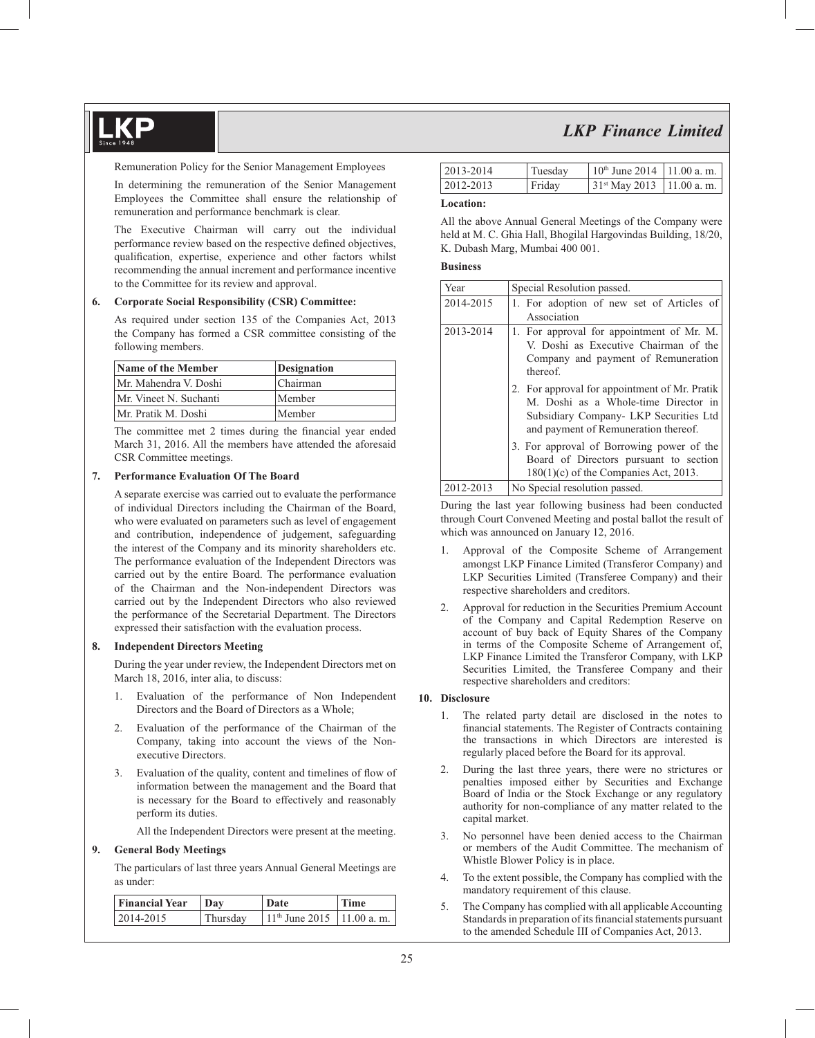Remuneration Policy for the Senior Management Employees

In determining the remuneration of the Senior Management Employees the Committee shall ensure the relationship of remuneration and performance benchmark is clear.

The Executive Chairman will carry out the individual performance review based on the respective defined objectives, qualification, expertise, experience and other factors whilst recommending the annual increment and performance incentive to the Committee for its review and approval.

**6. Corporate Social Responsibility (CSR) Committee:**

As required under section 135 of the Companies Act, 2013 the Company has formed a CSR committee consisting of the following members.

| Name of the Member | Designation |
|---|---|
| Mr. Mahendra V. Doshi | Chairman |
| Mr. Vineet N. Suchanti | Member |
| Mr. Pratik M. Doshi | Member |

The committee met 2 times during the financial year ended March 31, 2016. All the members have attended the aforesaid CSR Committee meetings.

**7. Performance Evaluation Of The Board**

A separate exercise was carried out to evaluate the performance of individual Directors including the Chairman of the Board, who were evaluated on parameters such as level of engagement and contribution, independence of judgement, safeguarding the interest of the Company and its minority shareholders etc. The performance evaluation of the Independent Directors was carried out by the entire Board. The performance evaluation of the Chairman and the Non-independent Directors was carried out by the Independent Directors who also reviewed the performance of the Secretarial Department. The Directors expressed their satisfaction with the evaluation process.

**8. Independent Directors Meeting**

During the year under review, the Independent Directors met on March 18, 2016, inter alia, to discuss:

1. Evaluation of the performance of Non Independent Directors and the Board of Directors as a Whole;
2. Evaluation of the performance of the Chairman of the Company, taking into account the views of the Non-executive Directors.
3. Evaluation of the quality, content and timelines of flow of information between the management and the Board that is necessary for the Board to effectively and reasonably perform its duties.

   All the Independent Directors were present at the meeting.

**9. General Body Meetings**

The particulars of last three years Annual General Meetings are as under:

| Financial Year | Day | Date | Time |
|---|---|---|---|
| 2014-2015 | Thursday | 11th June 2015 | 11.00 a. m. |
| 2013-2014 | Tuesday | 10th June 2014 | 11.00 a. m. |
| 2012-2013 | Friday | 31st May 2013 | 11.00 a. m. |

**Location:**

All the above Annual General Meetings of the Company were held at M. C. Ghia Hall, Bhogilal Hargovindas Building, 18/20, K. Dubash Marg, Mumbai 400 001.

**Business**

| Year | Special Resolution passed. |
|---|---|
| 2014-2015 | 1. For adoption of new set of Articles of Association |
| 2013-2014 | 1. For approval for appointment of Mr. M. V. Doshi as Executive Chairman of the Company and payment of Remuneration thereof. |
| | 2. For approval for appointment of Mr. Pratik M. Doshi as a Whole-time Director in Subsidiary Company- LKP Securities Ltd and payment of Remuneration thereof. |
| | 3. For approval of Borrowing power of the Board of Directors pursuant to section 180(1)(c) of the Companies Act, 2013. |
| 2012-2013 | No Special resolution passed. |

During the last year following business had been conducted through Court Convened Meeting and postal ballot the result of which was announced on January 12, 2016.

1. Approval of the Composite Scheme of Arrangement amongst LKP Finance Limited (Transferor Company) and LKP Securities Limited (Transferee Company) and their respective shareholders and creditors.
2. Approval for reduction in the Securities Premium Account of the Company and Capital Redemption Reserve on account of buy back of Equity Shares of the Company in terms of the Composite Scheme of Arrangement of, LKP Finance Limited the Transferor Company, with LKP Securities Limited, the Transferee Company and their respective shareholders and creditors:

**10. Disclosure**

1. The related party detail are disclosed in the notes to financial statements. The Register of Contracts containing the transactions in which Directors are interested is regularly placed before the Board for its approval.
2. During the last three years, there were no strictures or penalties imposed either by Securities and Exchange Board of India or the Stock Exchange or any regulatory authority for non-compliance of any matter related to the capital market.
3. No personnel have been denied access to the Chairman or members of the Audit Committee. The mechanism of Whistle Blower Policy is in place.
4. To the extent possible, the Company has complied with the mandatory requirement of this clause.
5. The Company has complied with all applicable Accounting Standards in preparation of its financial statements pursuant to the amended Schedule III of Companies Act, 2013.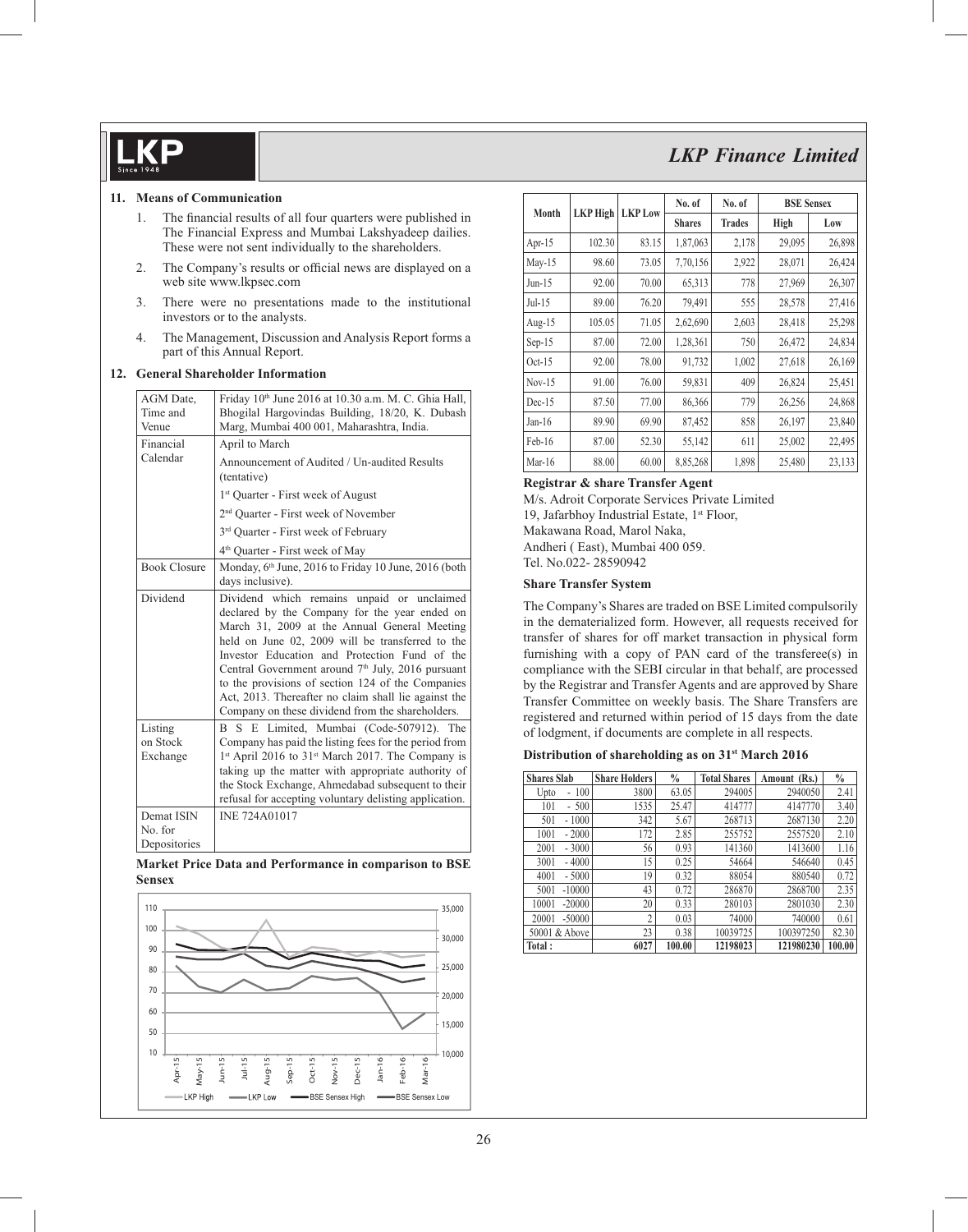## 11. Means of Communication

1. The financial results of all four quarters were published in The Financial Express and Mumbai Lakshyadeep dailies. These were not sent individually to the shareholders.
2. The Company's results or official news are displayed on a web site www.lkpsec.com
3. There were no presentations made to the institutional investors or to the analysts.
4. The Management, Discussion and Analysis Report forms a part of this Annual Report.

## 12. General Shareholder Information

| | |
|---|---|
| AGM Date, Time and Venue | Friday 10th June 2016 at 10.30 a.m. M. C. Ghia Hall, Bhogilal Hargovindas Building, 18/20, K. Dubash Marg, Mumbai 400 001, Maharashtra, India. |
| Financial Calendar | April to March<br>Announcement of Audited / Un-audited Results (tentative)<br>1st Quarter - First week of August<br>2nd Quarter - First week of November<br>3rd Quarter - First week of February<br>4th Quarter - First week of May |
| Book Closure | Monday, 6th June, 2016 to Friday 10 June, 2016 (both days inclusive). |
| Dividend | Dividend which remains unpaid or unclaimed declared by the Company for the year ended on March 31, 2009 at the Annual General Meeting held on June 02, 2009 will be transferred to the Investor Education and Protection Fund of the Central Government around 7th July, 2016 pursuant to the provisions of section 124 of the Companies Act, 2013. Thereafter no claim shall lie against the Company on these dividend from the shareholders. |
| Listing on Stock Exchange | B S E Limited, Mumbai (Code-507912). The Company has paid the listing fees for the period from 1st April 2016 to 31st March 2017. The Company is taking up the matter with appropriate authority of the Stock Exchange, Ahmedabad subsequent to their refusal for accepting voluntary delisting application. |
| Demat ISIN No. for Depositories | INE 724A01017 |

**Market Price Data and Performance in comparison to BSE Sensex**

| Month | LKP High | LKP Low | No. of Shares | No. of Trades | BSE Sensex High | BSE Sensex Low |
|---|---|---|---|---|---|---|
| Apr-15 | 102.30 | 83.15 | 1,87,063 | 2,178 | 29,095 | 26,898 |
| May-15 | 98.60 | 73.05 | 7,70,156 | 2,922 | 28,071 | 26,424 |
| Jun-15 | 92.00 | 70.00 | 65,313 | 778 | 27,969 | 26,307 |
| Jul-15 | 89.00 | 76.20 | 79,491 | 555 | 28,578 | 27,416 |
| Aug-15 | 105.05 | 71.05 | 2,62,690 | 2,603 | 28,418 | 25,298 |
| Sep-15 | 87.00 | 72.00 | 1,28,361 | 750 | 26,472 | 24,834 |
| Oct-15 | 92.00 | 78.00 | 91,732 | 1,002 | 27,618 | 26,169 |
| Nov-15 | 91.00 | 76.00 | 59,831 | 409 | 26,824 | 25,451 |
| Dec-15 | 87.50 | 77.00 | 86,366 | 779 | 26,256 | 24,868 |
| Jan-16 | 89.90 | 69.90 | 87,452 | 858 | 26,197 | 23,840 |
| Feb-16 | 87.00 | 52.30 | 55,142 | 611 | 25,002 | 22,495 |
| Mar-16 | 88.00 | 60.00 | 8,85,268 | 1,898 | 25,480 | 23,133 |

**Registrar & share Transfer Agent**

M/s. Adroit Corporate Services Private Limited
19, Jafarbhoy Industrial Estate, 1st Floor,
Makawana Road, Marol Naka,
Andheri ( East), Mumbai 400 059.
Tel. No.022- 28590942

**Share Transfer System**

The Company's Shares are traded on BSE Limited compulsorily in the dematerialized form. However, all requests received for transfer of shares for off market transaction in physical form furnishing with a copy of PAN card of the transferee(s) in compliance with the SEBI circular in that behalf, are processed by the Registrar and Transfer Agents and are approved by Share Transfer Committee on weekly basis. The Share Transfers are registered and returned within period of 15 days from the date of lodgment, if documents are complete in all respects.

**Distribution of shareholding as on 31st March 2016**

| Shares Slab | Share Holders | % | Total Shares | Amount (Rs.) | % |
|---|---|---|---|---|---|
| Upto - 100 | 3800 | 63.05 | 294005 | 2940050 | 2.41 |
| 101 - 500 | 1535 | 25.47 | 414777 | 4147770 | 3.40 |
| 501 - 1000 | 342 | 5.67 | 268713 | 2687130 | 2.20 |
| 1001 - 2000 | 172 | 2.85 | 255752 | 2557520 | 2.10 |
| 2001 - 3000 | 56 | 0.93 | 141360 | 1413600 | 1.16 |
| 3001 - 4000 | 15 | 0.25 | 54664 | 546640 | 0.45 |
| 4001 - 5000 | 19 | 0.32 | 88054 | 880540 | 0.72 |
| 5001 -10000 | 43 | 0.72 | 286870 | 2868700 | 2.35 |
| 10001 -20000 | 20 | 0.33 | 280103 | 2801030 | 2.30 |
| 20001 -50000 | 2 | 0.03 | 74000 | 740000 | 0.61 |
| 50001 & Above | 23 | 0.38 | 10039725 | 100397250 | 82.30 |
| **Total :** | **6027** | **100.00** | **12198023** | **121980230** | **100.00** |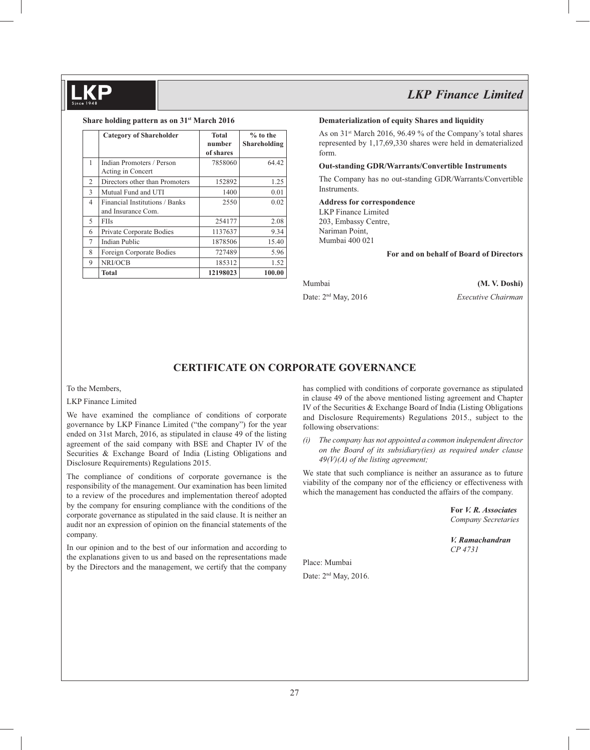**Share holding pattern as on 31st March 2016**

| | Category of Shareholder | Total number of shares | % to the Shareholding |
|---|---|---|---|
| 1 | Indian Promoters / Person Acting in Concert | 7858060 | 64.42 |
| 2 | Directors other than Promoters | 152892 | 1.25 |
| 3 | Mutual Fund and UTI | 1400 | 0.01 |
| 4 | Financial Institutions / Banks and Insurance Com. | 2550 | 0.02 |
| 5 | FIIs | 254177 | 2.08 |
| 6 | Private Corporate Bodies | 1137637 | 9.34 |
| 7 | Indian Public | 1878506 | 15.40 |
| 8 | Foreign Corporate Bodies | 727489 | 5.96 |
| 9 | NRI/OCB | 185312 | 1.52 |
| | **Total** | **12198023** | **100.00** |

**Dematerialization of equity Shares and liquidity**

As on 31st March 2016, 96.49 % of the Company's total shares represented by 1,17,69,330 shares were held in dematerialized form.

**Out-standing GDR/Warrants/Convertible Instruments**

The Company has no out-standing GDR/Warrants/Convertible Instruments.

**Address for correspondence**
LKP Finance Limited
203, Embassy Centre,
Nariman Point,
Mumbai 400 021

**For and on behalf of Board of Directors**

Mumbai
Date: 2nd May, 2016

**(M. V. Doshi)**
*Executive Chairman*

## CERTIFICATE ON CORPORATE GOVERNANCE

To the Members,

LKP Finance Limited

We have examined the compliance of conditions of corporate governance by LKP Finance Limited ("the company") for the year ended on 31st March, 2016, as stipulated in clause 49 of the listing agreement of the said company with BSE and Chapter IV of the Securities & Exchange Board of India (Listing Obligations and Disclosure Requirements) Regulations 2015.

The compliance of conditions of corporate governance is the responsibility of the management. Our examination has been limited to a review of the procedures and implementation thereof adopted by the company for ensuring compliance with the conditions of the corporate governance as stipulated in the said clause. It is neither an audit nor an expression of opinion on the financial statements of the company.

In our opinion and to the best of our information and according to the explanations given to us and based on the representations made by the Directors and the management, we certify that the company has complied with conditions of corporate governance as stipulated in clause 49 of the above mentioned listing agreement and Chapter IV of the Securities & Exchange Board of India (Listing Obligations and Disclosure Requirements) Regulations 2015., subject to the following observations:

*(i) The company has not appointed a common independent director on the Board of its subsidiary(ies) as required under clause 49(V)(A) of the listing agreement;*

We state that such compliance is neither an assurance as to future viability of the company nor of the efficiency or effectiveness with which the management has conducted the affairs of the company.

**For *V. R. Associates***
*Company Secretaries*

***V. Ramachandran***
*CP 4731*

Place: Mumbai

Date: 2nd May, 2016.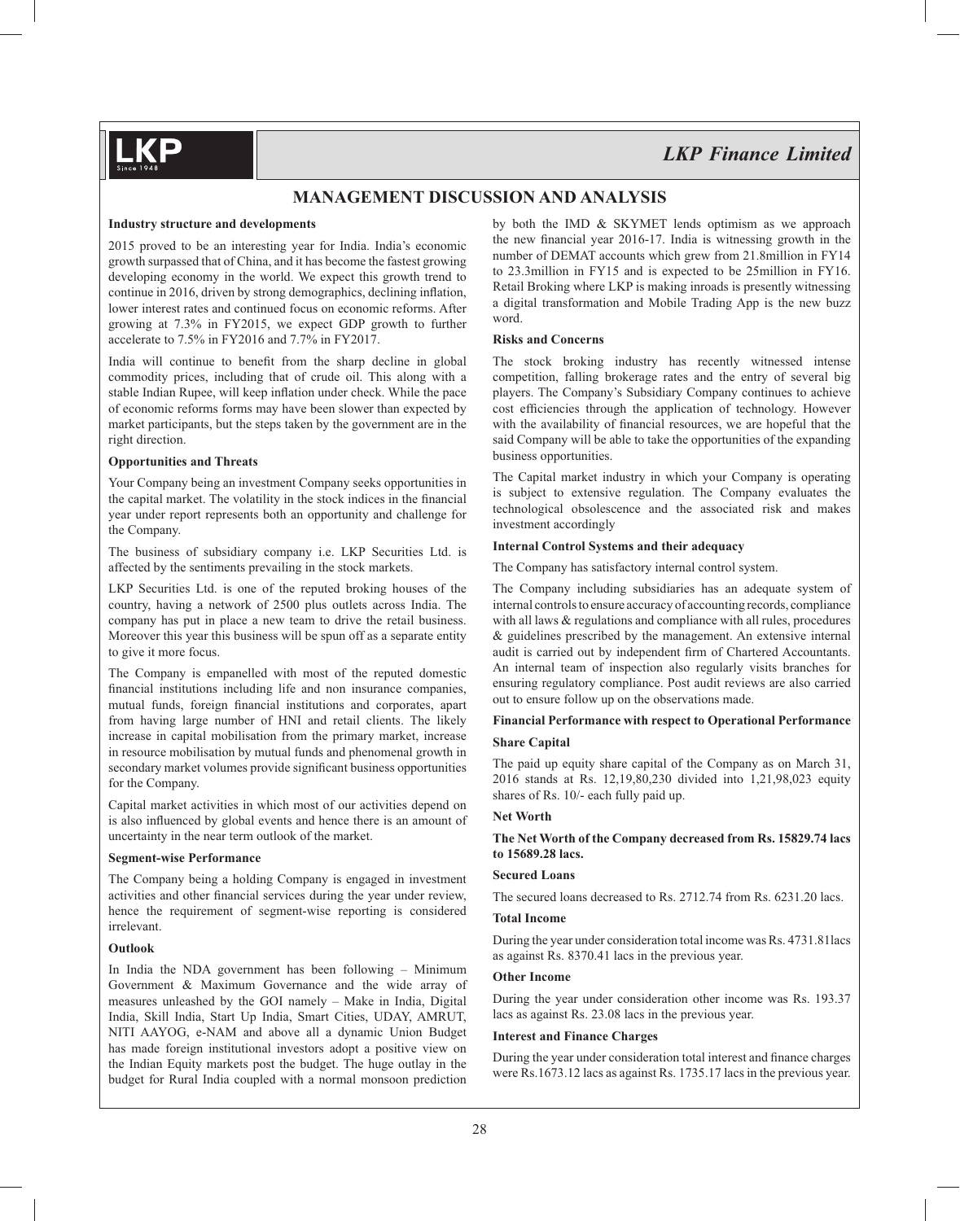# MANAGEMENT DISCUSSION AND ANALYSIS

**Industry structure and developments**

2015 proved to be an interesting year for India. India's economic growth surpassed that of China, and it has become the fastest growing developing economy in the world. We expect this growth trend to continue in 2016, driven by strong demographics, declining inflation, lower interest rates and continued focus on economic reforms. After growing at 7.3% in FY2015, we expect GDP growth to further accelerate to 7.5% in FY2016 and 7.7% in FY2017.

India will continue to benefit from the sharp decline in global commodity prices, including that of crude oil. This along with a stable Indian Rupee, will keep inflation under check. While the pace of economic reforms forms may have been slower than expected by market participants, but the steps taken by the government are in the right direction.

**Opportunities and Threats**

Your Company being an investment Company seeks opportunities in the capital market. The volatility in the stock indices in the financial year under report represents both an opportunity and challenge for the Company.

The business of subsidiary company i.e. LKP Securities Ltd. is affected by the sentiments prevailing in the stock markets.

LKP Securities Ltd. is one of the reputed broking houses of the country, having a network of 2500 plus outlets across India. The company has put in place a new team to drive the retail business. Moreover this year this business will be spun off as a separate entity to give it more focus.

The Company is empanelled with most of the reputed domestic financial institutions including life and non insurance companies, mutual funds, foreign financial institutions and corporates, apart from having large number of HNI and retail clients. The likely increase in capital mobilisation from the primary market, increase in resource mobilisation by mutual funds and phenomenal growth in secondary market volumes provide significant business opportunities for the Company.

Capital market activities in which most of our activities depend on is also influenced by global events and hence there is an amount of uncertainty in the near term outlook of the market.

**Segment-wise Performance**

The Company being a holding Company is engaged in investment activities and other financial services during the year under review, hence the requirement of segment-wise reporting is considered irrelevant.

**Outlook**

In India the NDA government has been following – Minimum Government & Maximum Governance and the wide array of measures unleashed by the GOI namely – Make in India, Digital India, Skill India, Start Up India, Smart Cities, UDAY, AMRUT, NITI AAYOG, e-NAM and above all a dynamic Union Budget has made foreign institutional investors adopt a positive view on the Indian Equity markets post the budget. The huge outlay in the budget for Rural India coupled with a normal monsoon prediction by both the IMD & SKYMET lends optimism as we approach the new financial year 2016-17. India is witnessing growth in the number of DEMAT accounts which grew from 21.8million in FY14 to 23.3million in FY15 and is expected to be 25million in FY16. Retail Broking where LKP is making inroads is presently witnessing a digital transformation and Mobile Trading App is the new buzz word.

**Risks and Concerns**

The stock broking industry has recently witnessed intense competition, falling brokerage rates and the entry of several big players. The Company's Subsidiary Company continues to achieve cost efficiencies through the application of technology. However with the availability of financial resources, we are hopeful that the said Company will be able to take the opportunities of the expanding business opportunities.

The Capital market industry in which your Company is operating is subject to extensive regulation. The Company evaluates the technological obsolescence and the associated risk and makes investment accordingly

**Internal Control Systems and their adequacy**

The Company has satisfactory internal control system.

The Company including subsidiaries has an adequate system of internal controls to ensure accuracy of accounting records, compliance with all laws & regulations and compliance with all rules, procedures & guidelines prescribed by the management. An extensive internal audit is carried out by independent firm of Chartered Accountants. An internal team of inspection also regularly visits branches for ensuring regulatory compliance. Post audit reviews are also carried out to ensure follow up on the observations made.

**Financial Performance with respect to Operational Performance**

**Share Capital**

The paid up equity share capital of the Company as on March 31, 2016 stands at Rs. 12,19,80,230 divided into 1,21,98,023 equity shares of Rs. 10/- each fully paid up.

**Net Worth**

**The Net Worth of the Company decreased from Rs. 15829.74 lacs to 15689.28 lacs.**

**Secured Loans**

The secured loans decreased to Rs. 2712.74 from Rs. 6231.20 lacs.

**Total Income**

During the year under consideration total income was Rs. 4731.81lacs as against Rs. 8370.41 lacs in the previous year.

**Other Income**

During the year under consideration other income was Rs. 193.37 lacs as against Rs. 23.08 lacs in the previous year.

**Interest and Finance Charges**

During the year under consideration total interest and finance charges were Rs.1673.12 lacs as against Rs. 1735.17 lacs in the previous year.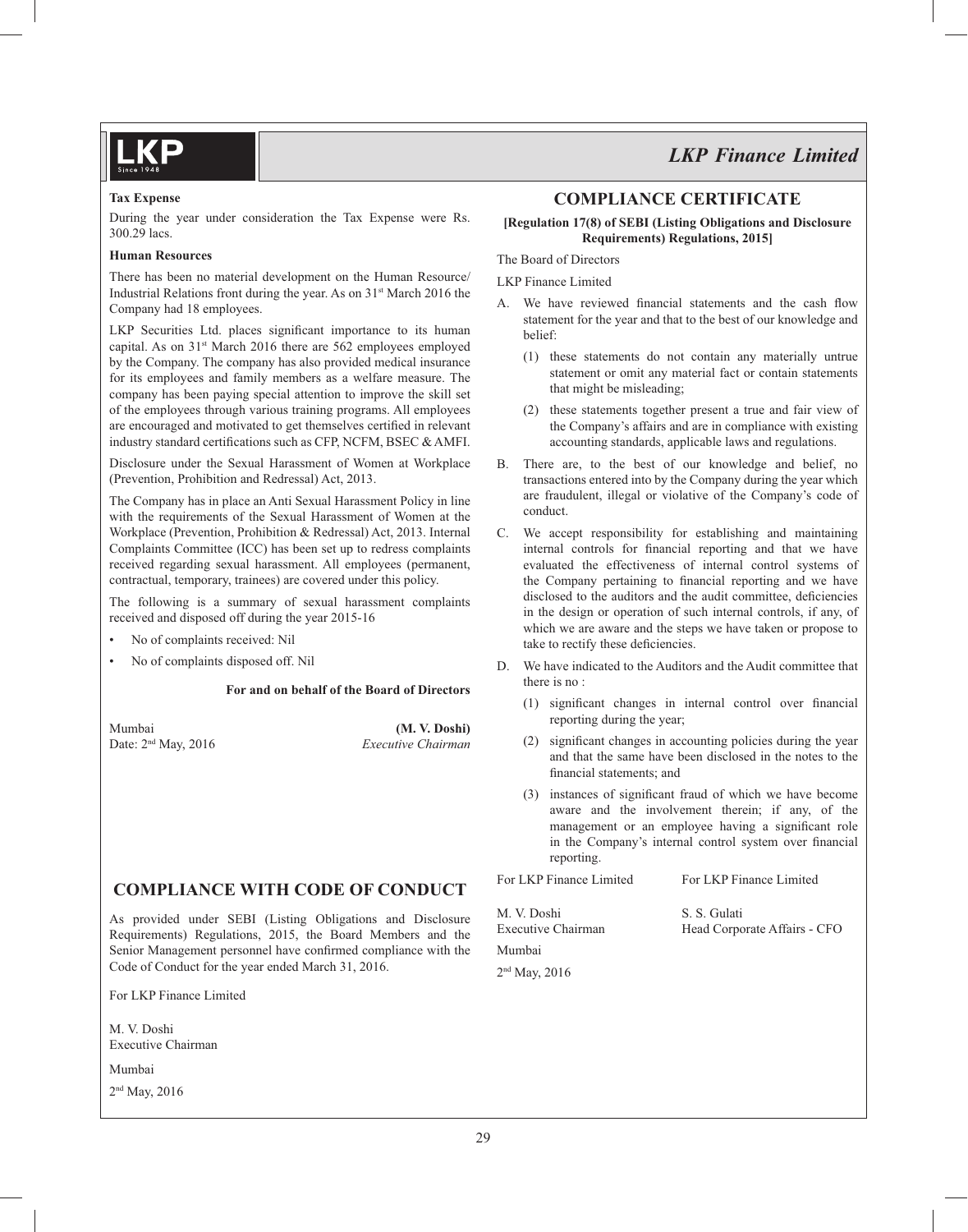**Tax Expense**

During the year under consideration the Tax Expense were Rs. 300.29 lacs.

**Human Resources**

There has been no material development on the Human Resource/ Industrial Relations front during the year. As on 31st March 2016 the Company had 18 employees.

LKP Securities Ltd. places significant importance to its human capital. As on 31st March 2016 there are 562 employees employed by the Company. The company has also provided medical insurance for its employees and family members as a welfare measure. The company has been paying special attention to improve the skill set of the employees through various training programs. All employees are encouraged and motivated to get themselves certified in relevant industry standard certifications such as CFP, NCFM, BSEC & AMFI.

Disclosure under the Sexual Harassment of Women at Workplace (Prevention, Prohibition and Redressal) Act, 2013.

The Company has in place an Anti Sexual Harassment Policy in line with the requirements of the Sexual Harassment of Women at the Workplace (Prevention, Prohibition & Redressal) Act, 2013. Internal Complaints Committee (ICC) has been set up to redress complaints received regarding sexual harassment. All employees (permanent, contractual, temporary, trainees) are covered under this policy.

The following is a summary of sexual harassment complaints received and disposed off during the year 2015-16

- No of complaints received: Nil
- No of complaints disposed off. Nil

**For and on behalf of the Board of Directors**

Mumbai
Date: 2nd May, 2016

**(M. V. Doshi)**
*Executive Chairman*

## COMPLIANCE WITH CODE OF CONDUCT

As provided under SEBI (Listing Obligations and Disclosure Requirements) Regulations, 2015, the Board Members and the Senior Management personnel have confirmed compliance with the Code of Conduct for the year ended March 31, 2016.

For LKP Finance Limited

M. V. Doshi
Executive Chairman

Mumbai

2nd May, 2016

## COMPLIANCE CERTIFICATE

**[Regulation 17(8) of SEBI (Listing Obligations and Disclosure Requirements) Regulations, 2015]**

The Board of Directors

LKP Finance Limited

A. We have reviewed financial statements and the cash flow statement for the year and that to the best of our knowledge and belief:

   (1) these statements do not contain any materially untrue statement or omit any material fact or contain statements that might be misleading;

   (2) these statements together present a true and fair view of the Company's affairs and are in compliance with existing accounting standards, applicable laws and regulations.

B. There are, to the best of our knowledge and belief, no transactions entered into by the Company during the year which are fraudulent, illegal or violative of the Company's code of conduct.

C. We accept responsibility for establishing and maintaining internal controls for financial reporting and that we have evaluated the effectiveness of internal control systems of the Company pertaining to financial reporting and we have disclosed to the auditors and the audit committee, deficiencies in the design or operation of such internal controls, if any, of which we are aware and the steps we have taken or propose to take to rectify these deficiencies.

D. We have indicated to the Auditors and the Audit committee that there is no :

   (1) significant changes in internal control over financial reporting during the year;

   (2) significant changes in accounting policies during the year and that the same have been disclosed in the notes to the financial statements; and

   (3) instances of significant fraud of which we have become aware and the involvement therein; if any, of the management or an employee having a significant role in the Company's internal control system over financial reporting.

For LKP Finance Limited

M. V. Doshi
Executive Chairman

For LKP Finance Limited

S. S. Gulati
Head Corporate Affairs - CFO

Mumbai

2nd May, 2016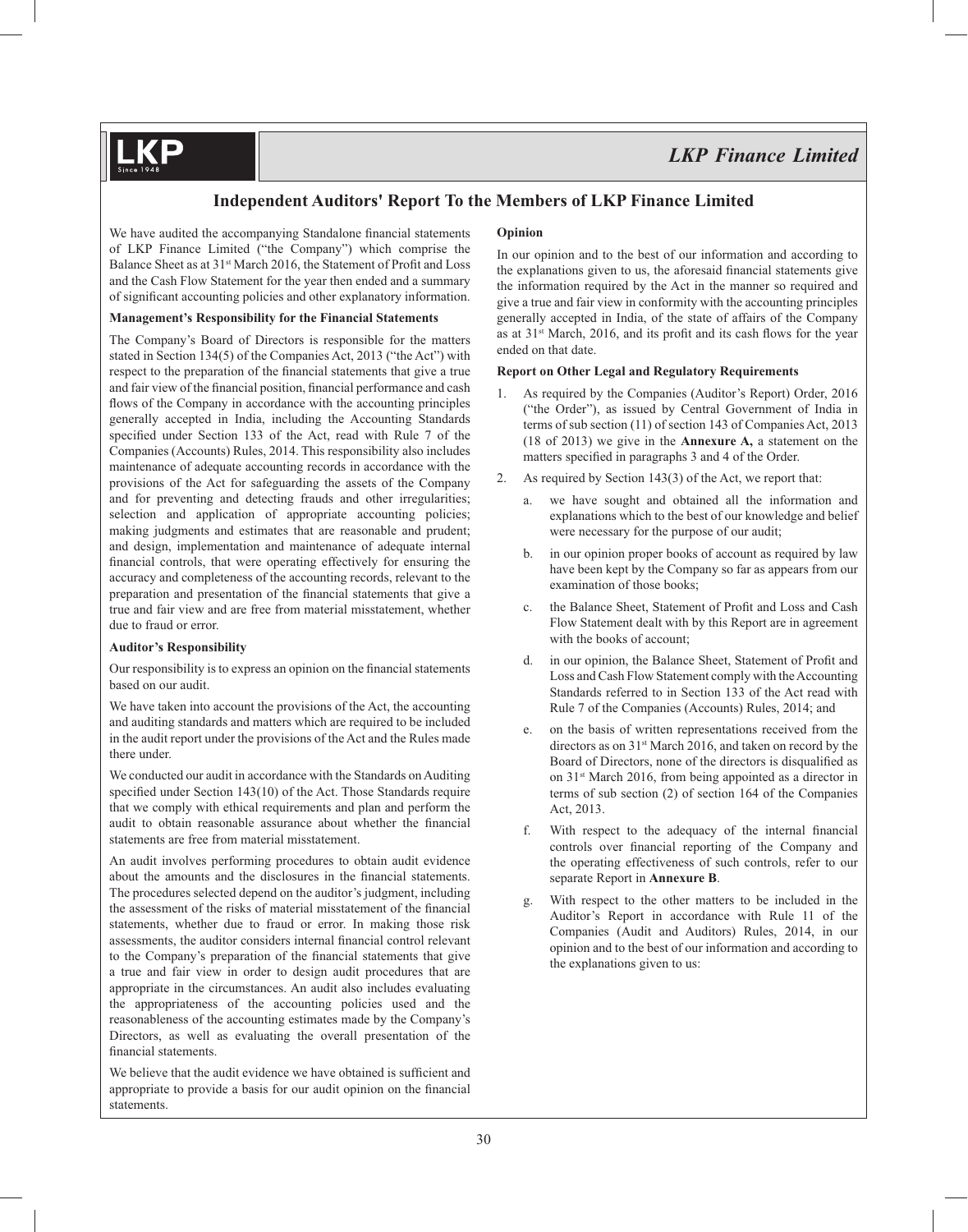# Independent Auditors' Report To the Members of LKP Finance Limited

We have audited the accompanying Standalone financial statements of LKP Finance Limited ("the Company") which comprise the Balance Sheet as at 31st March 2016, the Statement of Profit and Loss and the Cash Flow Statement for the year then ended and a summary of significant accounting policies and other explanatory information.

**Management's Responsibility for the Financial Statements**

The Company's Board of Directors is responsible for the matters stated in Section 134(5) of the Companies Act, 2013 ("the Act") with respect to the preparation of the financial statements that give a true and fair view of the financial position, financial performance and cash flows of the Company in accordance with the accounting principles generally accepted in India, including the Accounting Standards specified under Section 133 of the Act, read with Rule 7 of the Companies (Accounts) Rules, 2014. This responsibility also includes maintenance of adequate accounting records in accordance with the provisions of the Act for safeguarding the assets of the Company and for preventing and detecting frauds and other irregularities; selection and application of appropriate accounting policies; making judgments and estimates that are reasonable and prudent; and design, implementation and maintenance of adequate internal financial controls, that were operating effectively for ensuring the accuracy and completeness of the accounting records, relevant to the preparation and presentation of the financial statements that give a true and fair view and are free from material misstatement, whether due to fraud or error.

**Auditor's Responsibility**

Our responsibility is to express an opinion on the financial statements based on our audit.

We have taken into account the provisions of the Act, the accounting and auditing standards and matters which are required to be included in the audit report under the provisions of the Act and the Rules made there under.

We conducted our audit in accordance with the Standards on Auditing specified under Section 143(10) of the Act. Those Standards require that we comply with ethical requirements and plan and perform the audit to obtain reasonable assurance about whether the financial statements are free from material misstatement.

An audit involves performing procedures to obtain audit evidence about the amounts and the disclosures in the financial statements. The procedures selected depend on the auditor's judgment, including the assessment of the risks of material misstatement of the financial statements, whether due to fraud or error. In making those risk assessments, the auditor considers internal financial control relevant to the Company's preparation of the financial statements that give a true and fair view in order to design audit procedures that are appropriate in the circumstances. An audit also includes evaluating the appropriateness of the accounting policies used and the reasonableness of the accounting estimates made by the Company's Directors, as well as evaluating the overall presentation of the financial statements.

We believe that the audit evidence we have obtained is sufficient and appropriate to provide a basis for our audit opinion on the financial statements.

**Opinion**

In our opinion and to the best of our information and according to the explanations given to us, the aforesaid financial statements give the information required by the Act in the manner so required and give a true and fair view in conformity with the accounting principles generally accepted in India, of the state of affairs of the Company as at 31st March, 2016, and its profit and its cash flows for the year ended on that date.

**Report on Other Legal and Regulatory Requirements**

1. As required by the Companies (Auditor's Report) Order, 2016 ("the Order"), as issued by Central Government of India in terms of sub section (11) of section 143 of Companies Act, 2013 (18 of 2013) we give in the **Annexure A,** a statement on the matters specified in paragraphs 3 and 4 of the Order.
2. As required by Section 143(3) of the Act, we report that:
   a. we have sought and obtained all the information and explanations which to the best of our knowledge and belief were necessary for the purpose of our audit;
   b. in our opinion proper books of account as required by law have been kept by the Company so far as appears from our examination of those books;
   c. the Balance Sheet, Statement of Profit and Loss and Cash Flow Statement dealt with by this Report are in agreement with the books of account;
   d. in our opinion, the Balance Sheet, Statement of Profit and Loss and Cash Flow Statement comply with the Accounting Standards referred to in Section 133 of the Act read with Rule 7 of the Companies (Accounts) Rules, 2014; and
   e. on the basis of written representations received from the directors as on 31st March 2016, and taken on record by the Board of Directors, none of the directors is disqualified as on 31st March 2016, from being appointed as a director in terms of sub section (2) of section 164 of the Companies Act, 2013.
   f. With respect to the adequacy of the internal financial controls over financial reporting of the Company and the operating effectiveness of such controls, refer to our separate Report in **Annexure B**.
   g. With respect to the other matters to be included in the Auditor's Report in accordance with Rule 11 of the Companies (Audit and Auditors) Rules, 2014, in our opinion and to the best of our information and according to the explanations given to us: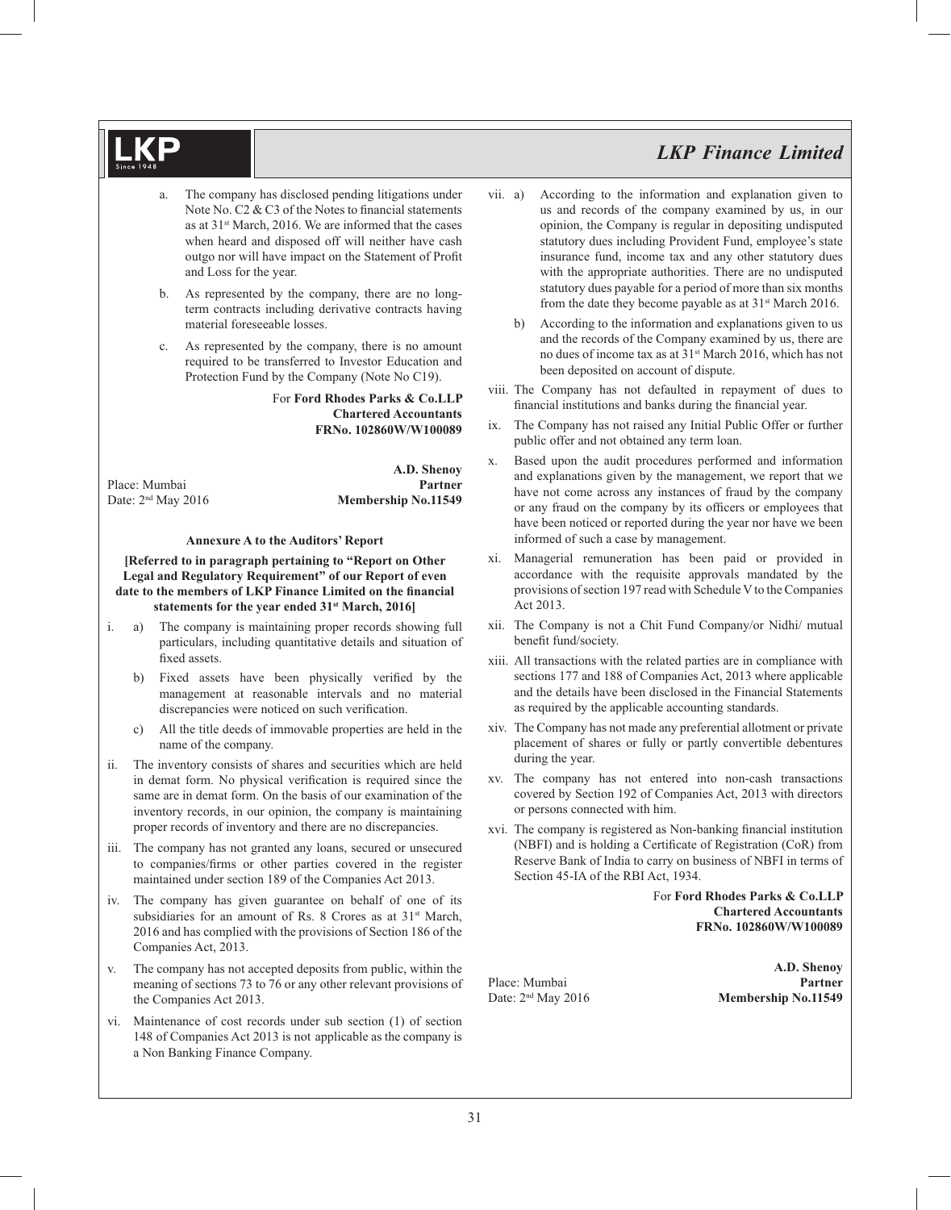a. The company has disclosed pending litigations under Note No. C2 & C3 of the Notes to financial statements as at 31st March, 2016. We are informed that the cases when heard and disposed off will neither have cash outgo nor will have impact on the Statement of Profit and Loss for the year.

b. As represented by the company, there are no long-term contracts including derivative contracts having material foreseeable losses.

c. As represented by the company, there is no amount required to be transferred to Investor Education and Protection Fund by the Company (Note No C19).

For **Ford Rhodes Parks & Co.LLP**
**Chartered Accountants**
**FRNo. 102860W/W100089**

Place: Mumbai
Date: 2nd May 2016

**A.D. Shenoy**
**Partner**
**Membership No.11549**

**Annexure A to the Auditors' Report**

**[Referred to in paragraph pertaining to "Report on Other Legal and Regulatory Requirement" of our Report of even date to the members of LKP Finance Limited on the financial statements for the year ended 31st March, 2016]**

i. a) The company is maintaining proper records showing full particulars, including quantitative details and situation of fixed assets.

b) Fixed assets have been physically verified by the management at reasonable intervals and no material discrepancies were noticed on such verification.

c) All the title deeds of immovable properties are held in the name of the company.

ii. The inventory consists of shares and securities which are held in demat form. No physical verification is required since the same are in demat form. On the basis of our examination of the inventory records, in our opinion, the company is maintaining proper records of inventory and there are no discrepancies.

iii. The company has not granted any loans, secured or unsecured to companies/firms or other parties covered in the register maintained under section 189 of the Companies Act 2013.

iv. The company has given guarantee on behalf of one of its subsidiaries for an amount of Rs. 8 Crores as at 31st March, 2016 and has complied with the provisions of Section 186 of the Companies Act, 2013.

v. The company has not accepted deposits from public, within the meaning of sections 73 to 76 or any other relevant provisions of the Companies Act 2013.

vi. Maintenance of cost records under sub section (1) of section 148 of Companies Act 2013 is not applicable as the company is a Non Banking Finance Company.

vii. a) According to the information and explanation given to us and records of the company examined by us, in our opinion, the Company is regular in depositing undisputed statutory dues including Provident Fund, employee's state insurance fund, income tax and any other statutory dues with the appropriate authorities. There are no undisputed statutory dues payable for a period of more than six months from the date they become payable as at 31st March 2016.

b) According to the information and explanations given to us and the records of the Company examined by us, there are no dues of income tax as at 31st March 2016, which has not been deposited on account of dispute.

viii. The Company has not defaulted in repayment of dues to financial institutions and banks during the financial year.

ix. The Company has not raised any Initial Public Offer or further public offer and not obtained any term loan.

x. Based upon the audit procedures performed and information and explanations given by the management, we report that we have not come across any instances of fraud by the company or any fraud on the company by its officers or employees that have been noticed or reported during the year nor have we been informed of such a case by management.

xi. Managerial remuneration has been paid or provided in accordance with the requisite approvals mandated by the provisions of section 197 read with Schedule V to the Companies Act 2013.

xii. The Company is not a Chit Fund Company/or Nidhi/ mutual benefit fund/society.

xiii. All transactions with the related parties are in compliance with sections 177 and 188 of Companies Act, 2013 where applicable and the details have been disclosed in the Financial Statements as required by the applicable accounting standards.

xiv. The Company has not made any preferential allotment or private placement of shares or fully or partly convertible debentures during the year.

xv. The company has not entered into non-cash transactions covered by Section 192 of Companies Act, 2013 with directors or persons connected with him.

xvi. The company is registered as Non-banking financial institution (NBFI) and is holding a Certificate of Registration (CoR) from Reserve Bank of India to carry on business of NBFI in terms of Section 45-IA of the RBI Act, 1934.

For **Ford Rhodes Parks & Co.LLP**
**Chartered Accountants**
**FRNo. 102860W/W100089**

Place: Mumbai
Date: 2nd May 2016

**A.D. Shenoy**
**Partner**
**Membership No.11549**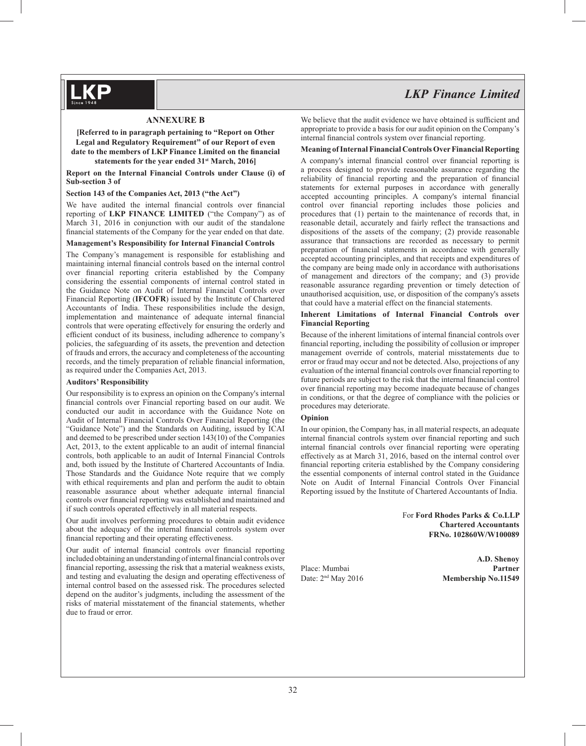## ANNEXURE B

**[Referred to in paragraph pertaining to "Report on Other Legal and Regulatory Requirement" of our Report of even date to the members of LKP Finance Limited on the financial statements for the year ended 31st March, 2016]**

**Report on the Internal Financial Controls under Clause (i) of Sub-section 3 of**

**Section 143 of the Companies Act, 2013 ("the Act")**

We have audited the internal financial controls over financial reporting of **LKP FINANCE LIMITED** ("the Company") as of March 31, 2016 in conjunction with our audit of the standalone financial statements of the Company for the year ended on that date.

**Management's Responsibility for Internal Financial Controls**

The Company's management is responsible for establishing and maintaining internal financial controls based on the internal control over financial reporting criteria established by the Company considering the essential components of internal control stated in the Guidance Note on Audit of Internal Financial Controls over Financial Reporting (**IFCOFR**) issued by the Institute of Chartered Accountants of India. These responsibilities include the design, implementation and maintenance of adequate internal financial controls that were operating effectively for ensuring the orderly and efficient conduct of its business, including adherence to company's policies, the safeguarding of its assets, the prevention and detection of frauds and errors, the accuracy and completeness of the accounting records, and the timely preparation of reliable financial information, as required under the Companies Act, 2013.

**Auditors' Responsibility**

Our responsibility is to express an opinion on the Company's internal financial controls over Financial reporting based on our audit. We conducted our audit in accordance with the Guidance Note on Audit of Internal Financial Controls Over Financial Reporting (the "Guidance Note") and the Standards on Auditing, issued by ICAI and deemed to be prescribed under section 143(10) of the Companies Act, 2013, to the extent applicable to an audit of internal financial controls, both applicable to an audit of Internal Financial Controls and, both issued by the Institute of Chartered Accountants of India. Those Standards and the Guidance Note require that we comply with ethical requirements and plan and perform the audit to obtain reasonable assurance about whether adequate internal financial controls over financial reporting was established and maintained and if such controls operated effectively in all material respects.

Our audit involves performing procedures to obtain audit evidence about the adequacy of the internal financial controls system over financial reporting and their operating effectiveness.

Our audit of internal financial controls over financial reporting included obtaining an understanding of internal financial controls over financial reporting, assessing the risk that a material weakness exists, and testing and evaluating the design and operating effectiveness of internal control based on the assessed risk. The procedures selected depend on the auditor's judgments, including the assessment of the risks of material misstatement of the financial statements, whether due to fraud or error.

We believe that the audit evidence we have obtained is sufficient and appropriate to provide a basis for our audit opinion on the Company's internal financial controls system over financial reporting.

**Meaning of Internal Financial Controls Over Financial Reporting**

A company's internal financial control over financial reporting is a process designed to provide reasonable assurance regarding the reliability of financial reporting and the preparation of financial statements for external purposes in accordance with generally accepted accounting principles. A company's internal financial control over financial reporting includes those policies and procedures that (1) pertain to the maintenance of records that, in reasonable detail, accurately and fairly reflect the transactions and dispositions of the assets of the company; (2) provide reasonable assurance that transactions are recorded as necessary to permit preparation of financial statements in accordance with generally accepted accounting principles, and that receipts and expenditures of the company are being made only in accordance with authorisations of management and directors of the company; and (3) provide reasonable assurance regarding prevention or timely detection of unauthorised acquisition, use, or disposition of the company's assets that could have a material effect on the financial statements.

**Inherent Limitations of Internal Financial Controls over Financial Reporting**

Because of the inherent limitations of internal financial controls over financial reporting, including the possibility of collusion or improper management override of controls, material misstatements due to error or fraud may occur and not be detected. Also, projections of any evaluation of the internal financial controls over financial reporting to future periods are subject to the risk that the internal financial control over financial reporting may become inadequate because of changes in conditions, or that the degree of compliance with the policies or procedures may deteriorate.

**Opinion**

In our opinion, the Company has, in all material respects, an adequate internal financial controls system over financial reporting and such internal financial controls over financial reporting were operating effectively as at March 31, 2016, based on the internal control over financial reporting criteria established by the Company considering the essential components of internal control stated in the Guidance Note on Audit of Internal Financial Controls Over Financial Reporting issued by the Institute of Chartered Accountants of India.

For **Ford Rhodes Parks & Co.LLP**
**Chartered Accountants**
**FRNo. 102860W/W100089**

**A.D. Shenoy**
**Partner**
**Membership No.11549**

Place: Mumbai
Date: 2nd May 2016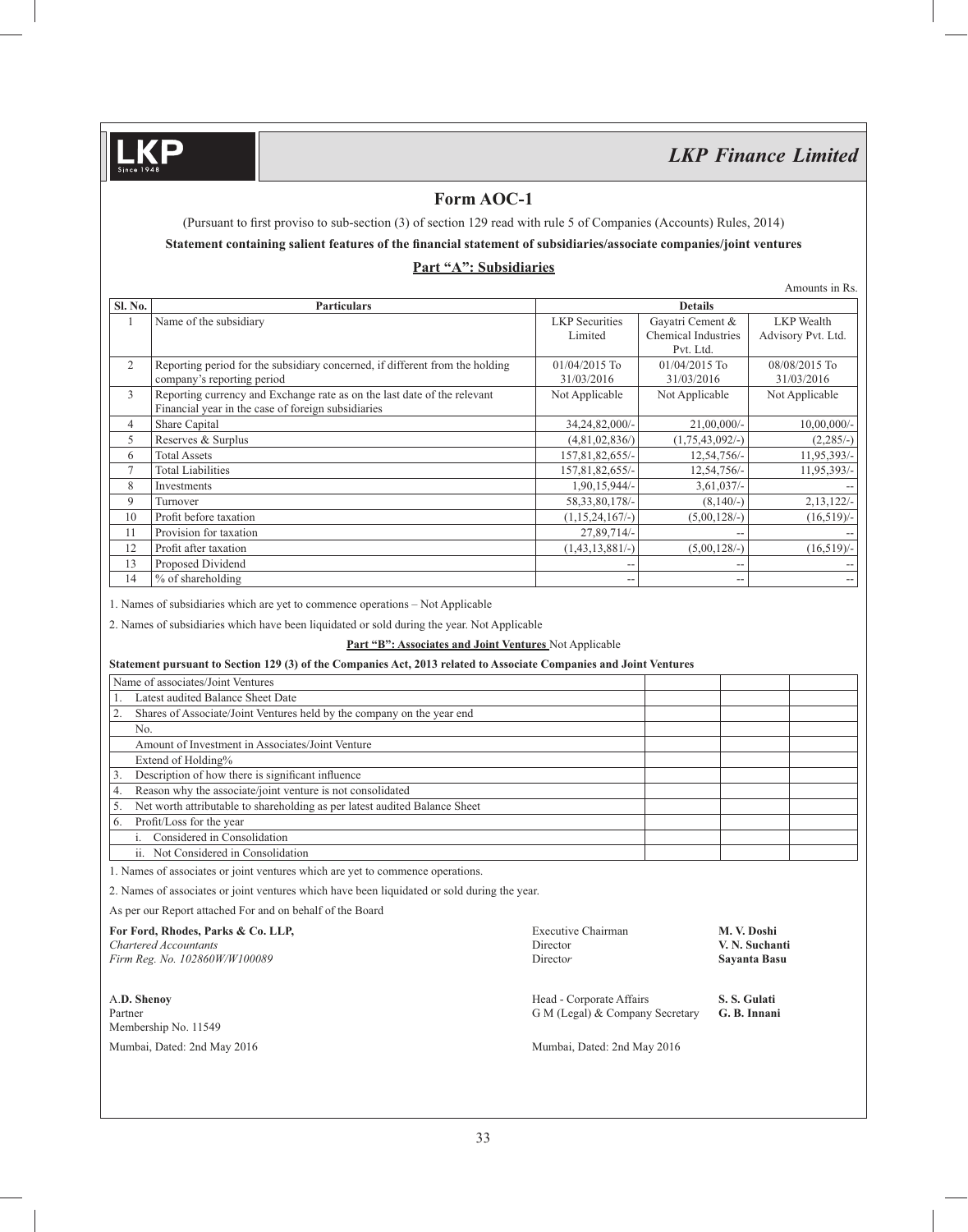## Form AOC-1

(Pursuant to first proviso to sub-section (3) of section 129 read with rule 5 of Companies (Accounts) Rules, 2014)

**Statement containing salient features of the financial statement of subsidiaries/associate companies/joint ventures**

### Part "A": Subsidiaries

Amounts in Rs.

| Sl. No. | Particulars | Details | | |
|---|---|---|---|---|
| 1 | Name of the subsidiary | LKP Securities Limited | Gayatri Cement & Chemical Industries Pvt. Ltd. | LKP Wealth Advisory Pvt. Ltd. |
| 2 | Reporting period for the subsidiary concerned, if different from the holding company's reporting period | 01/04/2015 To 31/03/2016 | 01/04/2015 To 31/03/2016 | 08/08/2015 To 31/03/2016 |
| 3 | Reporting currency and Exchange rate as on the last date of the relevant Financial year in the case of foreign subsidiaries | Not Applicable | Not Applicable | Not Applicable |
| 4 | Share Capital | 34,24,82,000/- | 21,00,000/- | 10,00,000/- |
| 5 | Reserves & Surplus | (4,81,02,836/) | (1,75,43,092/-) | (2,285/-) |
| 6 | Total Assets | 157,81,82,655/- | 12,54,756/- | 11,95,393/- |
| 7 | Total Liabilities | 157,81,82,655/- | 12,54,756/- | 11,95,393/- |
| 8 | Investments | 1,90,15,944/- | 3,61,037/- | -- |
| 9 | Turnover | 58,33,80,178/- | (8,140/-) | 2,13,122/- |
| 10 | Profit before taxation | (1,15,24,167/-) | (5,00,128/-) | (16,519)/- |
| 11 | Provision for taxation | 27,89,714/- | -- | -- |
| 12 | Profit after taxation | (1,43,13,881/-) | (5,00,128/-) | (16,519)/- |
| 13 | Proposed Dividend | -- | -- | -- |
| 14 | % of shareholding | -- | -- | -- |

1. Names of subsidiaries which are yet to commence operations – Not Applicable

2. Names of subsidiaries which have been liquidated or sold during the year. Not Applicable

**Part "B": Associates and Joint Ventures** Not Applicable

**Statement pursuant to Section 129 (3) of the Companies Act, 2013 related to Associate Companies and Joint Ventures**

| Name of associates/Joint Ventures | | | |
|---|---|---|---|
| 1. Latest audited Balance Sheet Date | | | |
| 2. Shares of Associate/Joint Ventures held by the company on the year end | | | |
| No. | | | |
| Amount of Investment in Associates/Joint Venture | | | |
| Extend of Holding% | | | |
| 3. Description of how there is significant influence | | | |
| 4. Reason why the associate/joint venture is not consolidated | | | |
| 5. Net worth attributable to shareholding as per latest audited Balance Sheet | | | |
| 6. Profit/Loss for the year | | | |
| i. Considered in Consolidation | | | |
| ii. Not Considered in Consolidation | | | |

1. Names of associates or joint ventures which are yet to commence operations.

2. Names of associates or joint ventures which have been liquidated or sold during the year.

As per our Report attached For and on behalf of the Board

**For Ford, Rhodes, Parks & Co. LLP,**
*Chartered Accountants*
*Firm Reg. No. 102860W/W100089*

A.**D. Shenoy**
Partner
Membership No. 11549

Mumbai, Dated: 2nd May 2016

Executive Chairman **M. V. Doshi**
Director **V. N. Suchanti**
Director **Sayanta Basu**

Head - Corporate Affairs **S. S. Gulati**
G M (Legal) & Company Secretary **G. B. Innani**

Mumbai, Dated: 2nd May 2016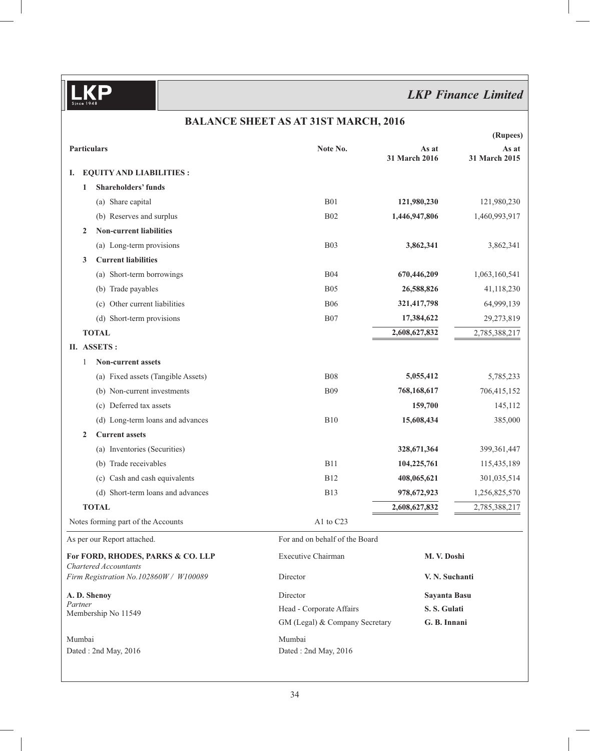# LKP Finance Limited

## BALANCE SHEET AS AT 31ST MARCH, 2016

(Rupees)

| Particulars | Note No. | As at 31 March 2016 | As at 31 March 2015 |
|---|---|---|---|
| **I. EQUITY AND LIABILITIES :** | | | |
| **1 Shareholders' funds** | | | |
| (a) Share capital | B01 | **121,980,230** | 121,980,230 |
| (b) Reserves and surplus | B02 | **1,446,947,806** | 1,460,993,917 |
| **2 Non-current liabilities** | | | |
| (a) Long-term provisions | B03 | **3,862,341** | 3,862,341 |
| **3 Current liabilities** | | | |
| (a) Short-term borrowings | B04 | **670,446,209** | 1,063,160,541 |
| (b) Trade payables | B05 | **26,588,826** | 41,118,230 |
| (c) Other current liabilities | B06 | **321,417,798** | 64,999,139 |
| (d) Short-term provisions | B07 | **17,384,622** | 29,273,819 |
| **TOTAL** | | **2,608,627,832** | 2,785,388,217 |
| **II. ASSETS :** | | | |
| **1 Non-current assets** | | | |
| (a) Fixed assets (Tangible Assets) | B08 | **5,055,412** | 5,785,233 |
| (b) Non-current investments | B09 | **768,168,617** | 706,415,152 |
| (c) Deferred tax assets | | **159,700** | 145,112 |
| (d) Long-term loans and advances | B10 | **15,608,434** | 385,000 |
| **2 Current assets** | | | |
| (a) Inventories (Securities) | | **328,671,364** | 399,361,447 |
| (b) Trade receivables | B11 | **104,225,761** | 115,435,189 |
| (c) Cash and cash equivalents | B12 | **408,065,621** | 301,035,514 |
| (d) Short-term loans and advances | B13 | **978,672,923** | 1,256,825,570 |
| **TOTAL** | | **2,608,627,832** | 2,785,388,217 |
| Notes forming part of the Accounts | A1 to C23 | | |

As per our Report attached.

**For FORD, RHODES, PARKS & CO. LLP**
*Chartered Accountants*
*Firm Registration No.102860W / W100089*

**A. D. Shenoy**
*Partner*
Membership No 11549

Mumbai
Dated : 2nd May, 2016

For and on behalf of the Board

| | |
|---|---|
| Executive Chairman | **M. V. Doshi** |
| Director | **V. N. Suchanti** |
| Director | **Sayanta Basu** |
| Head - Corporate Affairs | **S. S. Gulati** |
| GM (Legal) & Company Secretary | **G. B. Innani** |

Mumbai
Dated : 2nd May, 2016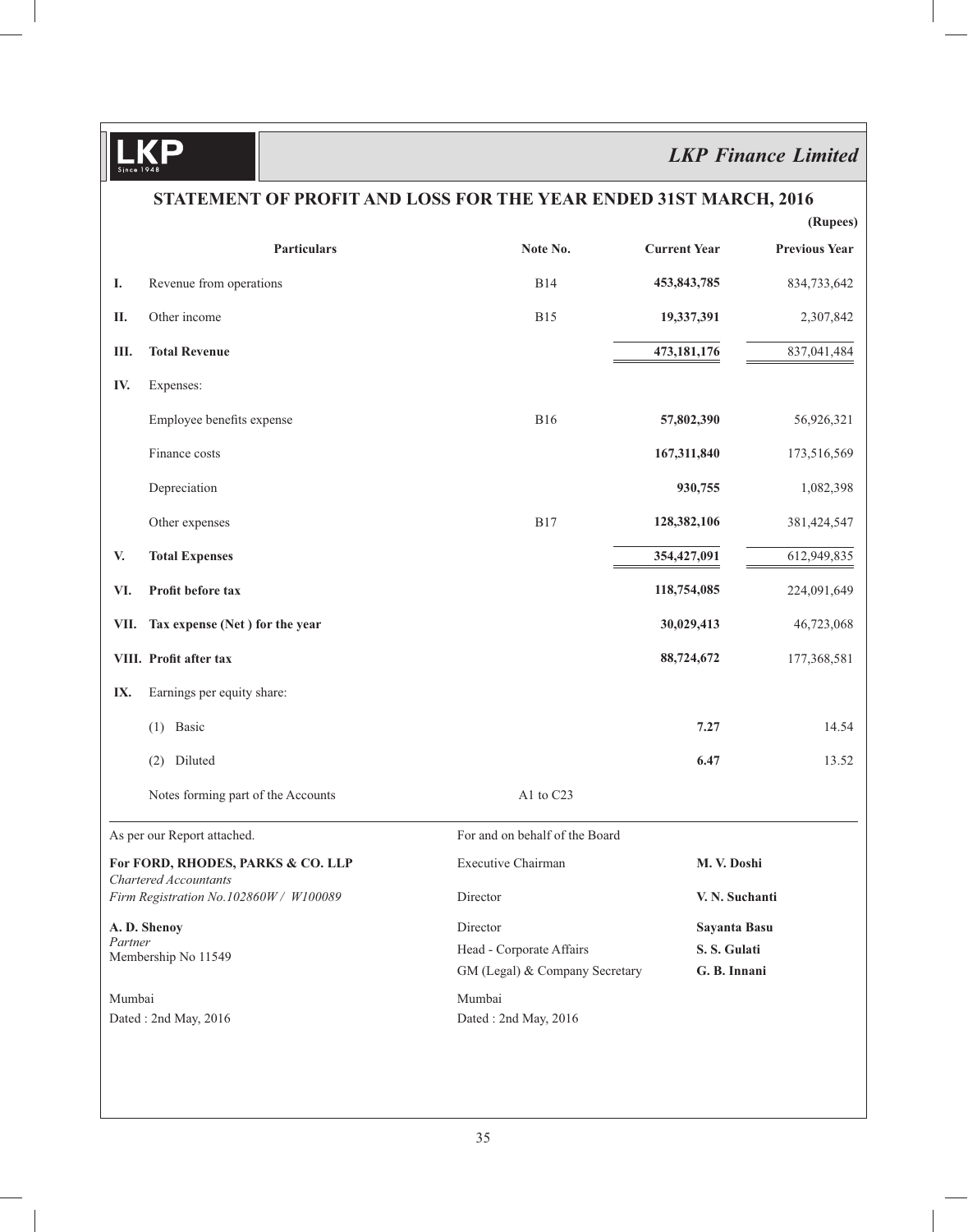# STATEMENT OF PROFIT AND LOSS FOR THE YEAR ENDED 31ST MARCH, 2016

(Rupees)

| | Particulars | Note No. | Current Year | Previous Year |
|---|---|---|---|---|
| I. | Revenue from operations | B14 | **453,843,785** | 834,733,642 |
| II. | Other income | B15 | **19,337,391** | 2,307,842 |
| III. | **Total Revenue** | | **473,181,176** | 837,041,484 |
| IV. | Expenses: | | | |
| | Employee benefits expense | B16 | **57,802,390** | 56,926,321 |
| | Finance costs | | **167,311,840** | 173,516,569 |
| | Depreciation | | **930,755** | 1,082,398 |
| | Other expenses | B17 | **128,382,106** | 381,424,547 |
| V. | **Total Expenses** | | **354,427,091** | 612,949,835 |
| VI. | **Profit before tax** | | **118,754,085** | 224,091,649 |
| VII. | **Tax expense (Net ) for the year** | | **30,029,413** | 46,723,068 |
| VIII. | **Profit after tax** | | **88,724,672** | 177,368,581 |
| IX. | Earnings per equity share: | | | |
| | (1) Basic | | **7.27** | 14.54 |
| | (2) Diluted | | **6.47** | 13.52 |
| | Notes forming part of the Accounts | A1 to C23 | | |

As per our Report attached.

**For FORD, RHODES, PARKS & CO. LLP**
*Chartered Accountants*
*Firm Registration No.102860W / W100089*

**A. D. Shenoy**
*Partner*
Membership No 11549

Mumbai
Dated : 2nd May, 2016

For and on behalf of the Board

| | |
|---|---|
| Executive Chairman | **M. V. Doshi** |
| Director | **V. N. Suchanti** |
| Director | **Sayanta Basu** |
| Head - Corporate Affairs | **S. S. Gulati** |
| GM (Legal) & Company Secretary | **G. B. Innani** |

Mumbai
Dated : 2nd May, 2016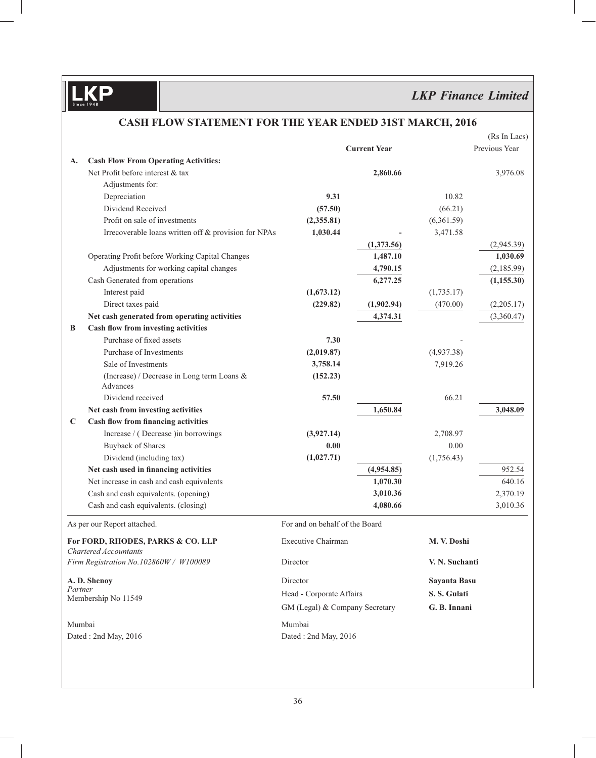# LKP Finance Limited

## CASH FLOW STATEMENT FOR THE YEAR ENDED 31ST MARCH, 2016

(Rs In Lacs)

| | | Current Year | | Previous Year | |
|---|---|---|---|---|---|
| **A.** | **Cash Flow From Operating Activities:** | | | | |
| | Net Profit before interest & tax | | **2,860.66** | | 3,976.08 |
| | Adjustments for: | | | | |
| | Depreciation | **9.31** | | 10.82 | |
| | Dividend Received | **(57.50)** | | (66.21) | |
| | Profit on sale of investments | **(2,355.81)** | | (6,361.59) | |
| | Irrecoverable loans written off & provision for NPAs | **1,030.44** | **-** | 3,471.58 | |
| | | | **(1,373.56)** | | (2,945.39) |
| | Operating Profit before Working Capital Changes | | **1,487.10** | | **1,030.69** |
| | Adjustments for working capital changes | | **4,790.15** | | (2,185.99) |
| | Cash Generated from operations | | **6,277.25** | | **(1,155.30)** |
| | Interest paid | **(1,673.12)** | | (1,735.17) | |
| | Direct taxes paid | **(229.82)** | **(1,902.94)** | (470.00) | (2,205.17) |
| | **Net cash generated from operating activities** | | **4,374.31** | | (3,360.47) |
| **B** | **Cash flow from investing activities** | | | | |
| | Purchase of fixed assets | **7.30** | | - | |
| | Purchase of Investments | **(2,019.87)** | | (4,937.38) | |
| | Sale of Investments | **3,758.14** | | 7,919.26 | |
| | (Increase) / Decrease in Long term Loans & Advances | **(152.23)** | | | |
| | Dividend received | **57.50** | | 66.21 | |
| | **Net cash from investing activities** | | **1,650.84** | | **3,048.09** |
| **C** | **Cash flow from financing activities** | | | | |
| | Increase / ( Decrease )in borrowings | **(3,927.14)** | | 2,708.97 | |
| | Buyback of Shares | **0.00** | | 0.00 | |
| | Dividend (including tax) | **(1,027.71)** | | (1,756.43) | |
| | **Net cash used in financing activities** | | **(4,954.85)** | | 952.54 |
| | Net increase in cash and cash equivalents | | **1,070.30** | | 640.16 |
| | Cash and cash equivalents. (opening) | | **3,010.36** | | 2,370.19 |
| | Cash and cash equivalents. (closing) | | **4,080.66** | | 3,010.36 |

As per our Report attached.

**For FORD, RHODES, PARKS & CO. LLP**
*Chartered Accountants*
*Firm Registration No.102860W / W100089*

**A. D. Shenoy**
*Partner*
Membership No 11549

Mumbai
Dated : 2nd May, 2016

For and on behalf of the Board

| | |
|---|---|
| Executive Chairman | **M. V. Doshi** |
| Director | **V. N. Suchanti** |
| Director | **Sayanta Basu** |
| Head - Corporate Affairs | **S. S. Gulati** |
| GM (Legal) & Company Secretary | **G. B. Innani** |

Mumbai
Dated : 2nd May, 2016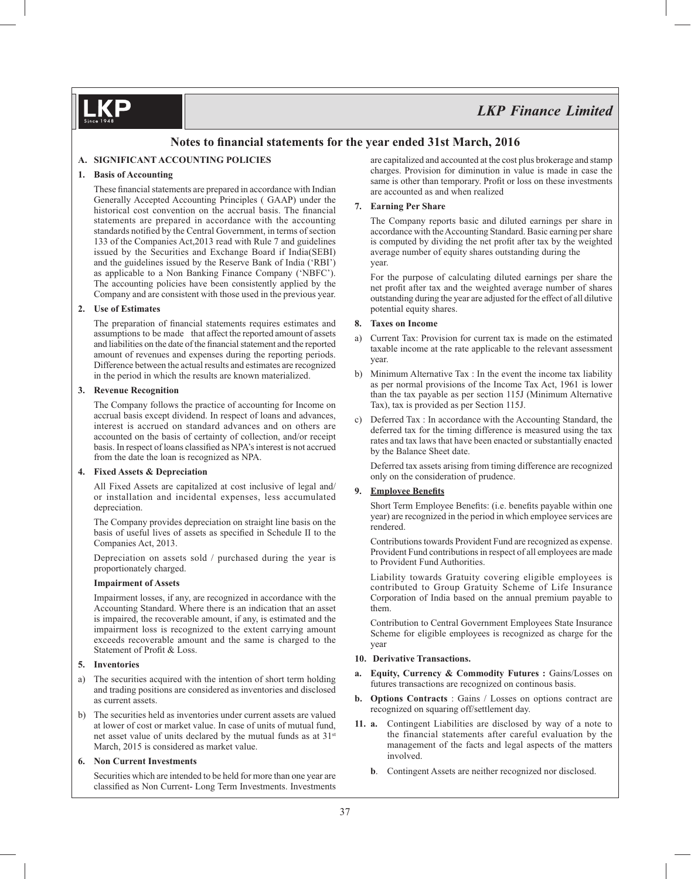# Notes to financial statements for the year ended 31st March, 2016

## A. SIGNIFICANT ACCOUNTING POLICIES

### 1. Basis of Accounting

These financial statements are prepared in accordance with Indian Generally Accepted Accounting Principles ( GAAP) under the historical cost convention on the accrual basis. The financial statements are prepared in accordance with the accounting standards notified by the Central Government, in terms of section 133 of the Companies Act,2013 read with Rule 7 and guidelines issued by the Securities and Exchange Board if India(SEBI) and the guidelines issued by the Reserve Bank of India ('RBI') as applicable to a Non Banking Finance Company ('NBFC'). The accounting policies have been consistently applied by the Company and are consistent with those used in the previous year.

### 2. Use of Estimates

The preparation of financial statements requires estimates and assumptions to be made that affect the reported amount of assets and liabilities on the date of the financial statement and the reported amount of revenues and expenses during the reporting periods. Difference between the actual results and estimates are recognized in the period in which the results are known materialized.

### 3. Revenue Recognition

The Company follows the practice of accounting for Income on accrual basis except dividend. In respect of loans and advances, interest is accrued on standard advances and on others are accounted on the basis of certainty of collection, and/or receipt basis. In respect of loans classified as NPA's interest is not accrued from the date the loan is recognized as NPA.

### 4. Fixed Assets & Depreciation

All Fixed Assets are capitalized at cost inclusive of legal and/ or installation and incidental expenses, less accumulated depreciation.

The Company provides depreciation on straight line basis on the basis of useful lives of assets as specified in Schedule II to the Companies Act, 2013.

Depreciation on assets sold / purchased during the year is proportionately charged.

**Impairment of Assets**

Impairment losses, if any, are recognized in accordance with the Accounting Standard. Where there is an indication that an asset is impaired, the recoverable amount, if any, is estimated and the impairment loss is recognized to the extent carrying amount exceeds recoverable amount and the same is charged to the Statement of Profit & Loss.

### 5. Inventories

a) The securities acquired with the intention of short term holding and trading positions are considered as inventories and disclosed as current assets.

b) The securities held as inventories under current assets are valued at lower of cost or market value. In case of units of mutual fund, net asset value of units declared by the mutual funds as at 31st March, 2015 is considered as market value.

### 6. Non Current Investments

Securities which are intended to be held for more than one year are classified as Non Current- Long Term Investments. Investments are capitalized and accounted at the cost plus brokerage and stamp charges. Provision for diminution in value is made in case the same is other than temporary. Profit or loss on these investments are accounted as and when realized

### 7. Earning Per Share

The Company reports basic and diluted earnings per share in accordance with the Accounting Standard. Basic earning per share is computed by dividing the net profit after tax by the weighted average number of equity shares outstanding during the year.

For the purpose of calculating diluted earnings per share the net profit after tax and the weighted average number of shares outstanding during the year are adjusted for the effect of all dilutive potential equity shares.

### 8. Taxes on Income

a) Current Tax: Provision for current tax is made on the estimated taxable income at the rate applicable to the relevant assessment year.

b) Minimum Alternative Tax : In the event the income tax liability as per normal provisions of the Income Tax Act, 1961 is lower than the tax payable as per section 115J (Minimum Alternative Tax), tax is provided as per Section 115J.

c) Deferred Tax : In accordance with the Accounting Standard, the deferred tax for the timing difference is measured using the tax rates and tax laws that have been enacted or substantially enacted by the Balance Sheet date.

Deferred tax assets arising from timing difference are recognized only on the consideration of prudence.

### 9. Employee Benefits

Short Term Employee Benefits: (i.e. benefits payable within one year) are recognized in the period in which employee services are rendered.

Contributions towards Provident Fund are recognized as expense. Provident Fund contributions in respect of all employees are made to Provident Fund Authorities.

Liability towards Gratuity covering eligible employees is contributed to Group Gratuity Scheme of Life Insurance Corporation of India based on the annual premium payable to them.

Contribution to Central Government Employees State Insurance Scheme for eligible employees is recognized as charge for the year

### 10. Derivative Transactions.

a. **Equity, Currency & Commodity Futures :** Gains/Losses on futures transactions are recognized on continous basis.

b. **Options Contracts** : Gains / Losses on options contract are recognized on squaring off/settlement day.

### 11.

a. Contingent Liabilities are disclosed by way of a note to the financial statements after careful evaluation by the management of the facts and legal aspects of the matters involved.

b. Contingent Assets are neither recognized nor disclosed.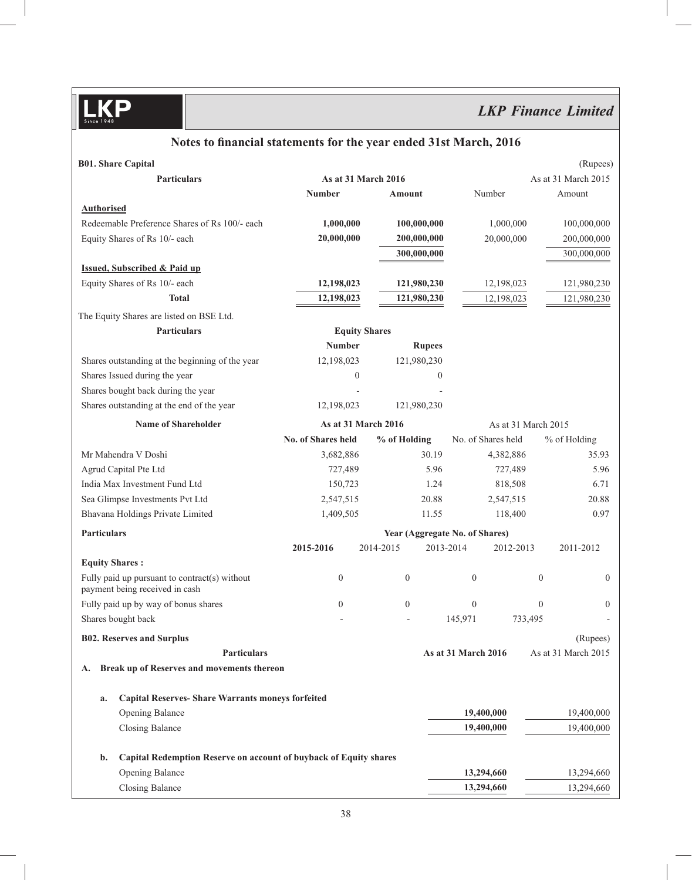## Notes to financial statements for the year ended 31st March, 2016

**B01. Share Capital** (Rupees)

| Particulars | As at 31 March 2016 | | As at 31 March 2015 | |
|---|---|---|---|---|
| | **Number** | **Amount** | Number | Amount |
| **Authorised** | | | | |
| Redeemable Preference Shares of Rs 100/- each | **1,000,000** | **100,000,000** | 1,000,000 | 100,000,000 |
| Equity Shares of Rs 10/- each | **20,000,000** | **200,000,000** | 20,000,000 | 200,000,000 |
| | | **300,000,000** | | 300,000,000 |
| **Issued, Subscribed & Paid up** | | | | |
| Equity Shares of Rs 10/- each | **12,198,023** | **121,980,230** | 12,198,023 | 121,980,230 |
| **Total** | **12,198,023** | **121,980,230** | 12,198,023 | 121,980,230 |

The Equity Shares are listed on BSE Ltd.

| Particulars | Equity Shares | |
|---|---|---|
| | **Number** | **Rupees** |
| Shares outstanding at the beginning of the year | 12,198,023 | 121,980,230 |
| Shares Issued during the year | 0 | 0 |
| Shares bought back during the year | - | - |
| Shares outstanding at the end of the year | 12,198,023 | 121,980,230 |

| Name of Shareholder | As at 31 March 2016 | | As at 31 March 2015 | |
|---|---|---|---|---|
| | **No. of Shares held** | **% of Holding** | No. of Shares held | % of Holding |
| Mr Mahendra V Doshi | 3,682,886 | 30.19 | 4,382,886 | 35.93 |
| Agrud Capital Pte Ltd | 727,489 | 5.96 | 727,489 | 5.96 |
| India Max Investment Fund Ltd | 150,723 | 1.24 | 818,508 | 6.71 |
| Sea Glimpse Investments Pvt Ltd | 2,547,515 | 20.88 | 2,547,515 | 20.88 |
| Bhavana Holdings Private Limited | 1,409,505 | 11.55 | 118,400 | 0.97 |

| **Particulars** | Year (Aggregate No. of Shares) | | | | |
|---|---|---|---|---|---|
| | **2015-2016** | 2014-2015 | 2013-2014 | 2012-2013 | 2011-2012 |
| **Equity Shares :** | | | | | |
| Fully paid up pursuant to contract(s) without payment being received in cash | 0 | 0 | 0 | 0 | 0 |
| Fully paid up by way of bonus shares | 0 | 0 | 0 | 0 | 0 |
| Shares bought back | - | - | 145,971 | 733,495 | - |

**B02. Reserves and Surplus** (Rupees)

| Particulars | As at 31 March 2016 | As at 31 March 2015 |
|---|---|---|
| **A. Break up of Reserves and movements thereon** | | |
| **a. Capital Reserves- Share Warrants moneys forfeited** | | |
| Opening Balance | **19,400,000** | 19,400,000 |
| Closing Balance | **19,400,000** | 19,400,000 |
| **b. Capital Redemption Reserve on account of buyback of Equity shares** | | |
| Opening Balance | **13,294,660** | 13,294,660 |
| Closing Balance | **13,294,660** | 13,294,660 |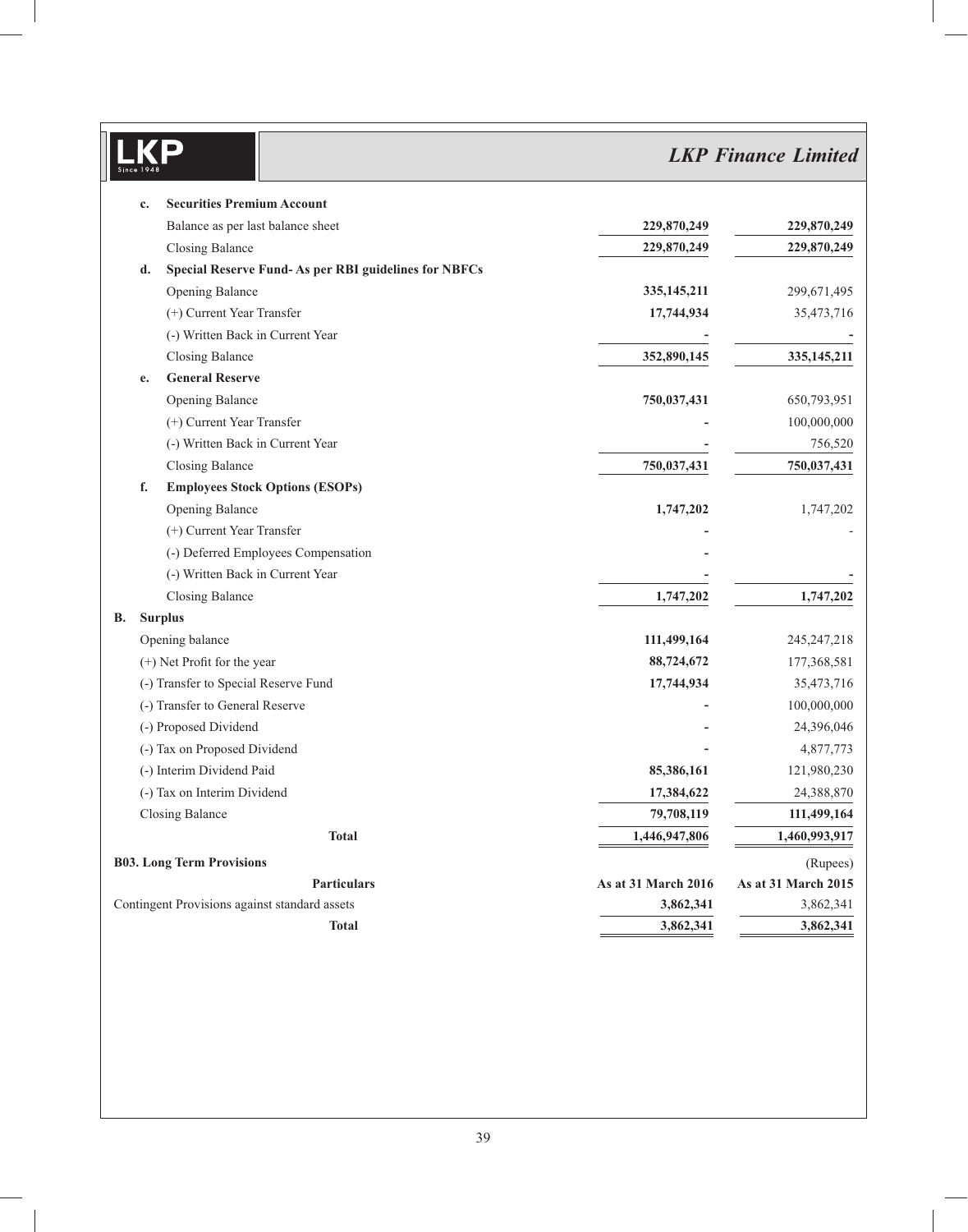| | | |
|---|---|---|
| **c. Securities Premium Account** | | |
| Balance as per last balance sheet | **229,870,249** | **229,870,249** |
| Closing Balance | **229,870,249** | **229,870,249** |
| **d. Special Reserve Fund- As per RBI guidelines for NBFCs** | | |
| Opening Balance | **335,145,211** | 299,671,495 |
| (+) Current Year Transfer | **17,744,934** | 35,473,716 |
| (-) Written Back in Current Year | **-** | - |
| Closing Balance | **352,890,145** | **335,145,211** |
| **e. General Reserve** | | |
| Opening Balance | **750,037,431** | 650,793,951 |
| (+) Current Year Transfer | **-** | 100,000,000 |
| (-) Written Back in Current Year | **-** | 756,520 |
| Closing Balance | **750,037,431** | **750,037,431** |
| **f. Employees Stock Options (ESOPs)** | | |
| Opening Balance | **1,747,202** | 1,747,202 |
| (+) Current Year Transfer | **-** | - |
| (-) Deferred Employees Compensation | **-** | |
| (-) Written Back in Current Year | **-** | - |
| Closing Balance | **1,747,202** | **1,747,202** |
| **B. Surplus** | | |
| Opening balance | **111,499,164** | 245,247,218 |
| (+) Net Profit for the year | **88,724,672** | 177,368,581 |
| (-) Transfer to Special Reserve Fund | **17,744,934** | 35,473,716 |
| (-) Transfer to General Reserve | **-** | 100,000,000 |
| (-) Proposed Dividend | **-** | 24,396,046 |
| (-) Tax on Proposed Dividend | **-** | 4,877,773 |
| (-) Interim Dividend Paid | **85,386,161** | 121,980,230 |
| (-) Tax on Interim Dividend | **17,384,622** | 24,388,870 |
| Closing Balance | **79,708,119** | **111,499,164** |
| **Total** | **1,446,947,806** | **1,460,993,917** |

**B03. Long Term Provisions**

(Rupees)

| Particulars | As at 31 March 2016 | As at 31 March 2015 |
|---|---|---|
| Contingent Provisions against standard assets | **3,862,341** | 3,862,341 |
| **Total** | **3,862,341** | **3,862,341** |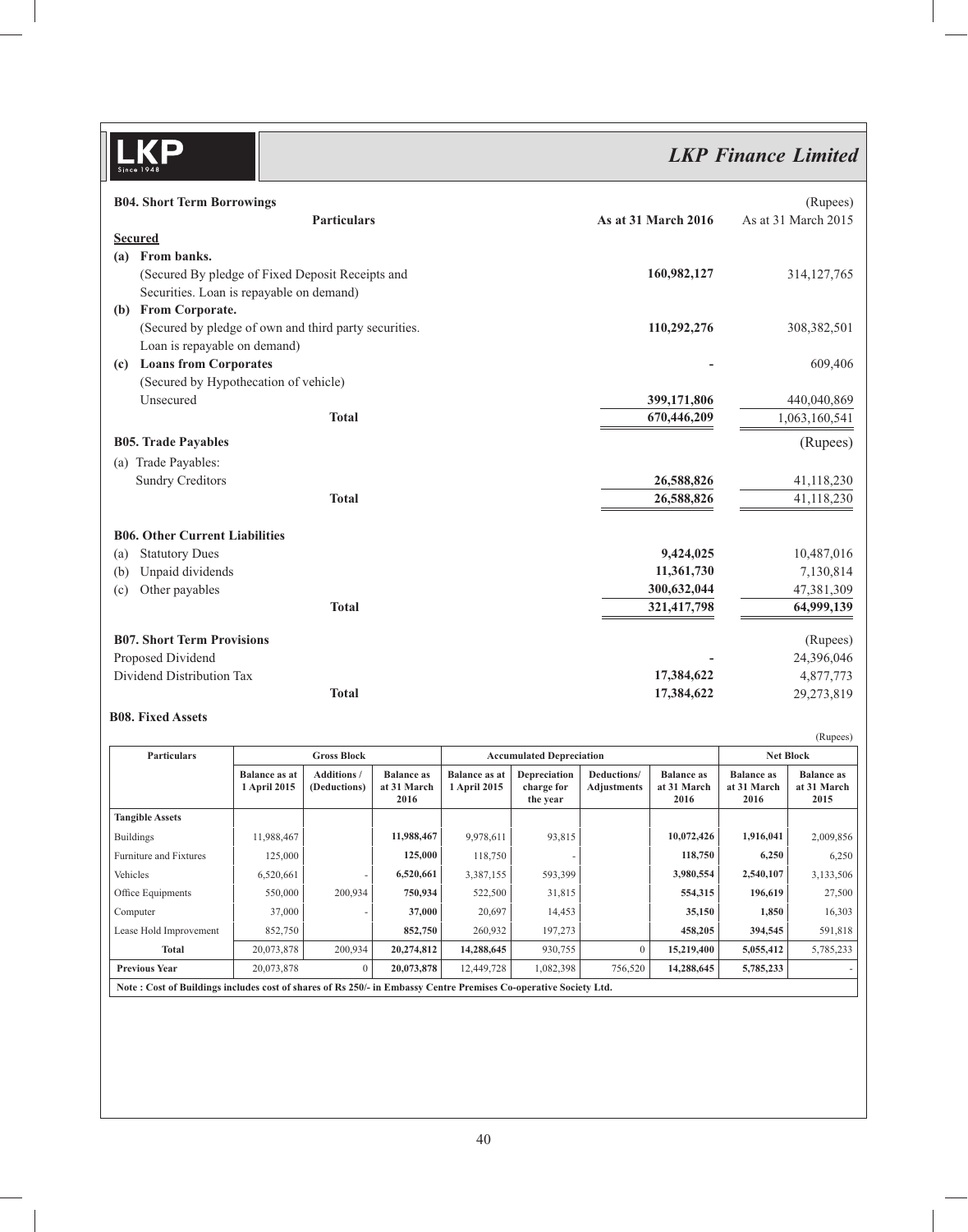### B04. Short Term Borrowings

(Rupees)

| Particulars | As at 31 March 2016 | As at 31 March 2015 |
|---|---|---|
| **Secured** | | |
| **(a) From banks.** | | |
| (Secured By pledge of Fixed Deposit Receipts and Securities. Loan is repayable on demand) | **160,982,127** | 314,127,765 |
| **(b) From Corporate.** | | |
| (Secured by pledge of own and third party securities. Loan is repayable on demand) | **110,292,276** | 308,382,501 |
| **(c) Loans from Corporates** | **-** | 609,406 |
| (Secured by Hypothecation of vehicle) | | |
| Unsecured | **399,171,806** | 440,040,869 |
| **Total** | **670,446,209** | 1,063,160,541 |

### B05. Trade Payables

(Rupees)

| Particulars | As at 31 March 2016 | As at 31 March 2015 |
|---|---|---|
| (a) Trade Payables: | | |
| Sundry Creditors | **26,588,826** | 41,118,230 |
| **Total** | **26,588,826** | 41,118,230 |

### B06. Other Current Liabilities

| Particulars | As at 31 March 2016 | As at 31 March 2015 |
|---|---|---|
| (a) Statutory Dues | **9,424,025** | 10,487,016 |
| (b) Unpaid dividends | **11,361,730** | 7,130,814 |
| (c) Other payables | **300,632,044** | 47,381,309 |
| **Total** | **321,417,798** | **64,999,139** |

### B07. Short Term Provisions

(Rupees)

| Particulars | As at 31 March 2016 | As at 31 March 2015 |
|---|---|---|
| Proposed Dividend | **-** | 24,396,046 |
| Dividend Distribution Tax | **17,384,622** | 4,877,773 |
| **Total** | **17,384,622** | 29,273,819 |

### B08. Fixed Assets

(Rupees)

| Particulars | Gross Block | | | Accumulated Depreciation | | | | Net Block | |
|---|---|---|---|---|---|---|---|---|---|
| | Balance as at 1 April 2015 | Additions / (Deductions) | Balance as at 31 March 2016 | Balance as at 1 April 2015 | Depreciation charge for the year | Deductions/ Adjustments | Balance as at 31 March 2016 | Balance as at 31 March 2016 | Balance as at 31 March 2015 |
| **Tangible Assets** | | | | | | | | | |
| Buildings | 11,988,467 | | **11,988,467** | 9,978,611 | 93,815 | | **10,072,426** | **1,916,041** | 2,009,856 |
| Furniture and Fixtures | 125,000 | | **125,000** | 118,750 | - | | **118,750** | **6,250** | 6,250 |
| Vehicles | 6,520,661 | - | **6,520,661** | 3,387,155 | 593,399 | | **3,980,554** | **2,540,107** | 3,133,506 |
| Office Equipments | 550,000 | 200,934 | **750,934** | 522,500 | 31,815 | | **554,315** | **196,619** | 27,500 |
| Computer | 37,000 | - | **37,000** | 20,697 | 14,453 | | **35,150** | **1,850** | 16,303 |
| Lease Hold Improvement | 852,750 | | **852,750** | 260,932 | 197,273 | | **458,205** | **394,545** | 591,818 |
| **Total** | 20,073,878 | 200,934 | **20,274,812** | **14,288,645** | 930,755 | 0 | **15,219,400** | **5,055,412** | 5,785,233 |
| **Previous Year** | 20,073,878 | 0 | **20,073,878** | 12,449,728 | 1,082,398 | 756,520 | **14,288,645** | **5,785,233** | - |

**Note : Cost of Buildings includes cost of shares of Rs 250/- in Embassy Centre Premises Co-operative Society Ltd.**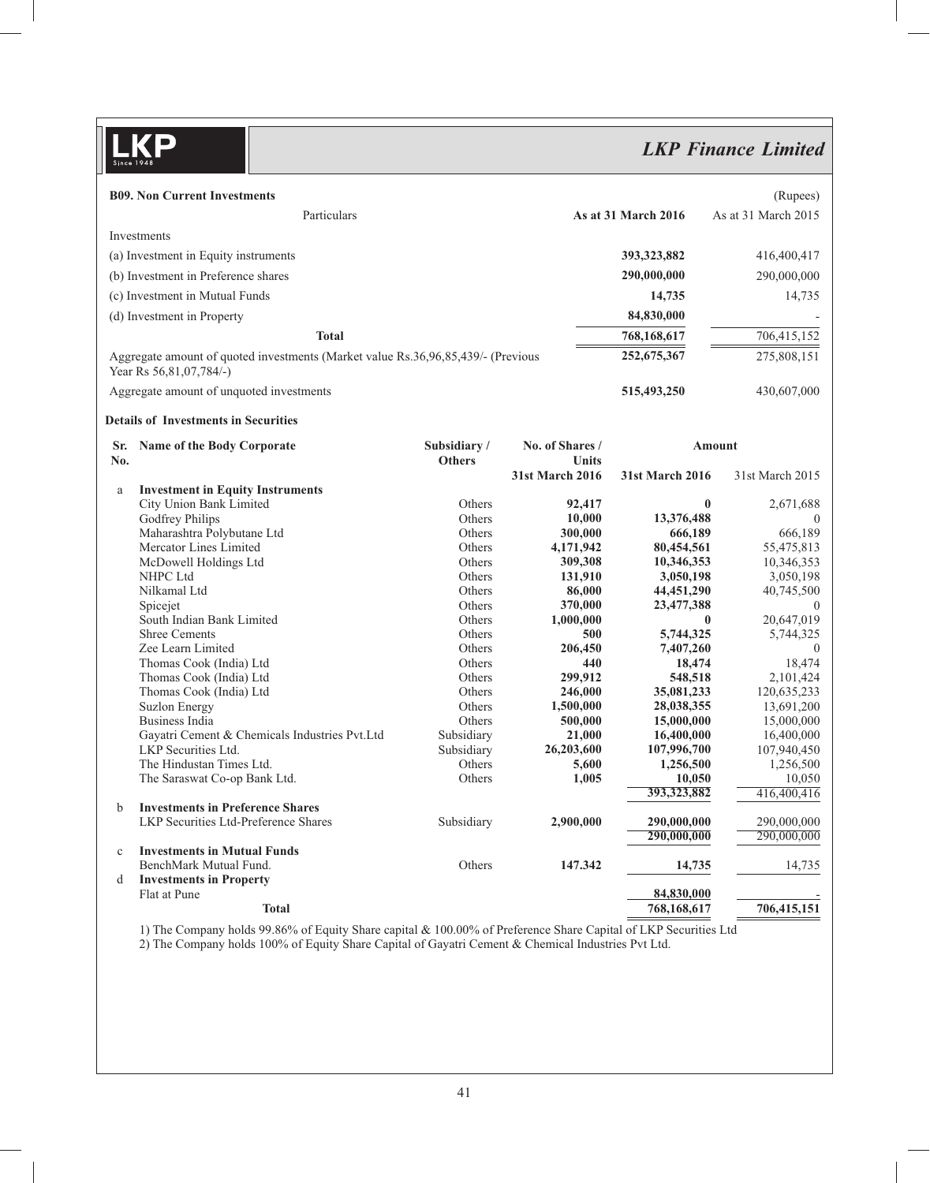### B09. Non Current Investments

(Rupees)

| Particulars | As at 31 March 2016 | As at 31 March 2015 |
|---|---|---|
| Investments | | |
| (a) Investment in Equity instruments | **393,323,882** | 416,400,417 |
| (b) Investment in Preference shares | **290,000,000** | 290,000,000 |
| (c) Investment in Mutual Funds | **14,735** | 14,735 |
| (d) Investment in Property | **84,830,000** | - |
| **Total** | **768,168,617** | 706,415,152 |
| Aggregate amount of quoted investments (Market value Rs.36,96,85,439/- (Previous Year Rs 56,81,07,784/-) | **252,675,367** | 275,808,151 |
| Aggregate amount of unquoted investments | **515,493,250** | 430,607,000 |

**Details of Investments in Securities**

| Sr. No. | Name of the Body Corporate | Subsidiary / Others | No. of Shares / Units 31st March 2016 | Amount 31st March 2016 | Amount 31st March 2015 |
|---|---|---|---|---|---|
| a | **Investment in Equity Instruments** | | | | |
| | City Union Bank Limited | Others | **92,417** | **0** | 2,671,688 |
| | Godfrey Philips | Others | **10,000** | **13,376,488** | 0 |
| | Maharashtra Polybutane Ltd | Others | **300,000** | **666,189** | 666,189 |
| | Mercator Lines Limited | Others | **4,171,942** | **80,454,561** | 55,475,813 |
| | McDowell Holdings Ltd | Others | **309,308** | **10,346,353** | 10,346,353 |
| | NHPC Ltd | Others | **131,910** | **3,050,198** | 3,050,198 |
| | Nilkamal Ltd | Others | **86,000** | **44,451,290** | 40,745,500 |
| | Spicejet | Others | **370,000** | **23,477,388** | 0 |
| | South Indian Bank Limited | Others | **1,000,000** | **0** | 20,647,019 |
| | Shree Cements | Others | **500** | **5,744,325** | 5,744,325 |
| | Zee Learn Limited | Others | **206,450** | **7,407,260** | 0 |
| | Thomas Cook (India) Ltd | Others | **440** | **18,474** | 18,474 |
| | Thomas Cook (India) Ltd | Others | **299,912** | **548,518** | 2,101,424 |
| | Thomas Cook (India) Ltd | Others | **246,000** | **35,081,233** | 120,635,233 |
| | Suzlon Energy | Others | **1,500,000** | **28,038,355** | 13,691,200 |
| | Business India | Others | **500,000** | **15,000,000** | 15,000,000 |
| | Gayatri Cement & Chemicals Industries Pvt.Ltd | Subsidiary | **21,000** | **16,400,000** | 16,400,000 |
| | LKP Securities Ltd. | Subsidiary | **26,203,600** | **107,996,700** | 107,940,450 |
| | The Hindustan Times Ltd. | Others | **5,600** | **1,256,500** | 1,256,500 |
| | The Saraswat Co-op Bank Ltd. | Others | **1,005** | **10,050** | 10,050 |
| | | | | **393,323,882** | 416,400,416 |
| b | **Investments in Preference Shares** | | | | |
| | LKP Securities Ltd-Preference Shares | Subsidiary | **2,900,000** | **290,000,000** | 290,000,000 |
| | | | | **290,000,000** | 290,000,000 |
| c | **Investments in Mutual Funds** | | | | |
| | BenchMark Mutual Fund. | Others | **147.342** | **14,735** | 14,735 |
| d | **Investments in Property** | | | | |
| | Flat at Pune | | | **84,830,000** | - |
| | **Total** | | | **768,168,617** | **706,415,151** |

1) The Company holds 99.86% of Equity Share capital & 100.00% of Preference Share Capital of LKP Securities Ltd

2) The Company holds 100% of Equity Share Capital of Gayatri Cement & Chemical Industries Pvt Ltd.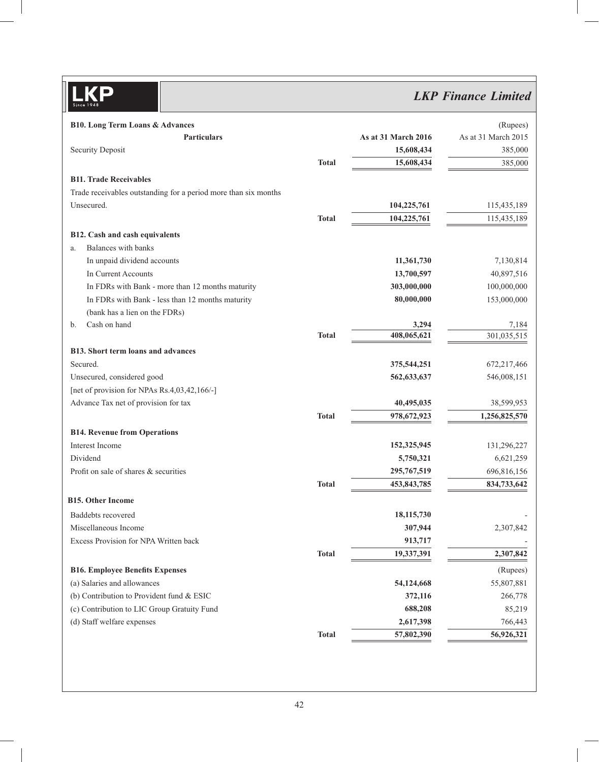**B10. Long Term Loans & Advances** (Rupees)

| Particulars | | As at 31 March 2016 | As at 31 March 2015 |
|---|---|---|---|
| Security Deposit | | **15,608,434** | 385,000 |
| | **Total** | **15,608,434** | 385,000 |

**B11. Trade Receivables**

| Particulars | | As at 31 March 2016 | As at 31 March 2015 |
|---|---|---|---|
| Trade receivables outstanding for a period more than six months | | | |
| Unsecured. | | **104,225,761** | 115,435,189 |
| | **Total** | **104,225,761** | 115,435,189 |

**B12. Cash and cash equivalents**

| Particulars | | As at 31 March 2016 | As at 31 March 2015 |
|---|---|---|---|
| a. Balances with banks | | | |
| In unpaid dividend accounts | | **11,361,730** | 7,130,814 |
| In Current Accounts | | **13,700,597** | 40,897,516 |
| In FDRs with Bank - more than 12 months maturity | | **303,000,000** | 100,000,000 |
| In FDRs with Bank - less than 12 months maturity | | **80,000,000** | 153,000,000 |
| (bank has a lien on the FDRs) | | | |
| b. Cash on hand | | **3,294** | 7,184 |
| | **Total** | **408,065,621** | 301,035,515 |

**B13. Short term loans and advances**

| Particulars | | As at 31 March 2016 | As at 31 March 2015 |
|---|---|---|---|
| Secured. | | **375,544,251** | 672,217,466 |
| Unsecured, considered good | | **562,633,637** | 546,008,151 |
| [net of provision for NPAs Rs.4,03,42,166/-] | | | |
| Advance Tax net of provision for tax | | **40,495,035** | 38,599,953 |
| | **Total** | **978,672,923** | **1,256,825,570** |

**B14. Revenue from Operations**

| Particulars | | As at 31 March 2016 | As at 31 March 2015 |
|---|---|---|---|
| Interest Income | | **152,325,945** | 131,296,227 |
| Dividend | | **5,750,321** | 6,621,259 |
| Profit on sale of shares & securities | | **295,767,519** | 696,816,156 |
| | **Total** | **453,843,785** | **834,733,642** |

**B15. Other Income**

| Particulars | | As at 31 March 2016 | As at 31 March 2015 |
|---|---|---|---|
| Baddebts recovered | | **18,115,730** | - |
| Miscellaneous Income | | **307,944** | 2,307,842 |
| Excess Provision for NPA Written back | | **913,717** | - |
| | **Total** | **19,337,391** | **2,307,842** |

**B16. Employee Benefits Expenses** (Rupees)

| Particulars | | As at 31 March 2016 | As at 31 March 2015 |
|---|---|---|---|
| (a) Salaries and allowances | | **54,124,668** | 55,807,881 |
| (b) Contribution to Provident fund & ESIC | | **372,116** | 266,778 |
| (c) Contribution to LIC Group Gratuity Fund | | **688,208** | 85,219 |
| (d) Staff welfare expenses | | **2,617,398** | 766,443 |
| | **Total** | **57,802,390** | **56,926,321** |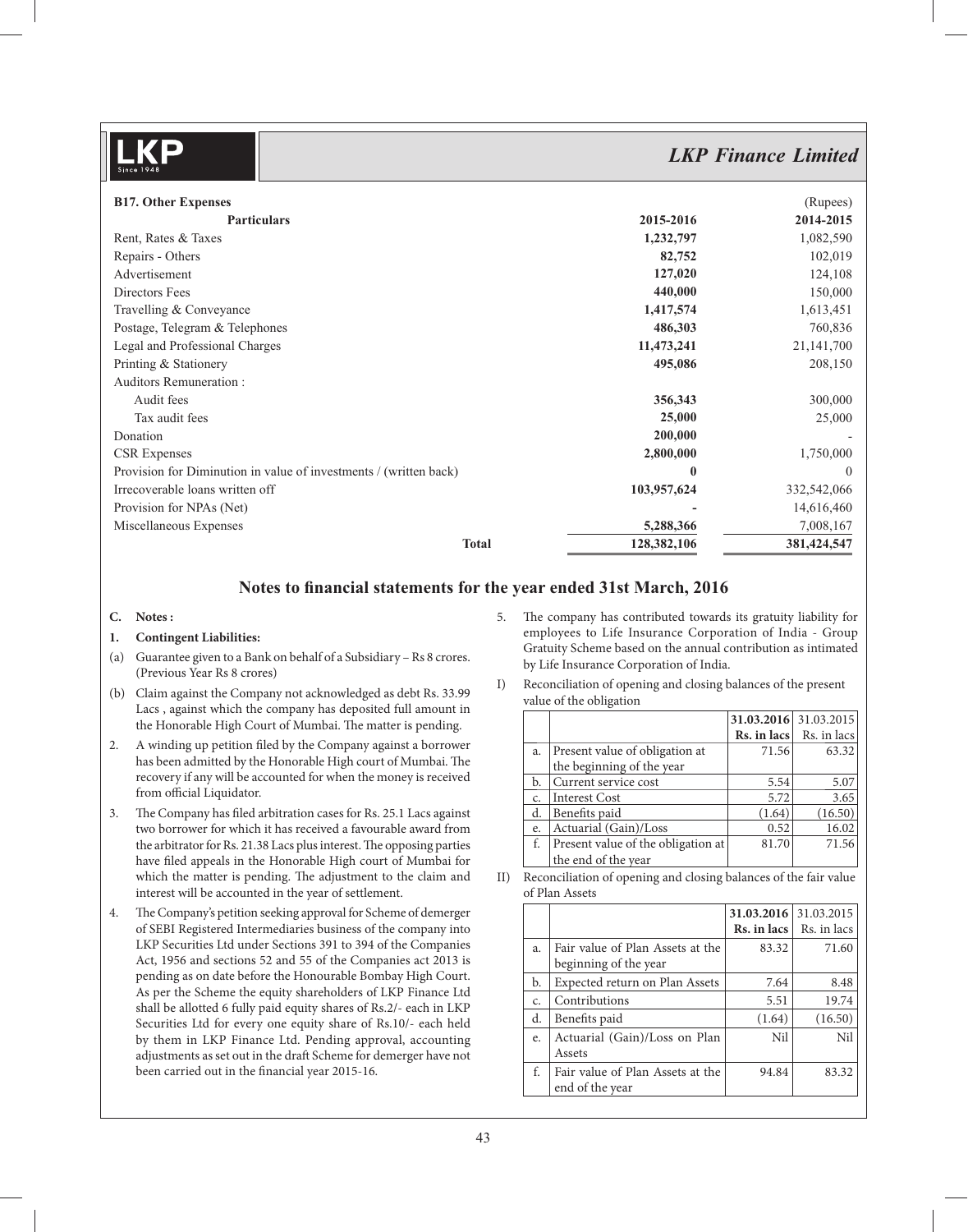### B17. Other Expenses

(Rupees)

| Particulars | 2015-2016 | 2014-2015 |
|---|---|---|
| Rent, Rates & Taxes | **1,232,797** | 1,082,590 |
| Repairs - Others | **82,752** | 102,019 |
| Advertisement | **127,020** | 124,108 |
| Directors Fees | **440,000** | 150,000 |
| Travelling & Conveyance | **1,417,574** | 1,613,451 |
| Postage, Telegram & Telephones | **486,303** | 760,836 |
| Legal and Professional Charges | **11,473,241** | 21,141,700 |
| Printing & Stationery | **495,086** | 208,150 |
| Auditors Remuneration : | | |
| Audit fees | **356,343** | 300,000 |
| Tax audit fees | **25,000** | 25,000 |
| Donation | **200,000** | - |
| CSR Expenses | **2,800,000** | 1,750,000 |
| Provision for Diminution in value of investments / (written back) | **0** | 0 |
| Irrecoverable loans written off | **103,957,624** | 332,542,066 |
| Provision for NPAs (Net) | **-** | 14,616,460 |
| Miscellaneous Expenses | **5,288,366** | 7,008,167 |
| **Total** | **128,382,106** | 381,424,547 |

## Notes to financial statements for the year ended 31st March, 2016

**C. Notes :**

**1. Contingent Liabilities:**

(a) Guarantee given to a Bank on behalf of a Subsidiary – Rs 8 crores. (Previous Year Rs 8 crores)

(b) Claim against the Company not acknowledged as debt Rs. 33.99 Lacs , against which the company has deposited full amount in the Honorable High Court of Mumbai. The matter is pending.

2. A winding up petition filed by the Company against a borrower has been admitted by the Honorable High court of Mumbai. The recovery if any will be accounted for when the money is received from official Liquidator.

3. The Company has filed arbitration cases for Rs. 25.1 Lacs against two borrower for which it has received a favourable award from the arbitrator for Rs. 21.38 Lacs plus interest. The opposing parties have filed appeals in the Honorable High court of Mumbai for which the matter is pending. The adjustment to the claim and interest will be accounted in the year of settlement.

4. The Company's petition seeking approval for Scheme of demerger of SEBI Registered Intermediaries business of the company into LKP Securities Ltd under Sections 391 to 394 of the Companies Act, 1956 and sections 52 and 55 of the Companies act 2013 is pending as on date before the Honourable Bombay High Court. As per the Scheme the equity shareholders of LKP Finance Ltd shall be allotted 6 fully paid equity shares of Rs.2/- each in LKP Securities Ltd for every one equity share of Rs.10/- each held by them in LKP Finance Ltd. Pending approval, accounting adjustments as set out in the draft Scheme for demerger have not been carried out in the financial year 2015-16.

5. The company has contributed towards its gratuity liability for employees to Life Insurance Corporation of India - Group Gratuity Scheme based on the annual contribution as intimated by Life Insurance Corporation of India.

I) Reconciliation of opening and closing balances of the present value of the obligation

| | | **31.03.2016** | 31.03.2015 |
|---|---|---|---|
| | | **Rs. in lacs** | Rs. in lacs |
| a. | Present value of obligation at the beginning of the year | 71.56 | 63.32 |
| b. | Current service cost | 5.54 | 5.07 |
| c. | Interest Cost | 5.72 | 3.65 |
| d. | Benefits paid | (1.64) | (16.50) |
| e. | Actuarial (Gain)/Loss | 0.52 | 16.02 |
| f. | Present value of the obligation at the end of the year | 81.70 | 71.56 |

II) Reconciliation of opening and closing balances of the fair value of Plan Assets

| | | **31.03.2016** | 31.03.2015 |
|---|---|---|---|
| | | **Rs. in lacs** | Rs. in lacs |
| a. | Fair value of Plan Assets at the beginning of the year | 83.32 | 71.60 |
| b. | Expected return on Plan Assets | 7.64 | 8.48 |
| c. | Contributions | 5.51 | 19.74 |
| d. | Benefits paid | (1.64) | (16.50) |
| e. | Actuarial (Gain)/Loss on Plan Assets | Nil | Nil |
| f. | Fair value of Plan Assets at the end of the year | 94.84 | 83.32 |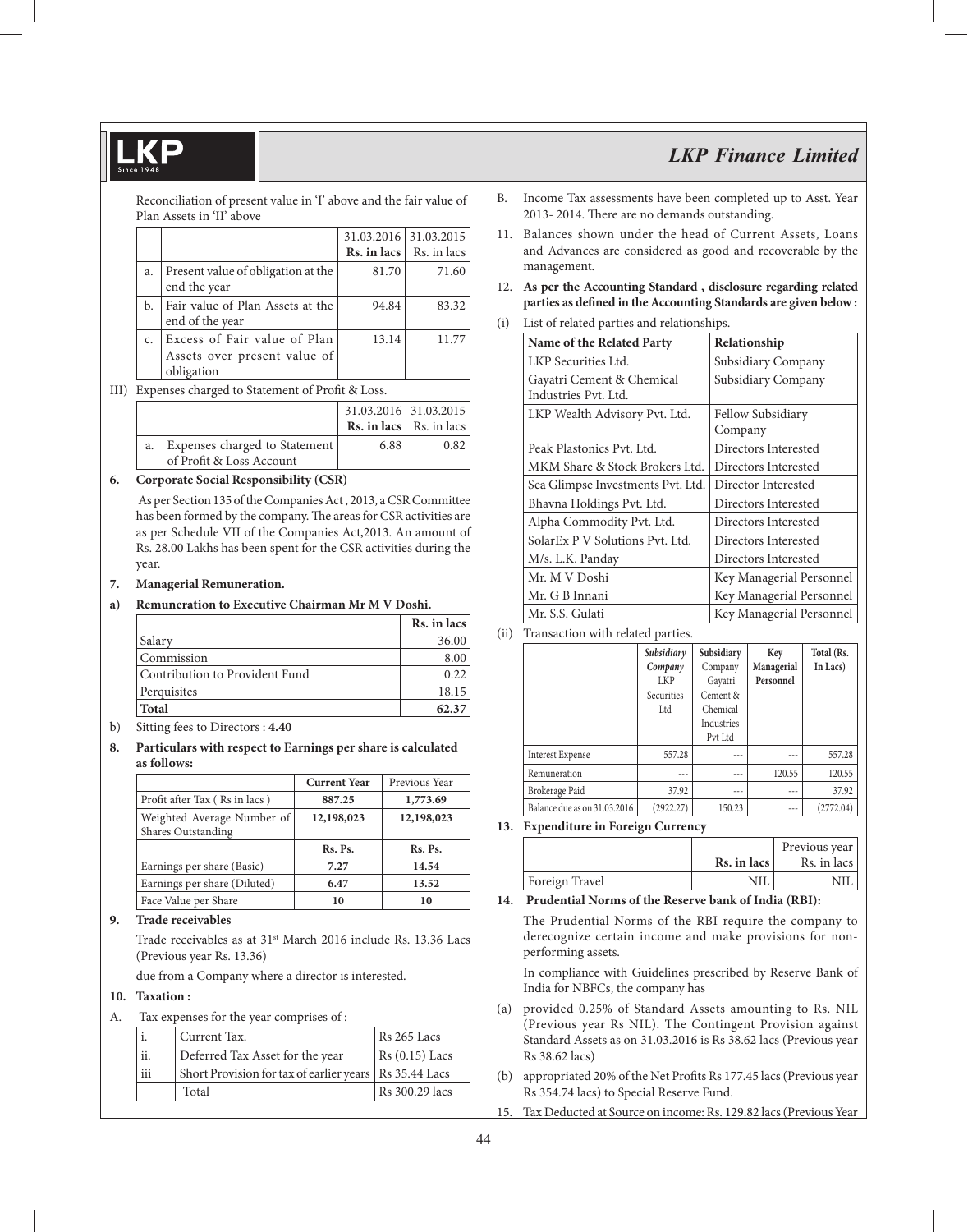Reconciliation of present value in 'I' above and the fair value of Plan Assets in 'II' above

| | | 31.03.2016 Rs. in lacs | 31.03.2015 Rs. in lacs |
|---|---|---|---|
| a. | Present value of obligation at the end the year | 81.70 | 71.60 |
| b. | Fair value of Plan Assets at the end of the year | 94.84 | 83.32 |
| c. | Excess of Fair value of Plan Assets over present value of obligation | 13.14 | 11.77 |

III) Expenses charged to Statement of Profit & Loss.

| | | 31.03.2016 Rs. in lacs | 31.03.2015 Rs. in lacs |
|---|---|---|---|
| a. | Expenses charged to Statement of Profit & Loss Account | 6.88 | 0.82 |

**6. Corporate Social Responsibility (CSR)**

As per Section 135 of the Companies Act , 2013, a CSR Committee has been formed by the company. The areas for CSR activities are as per Schedule VII of the Companies Act,2013. An amount of Rs. 28.00 Lakhs has been spent for the CSR activities during the year.

**7. Managerial Remuneration.**

**a) Remuneration to Executive Chairman Mr M V Doshi.**

| | Rs. in lacs |
|---|---|
| Salary | 36.00 |
| Commission | 8.00 |
| Contribution to Provident Fund | 0.22 |
| Perquisites | 18.15 |
| **Total** | **62.37** |

b) Sitting fees to Directors : **4.40**

**8. Particulars with respect to Earnings per share is calculated as follows:**

| | Current Year | Previous Year |
|---|---|---|
| Profit after Tax ( Rs in lacs ) | 887.25 | 1,773.69 |
| Weighted Average Number of Shares Outstanding | 12,198,023 | 12,198,023 |
| | Rs. Ps. | Rs. Ps. |
| Earnings per share (Basic) | 7.27 | 14.54 |
| Earnings per share (Diluted) | 6.47 | 13.52 |
| Face Value per Share | 10 | 10 |

**9. Trade receivables**

Trade receivables as at 31st March 2016 include Rs. 13.36 Lacs (Previous year Rs. 13.36)

due from a Company where a director is interested.

**10. Taxation :**

A. Tax expenses for the year comprises of :

| | | |
|---|---|---|
| i. | Current Tax. | Rs 265 Lacs |
| ii. | Deferred Tax Asset for the year | Rs (0.15) Lacs |
| iii | Short Provision for tax of earlier years | Rs 35.44 Lacs |
| | Total | Rs 300.29 lacs |

B. Income Tax assessments have been completed up to Asst. Year 2013- 2014. There are no demands outstanding.

11. Balances shown under the head of Current Assets, Loans and Advances are considered as good and recoverable by the management.

**12. As per the Accounting Standard , disclosure regarding related parties as defined in the Accounting Standards are given below :**

(i) List of related parties and relationships.

| Name of the Related Party | Relationship |
|---|---|
| LKP Securities Ltd. | Subsidiary Company |
| Gayatri Cement & Chemical Industries Pvt. Ltd. | Subsidiary Company |
| LKP Wealth Advisory Pvt. Ltd. | Fellow Subsidiary Company |
| Peak Plastonics Pvt. Ltd. | Directors Interested |
| MKM Share & Stock Brokers Ltd. | Directors Interested |
| Sea Glimpse Investments Pvt. Ltd. | Director Interested |
| Bhavna Holdings Pvt. Ltd. | Directors Interested |
| Alpha Commodity Pvt. Ltd. | Directors Interested |
| SolarEx P V Solutions Pvt. Ltd. | Directors Interested |
| M/s. L.K. Panday | Directors Interested |
| Mr. M V Doshi | Key Managerial Personnel |
| Mr. G B Innani | Key Managerial Personnel |
| Mr. S.S. Gulati | Key Managerial Personnel |

(ii) Transaction with related parties.

| | *Subsidiary Company* LKP Securities Ltd | Subsidiary Company Gayatri Cement & Chemical Industries Pvt Ltd | Key Managerial Personnel | Total (Rs. In Lacs) |
|---|---|---|---|---|
| Interest Expense | 557.28 | --- | --- | 557.28 |
| Remuneration | --- | --- | 120.55 | 120.55 |
| Brokerage Paid | 37.92 | --- | --- | 37.92 |
| Balance due as on 31.03.2016 | (2922.27) | 150.23 | --- | (2772.04) |

**13. Expenditure in Foreign Currency**

| | Rs. in lacs | Previous year Rs. in lacs |
|---|---|---|
| Foreign Travel | NIL | NIL |

**14. Prudential Norms of the Reserve bank of India (RBI):**

The Prudential Norms of the RBI require the company to derecognize certain income and make provisions for non-performing assets.

In compliance with Guidelines prescribed by Reserve Bank of India for NBFCs, the company has

(a) provided 0.25% of Standard Assets amounting to Rs. NIL (Previous year Rs NIL). The Contingent Provision against Standard Assets as on 31.03.2016 is Rs 38.62 lacs (Previous year Rs 38.62 lacs)

(b) appropriated 20% of the Net Profits Rs 177.45 lacs (Previous year Rs 354.74 lacs) to Special Reserve Fund.

15. Tax Deducted at Source on income: Rs. 129.82 lacs (Previous Year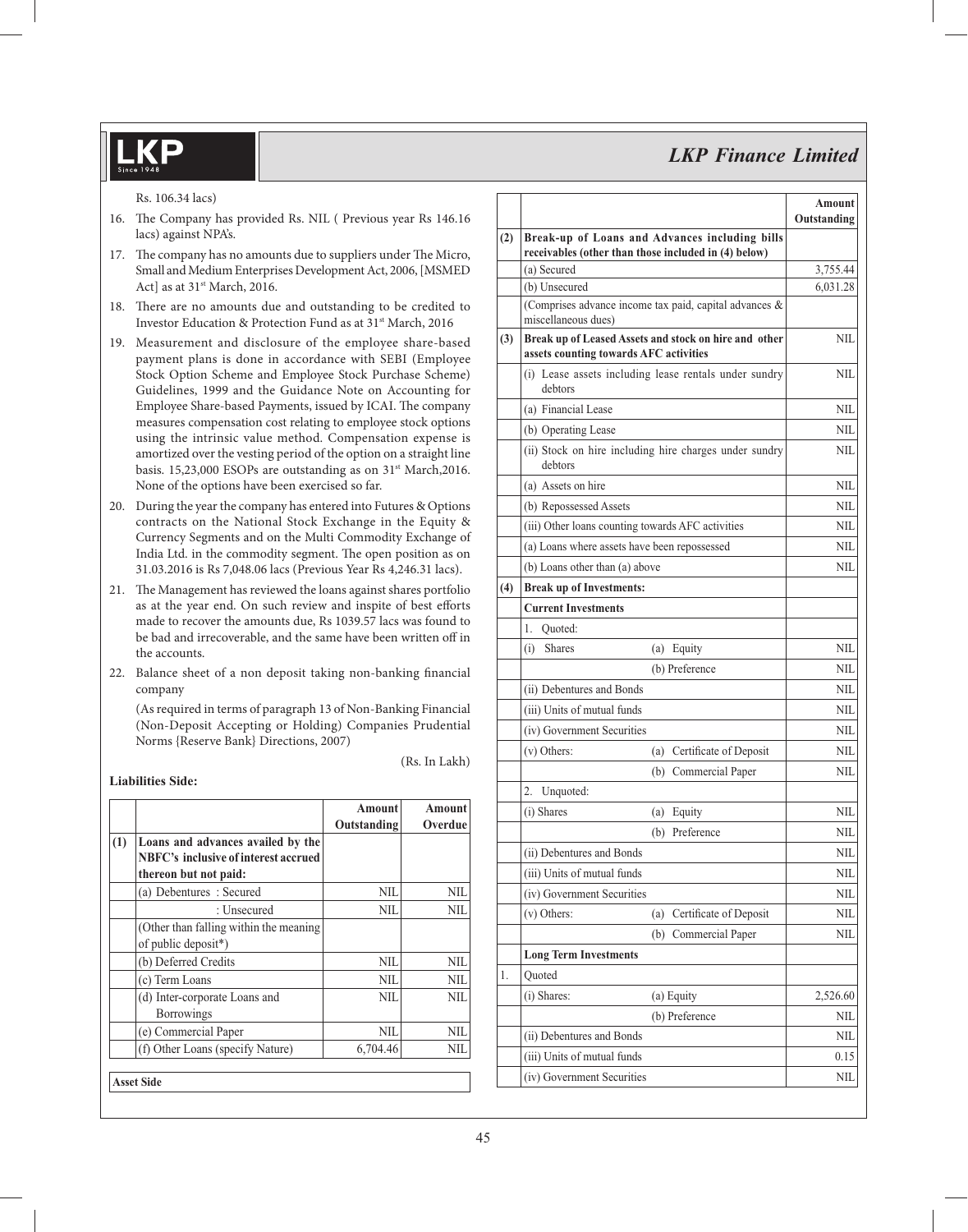Rs. 106.34 lacs)

16. The Company has provided Rs. NIL ( Previous year Rs 146.16 lacs) against NPA's.
17. The company has no amounts due to suppliers under The Micro, Small and Medium Enterprises Development Act, 2006, [MSMED Act] as at 31st March, 2016.
18. There are no amounts due and outstanding to be credited to Investor Education & Protection Fund as at 31st March, 2016
19. Measurement and disclosure of the employee share-based payment plans is done in accordance with SEBI (Employee Stock Option Scheme and Employee Stock Purchase Scheme) Guidelines, 1999 and the Guidance Note on Accounting for Employee Share-based Payments, issued by ICAI. The company measures compensation cost relating to employee stock options using the intrinsic value method. Compensation expense is amortized over the vesting period of the option on a straight line basis. 15,23,000 ESOPs are outstanding as on 31st March,2016. None of the options have been exercised so far.
20. During the year the company has entered into Futures & Options contracts on the National Stock Exchange in the Equity & Currency Segments and on the Multi Commodity Exchange of India Ltd. in the commodity segment. The open position as on 31.03.2016 is Rs 7,048.06 lacs (Previous Year Rs 4,246.31 lacs).
21. The Management has reviewed the loans against shares portfolio as at the year end. On such review and inspite of best efforts made to recover the amounts due, Rs 1039.57 lacs was found to be bad and irrecoverable, and the same have been written off in the accounts.
22. Balance sheet of a non deposit taking non-banking financial company

    (As required in terms of paragraph 13 of Non-Banking Financial (Non-Deposit Accepting or Holding) Companies Prudential Norms {Reserve Bank} Directions, 2007)

(Rs. In Lakh)

**Liabilities Side:**

| | | Amount Outstanding | Amount Overdue |
|---|---|---|---|
| **(1)** | **Loans and advances availed by the NBFC's inclusive of interest accrued thereon but not paid:** | | |
| | (a) Debentures : Secured | NIL | NIL |
| | : Unsecured | NIL | NIL |
| | (Other than falling within the meaning of public deposit*) | | |
| | (b) Deferred Credits | NIL | NIL |
| | (c) Term Loans | NIL | NIL |
| | (d) Inter-corporate Loans and Borrowings | NIL | NIL |
| | (e) Commercial Paper | NIL | NIL |
| | (f) Other Loans (specify Nature) | 6,704.46 | NIL |

**Asset Side**

| | | | Amount Outstanding |
|---|---|---|---|
| **(2)** | **Break-up of Loans and Advances including bills receivables (other than those included in (4) below)** | | |
| | (a) Secured | | 3,755.44 |
| | (b) Unsecured | | 6,031.28 |
| | (Comprises advance income tax paid, capital advances & miscellaneous dues) | | |
| **(3)** | **Break up of Leased Assets and stock on hire and other assets counting towards AFC activities** | | NIL |
| | (i) Lease assets including lease rentals under sundry debtors | | NIL |
| | (a) Financial Lease | | NIL |
| | (b) Operating Lease | | NIL |
| | (ii) Stock on hire including hire charges under sundry debtors | | NIL |
| | (a) Assets on hire | | NIL |
| | (b) Repossessed Assets | | NIL |
| | (iii) Other loans counting towards AFC activities | | NIL |
| | (a) Loans where assets have been repossessed | | NIL |
| | (b) Loans other than (a) above | | NIL |
| **(4)** | **Break up of Investments:** | | |
| | **Current Investments** | | |
| | 1. Quoted: | | |
| | (i) Shares | (a) Equity | NIL |
| | | (b) Preference | NIL |
| | (ii) Debentures and Bonds | | NIL |
| | (iii) Units of mutual funds | | NIL |
| | (iv) Government Securities | | NIL |
| | (v) Others: | (a) Certificate of Deposit | NIL |
| | | (b) Commercial Paper | NIL |
| | 2. Unquoted: | | |
| | (i) Shares | (a) Equity | NIL |
| | | (b) Preference | NIL |
| | (ii) Debentures and Bonds | | NIL |
| | (iii) Units of mutual funds | | NIL |
| | (iv) Government Securities | | NIL |
| | (v) Others: | (a) Certificate of Deposit | NIL |
| | | (b) Commercial Paper | NIL |
| | **Long Term Investments** | | |
| 1. | Quoted | | |
| | (i) Shares: | (a) Equity | 2,526.60 |
| | | (b) Preference | NIL |
| | (ii) Debentures and Bonds | | NIL |
| | (iii) Units of mutual funds | | 0.15 |
| | (iv) Government Securities | | NIL |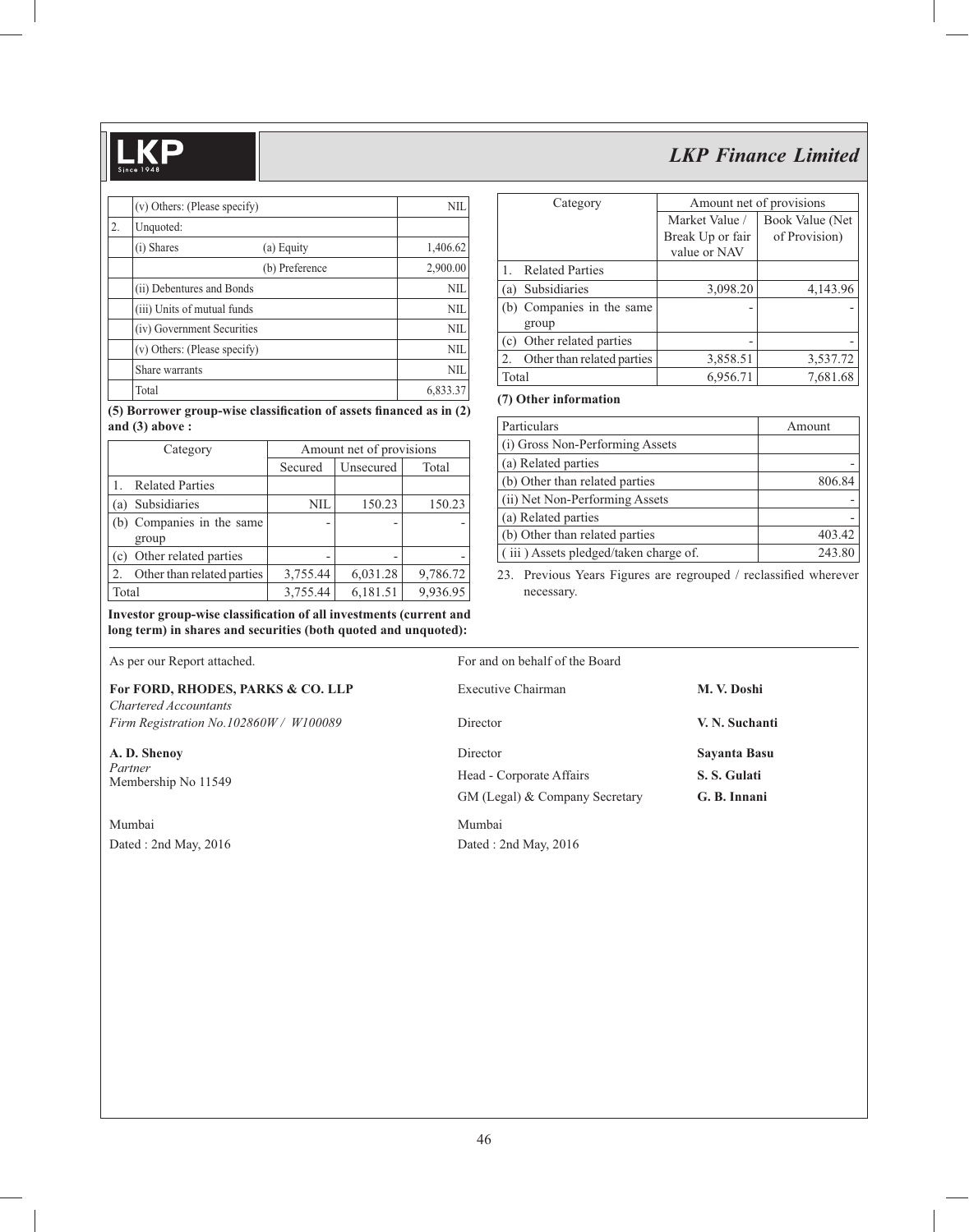| | | | |
|---|---|---|---|
| | (v) Others: (Please specify) | | NIL |
| 2. | Unquoted: | | |
| | (i) Shares | (a) Equity | 1,406.62 |
| | | (b) Preference | 2,900.00 |
| | (ii) Debentures and Bonds | | NIL |
| | (iii) Units of mutual funds | | NIL |
| | (iv) Government Securities | | NIL |
| | (v) Others: (Please specify) | | NIL |
| | Share warrants | | NIL |
| | Total | | 6,833.37 |

**(5) Borrower group-wise classification of assets financed as in (2) and (3) above :**

| Category | Amount net of provisions | | |
|---|---|---|---|
| | Secured | Unsecured | Total |
| 1. Related Parties | | | |
| (a) Subsidiaries | NIL | 150.23 | 150.23 |
| (b) Companies in the same group | - | - | - |
| (c) Other related parties | - | - | - |
| 2. Other than related parties | 3,755.44 | 6,031.28 | 9,786.72 |
| Total | 3,755.44 | 6,181.51 | 9,936.95 |

**Investor group-wise classification of all investments (current and long term) in shares and securities (both quoted and unquoted):**

| Category | Amount net of provisions | |
|---|---|---|
| | Market Value / Break Up or fair value or NAV | Book Value (Net of Provision) |
| 1. Related Parties | | |
| (a) Subsidiaries | 3,098.20 | 4,143.96 |
| (b) Companies in the same group | - | - |
| (c) Other related parties | - | - |
| 2. Other than related parties | 3,858.51 | 3,537.72 |
| Total | 6,956.71 | 7,681.68 |

**(7) Other information**

| Particulars | Amount |
|---|---|
| (i) Gross Non-Performing Assets | |
| (a) Related parties | - |
| (b) Other than related parties | 806.84 |
| (ii) Net Non-Performing Assets | - |
| (a) Related parties | - |
| (b) Other than related parties | 403.42 |
| ( iii ) Assets pledged/taken charge of. | 243.80 |

23. Previous Years Figures are regrouped / reclassified wherever necessary.

As per our Report attached.

**For FORD, RHODES, PARKS & CO. LLP**
*Chartered Accountants*
*Firm Registration No.102860W / W100089*

**A. D. Shenoy**
*Partner*
Membership No 11549

Mumbai
Dated : 2nd May, 2016

For and on behalf of the Board

| | |
|---|---|
| Executive Chairman | **M. V. Doshi** |
| Director | **V. N. Suchanti** |
| Director | **Sayanta Basu** |
| Head - Corporate Affairs | **S. S. Gulati** |
| GM (Legal) & Company Secretary | **G. B. Innani** |

Mumbai
Dated : 2nd May, 2016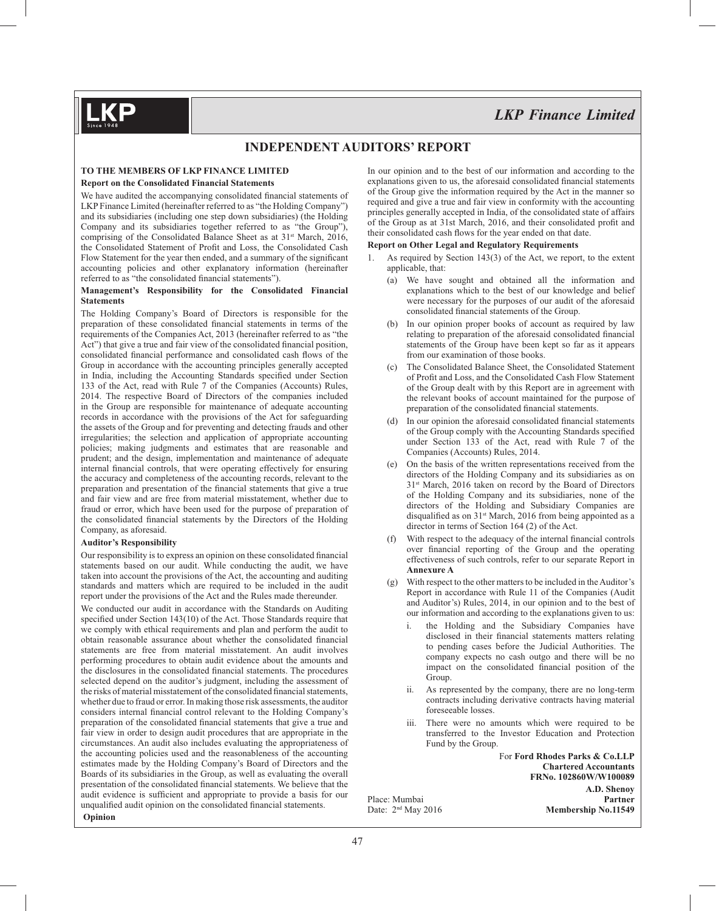# INDEPENDENT AUDITORS' REPORT

**TO THE MEMBERS OF LKP FINANCE LIMITED**

**Report on the Consolidated Financial Statements**

We have audited the accompanying consolidated financial statements of LKP Finance Limited (hereinafter referred to as "the Holding Company") and its subsidiaries (including one step down subsidiaries) (the Holding Company and its subsidiaries together referred to as "the Group"), comprising of the Consolidated Balance Sheet as at 31st March, 2016, the Consolidated Statement of Profit and Loss, the Consolidated Cash Flow Statement for the year then ended, and a summary of the significant accounting policies and other explanatory information (hereinafter referred to as "the consolidated financial statements").

**Management's Responsibility for the Consolidated Financial Statements**

The Holding Company's Board of Directors is responsible for the preparation of these consolidated financial statements in terms of the requirements of the Companies Act, 2013 (hereinafter referred to as "the Act") that give a true and fair view of the consolidated financial position, consolidated financial performance and consolidated cash flows of the Group in accordance with the accounting principles generally accepted in India, including the Accounting Standards specified under Section 133 of the Act, read with Rule 7 of the Companies (Accounts) Rules, 2014. The respective Board of Directors of the companies included in the Group are responsible for maintenance of adequate accounting records in accordance with the provisions of the Act for safeguarding the assets of the Group and for preventing and detecting frauds and other irregularities; the selection and application of appropriate accounting policies; making judgments and estimates that are reasonable and prudent; and the design, implementation and maintenance of adequate internal financial controls, that were operating effectively for ensuring the accuracy and completeness of the accounting records, relevant to the preparation and presentation of the financial statements that give a true and fair view and are free from material misstatement, whether due to fraud or error, which have been used for the purpose of preparation of the consolidated financial statements by the Directors of the Holding Company, as aforesaid.

**Auditor's Responsibility**

Our responsibility is to express an opinion on these consolidated financial statements based on our audit. While conducting the audit, we have taken into account the provisions of the Act, the accounting and auditing standards and matters which are required to be included in the audit report under the provisions of the Act and the Rules made thereunder.

We conducted our audit in accordance with the Standards on Auditing specified under Section 143(10) of the Act. Those Standards require that we comply with ethical requirements and plan and perform the audit to obtain reasonable assurance about whether the consolidated financial statements are free from material misstatement. An audit involves performing procedures to obtain audit evidence about the amounts and the disclosures in the consolidated financial statements. The procedures selected depend on the auditor's judgment, including the assessment of the risks of material misstatement of the consolidated financial statements, whether due to fraud or error. In making those risk assessments, the auditor considers internal financial control relevant to the Holding Company's preparation of the consolidated financial statements that give a true and fair view in order to design audit procedures that are appropriate in the circumstances. An audit also includes evaluating the appropriateness of the accounting policies used and the reasonableness of the accounting estimates made by the Holding Company's Board of Directors and the Boards of its subsidiaries in the Group, as well as evaluating the overall presentation of the consolidated financial statements. We believe that the audit evidence is sufficient and appropriate to provide a basis for our unqualified audit opinion on the consolidated financial statements.

**Opinion**

In our opinion and to the best of our information and according to the explanations given to us, the aforesaid consolidated financial statements of the Group give the information required by the Act in the manner so required and give a true and fair view in conformity with the accounting principles generally accepted in India, of the consolidated state of affairs of the Group as at 31st March, 2016, and their consolidated profit and their consolidated cash flows for the year ended on that date.

**Report on Other Legal and Regulatory Requirements**

1. As required by Section 143(3) of the Act, we report, to the extent applicable, that:
   (a) We have sought and obtained all the information and explanations which to the best of our knowledge and belief were necessary for the purposes of our audit of the aforesaid consolidated financial statements of the Group.
   (b) In our opinion proper books of account as required by law relating to preparation of the aforesaid consolidated financial statements of the Group have been kept so far as it appears from our examination of those books.
   (c) The Consolidated Balance Sheet, the Consolidated Statement of Profit and Loss, and the Consolidated Cash Flow Statement of the Group dealt with by this Report are in agreement with the relevant books of account maintained for the purpose of preparation of the consolidated financial statements.
   (d) In our opinion the aforesaid consolidated financial statements of the Group comply with the Accounting Standards specified under Section 133 of the Act, read with Rule 7 of the Companies (Accounts) Rules, 2014.
   (e) On the basis of the written representations received from the directors of the Holding Company and its subsidiaries as on 31st March, 2016 taken on record by the Board of Directors of the Holding Company and its subsidiaries, none of the directors of the Holding and Subsidiary Companies are disqualified as on 31st March, 2016 from being appointed as a director in terms of Section 164 (2) of the Act.
   (f) With respect to the adequacy of the internal financial controls over financial reporting of the Group and the operating effectiveness of such controls, refer to our separate Report in **Annexure A**
   (g) With respect to the other matters to be included in the Auditor's Report in accordance with Rule 11 of the Companies (Audit and Auditor's) Rules, 2014, in our opinion and to the best of our information and according to the explanations given to us:
      i. the Holding and the Subsidiary Companies have disclosed in their financial statements matters relating to pending cases before the Judicial Authorities. The company expects no cash outgo and there will be no impact on the consolidated financial position of the Group.
      ii. As represented by the company, there are no long-term contracts including derivative contracts having material foreseeable losses.
      iii. There were no amounts which were required to be transferred to the Investor Education and Protection Fund by the Group.

For **Ford Rhodes Parks & Co.LLP**
**Chartered Accountants**
**FRNo. 102860W/W100089**

**A.D. Shenoy**
**Partner**
**Membership No.11549**

Place: Mumbai
Date: 2nd May 2016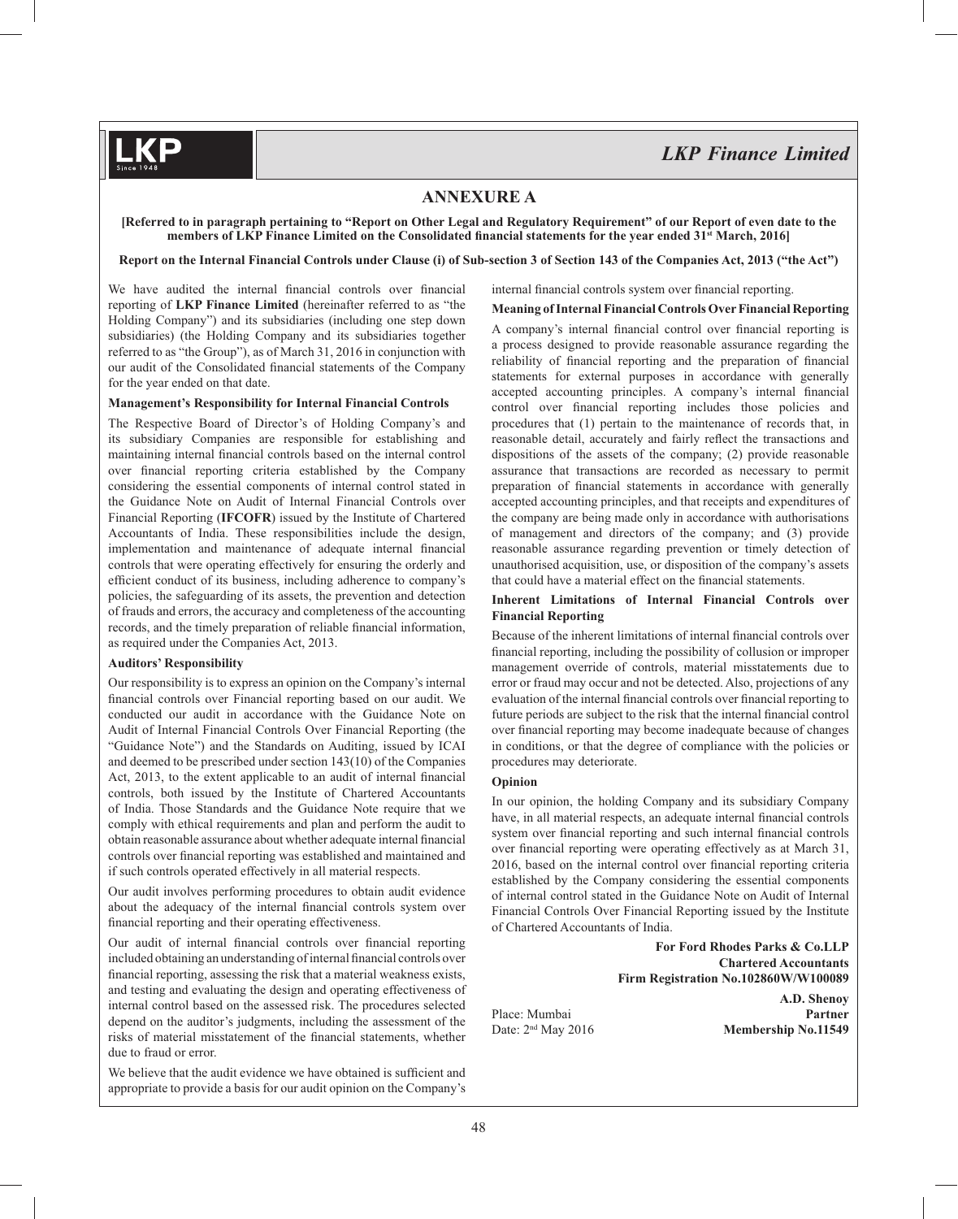# ANNEXURE A

**[Referred to in paragraph pertaining to "Report on Other Legal and Regulatory Requirement" of our Report of even date to the members of LKP Finance Limited on the Consolidated financial statements for the year ended 31st March, 2016]**

**Report on the Internal Financial Controls under Clause (i) of Sub-section 3 of Section 143 of the Companies Act, 2013 ("the Act")**

We have audited the internal financial controls over financial reporting of **LKP Finance Limited** (hereinafter referred to as "the Holding Company") and its subsidiaries (including one step down subsidiaries) (the Holding Company and its subsidiaries together referred to as "the Group"), as of March 31, 2016 in conjunction with our audit of the Consolidated financial statements of the Company for the year ended on that date.

### Management's Responsibility for Internal Financial Controls

The Respective Board of Director's of Holding Company's and its subsidiary Companies are responsible for establishing and maintaining internal financial controls based on the internal control over financial reporting criteria established by the Company considering the essential components of internal control stated in the Guidance Note on Audit of Internal Financial Controls over Financial Reporting (**IFCOFR**) issued by the Institute of Chartered Accountants of India. These responsibilities include the design, implementation and maintenance of adequate internal financial controls that were operating effectively for ensuring the orderly and efficient conduct of its business, including adherence to company's policies, the safeguarding of its assets, the prevention and detection of frauds and errors, the accuracy and completeness of the accounting records, and the timely preparation of reliable financial information, as required under the Companies Act, 2013.

### Auditors' Responsibility

Our responsibility is to express an opinion on the Company's internal financial controls over Financial reporting based on our audit. We conducted our audit in accordance with the Guidance Note on Audit of Internal Financial Controls Over Financial Reporting (the "Guidance Note") and the Standards on Auditing, issued by ICAI and deemed to be prescribed under section 143(10) of the Companies Act, 2013, to the extent applicable to an audit of internal financial controls, both issued by the Institute of Chartered Accountants of India. Those Standards and the Guidance Note require that we comply with ethical requirements and plan and perform the audit to obtain reasonable assurance about whether adequate internal financial controls over financial reporting was established and maintained and if such controls operated effectively in all material respects.

Our audit involves performing procedures to obtain audit evidence about the adequacy of the internal financial controls system over financial reporting and their operating effectiveness.

Our audit of internal financial controls over financial reporting included obtaining an understanding of internal financial controls over financial reporting, assessing the risk that a material weakness exists, and testing and evaluating the design and operating effectiveness of internal control based on the assessed risk. The procedures selected depend on the auditor's judgments, including the assessment of the risks of material misstatement of the financial statements, whether due to fraud or error.

We believe that the audit evidence we have obtained is sufficient and appropriate to provide a basis for our audit opinion on the Company's internal financial controls system over financial reporting.

### Meaning of Internal Financial Controls Over Financial Reporting

A company's internal financial control over financial reporting is a process designed to provide reasonable assurance regarding the reliability of financial reporting and the preparation of financial statements for external purposes in accordance with generally accepted accounting principles. A company's internal financial control over financial reporting includes those policies and procedures that (1) pertain to the maintenance of records that, in reasonable detail, accurately and fairly reflect the transactions and dispositions of the assets of the company; (2) provide reasonable assurance that transactions are recorded as necessary to permit preparation of financial statements in accordance with generally accepted accounting principles, and that receipts and expenditures of the company are being made only in accordance with authorisations of management and directors of the company; and (3) provide reasonable assurance regarding prevention or timely detection of unauthorised acquisition, use, or disposition of the company's assets that could have a material effect on the financial statements.

### Inherent Limitations of Internal Financial Controls over Financial Reporting

Because of the inherent limitations of internal financial controls over financial reporting, including the possibility of collusion or improper management override of controls, material misstatements due to error or fraud may occur and not be detected. Also, projections of any evaluation of the internal financial controls over financial reporting to future periods are subject to the risk that the internal financial control over financial reporting may become inadequate because of changes in conditions, or that the degree of compliance with the policies or procedures may deteriorate.

### Opinion

In our opinion, the holding Company and its subsidiary Company have, in all material respects, an adequate internal financial controls system over financial reporting and such internal financial controls over financial reporting were operating effectively as at March 31, 2016, based on the internal control over financial reporting criteria established by the Company considering the essential components of internal control stated in the Guidance Note on Audit of Internal Financial Controls Over Financial Reporting issued by the Institute of Chartered Accountants of India.

**For Ford Rhodes Parks & Co.LLP**
**Chartered Accountants**
**Firm Registration No.102860W/W100089**

**A.D. Shenoy**
**Partner**
**Membership No.11549**

Place: Mumbai
Date: 2nd May 2016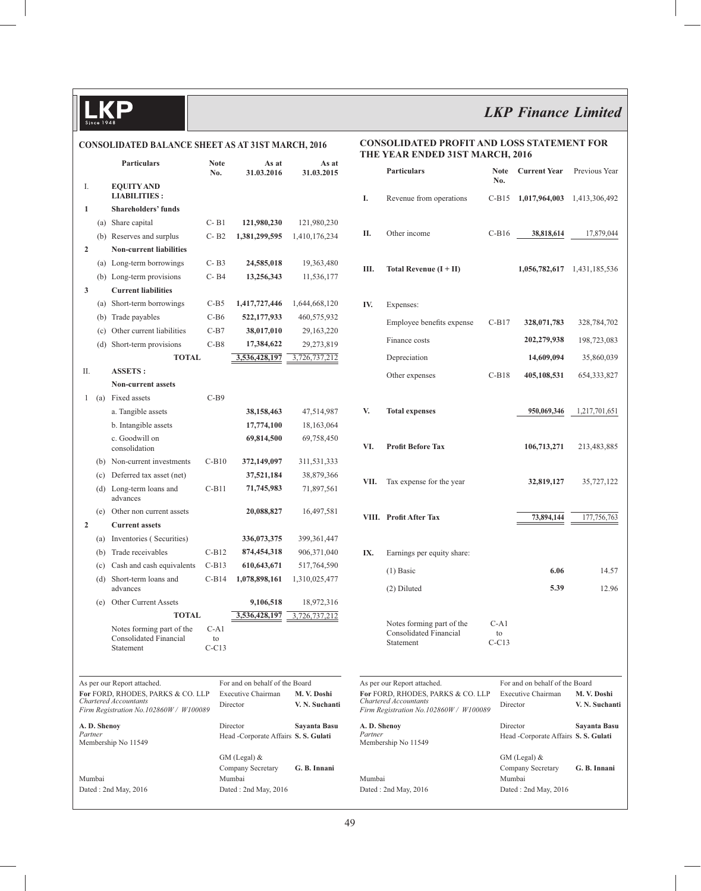## CONSOLIDATED BALANCE SHEET AS AT 31ST MARCH, 2016

| | | Particulars | Note No. | As at 31.03.2016 | As at 31.03.2015 |
|---|---|---|---|---|---|
| I. | | **EQUITY AND LIABILITIES :** | | | |
| 1 | | **Shareholders' funds** | | | |
| | (a) | Share capital | C- B1 | **121,980,230** | 121,980,230 |
| | (b) | Reserves and surplus | C- B2 | **1,381,299,595** | 1,410,176,234 |
| 2 | | **Non-current liabilities** | | | |
| | (a) | Long-term borrowings | C- B3 | **24,585,018** | 19,363,480 |
| | (b) | Long-term provisions | C- B4 | **13,256,343** | 11,536,177 |
| 3 | | **Current liabilities** | | | |
| | (a) | Short-term borrowings | C-B5 | **1,417,727,446** | 1,644,668,120 |
| | (b) | Trade payables | C-B6 | **522,177,933** | 460,575,932 |
| | (c) | Other current liabilities | C-B7 | **38,017,010** | 29,163,220 |
| | (d) | Short-term provisions | C-B8 | **17,384,622** | 29,273,819 |
| | | **TOTAL** | | **3,536,428,197** | 3,726,737,212 |
| II. | | **ASSETS :** | | | |
| | | **Non-current assets** | | | |
| 1 | (a) | Fixed assets | C-B9 | | |
| | | a. Tangible assets | | **38,158,463** | 47,514,987 |
| | | b. Intangible assets | | **17,774,100** | 18,163,064 |
| | | c. Goodwill on consolidation | | **69,814,500** | 69,758,450 |
| | (b) | Non-current investments | C-B10 | **372,149,097** | 311,531,333 |
| | (c) | Deferred tax asset (net) | | **37,521,184** | 38,879,366 |
| | (d) | Long-term loans and advances | C-B11 | **71,745,983** | 71,897,561 |
| | (e) | Other non current assets | | **20,088,827** | 16,497,581 |
| 2 | | **Current assets** | | | |
| | (a) | Inventories ( Securities) | | **336,073,375** | 399,361,447 |
| | (b) | Trade receivables | C-B12 | **874,454,318** | 906,371,040 |
| | (c) | Cash and cash equivalents | C-B13 | **610,643,671** | 517,764,590 |
| | (d) | Short-term loans and advances | C-B14 | **1,078,898,161** | 1,310,025,477 |
| | (e) | Other Current Assets | | **9,106,518** | 18,972,316 |
| | | **TOTAL** | | **3,536,428,197** | 3,726,737,212 |
| | | Notes forming part of the Consolidated Financial Statement | C-A1 to C-C13 | | |

As per our Report attached.
**For** FORD, RHODES, PARKS & CO. LLP
*Chartered Accountants*
*Firm Registration No.102860W / W100089*

**A. D. Shenoy**
*Partner*
Membership No 11549

Mumbai
Dated : 2nd May, 2016

For and on behalf of the Board
Executive Chairman **M. V. Doshi**
Director **V. N. Suchanti**
Director **Sayanta Basu**
Head -Corporate Affairs **S. S. Gulati**
GM (Legal) & Company Secretary **G. B. Innani**
Mumbai
Dated : 2nd May, 2016

## CONSOLIDATED PROFIT AND LOSS STATEMENT FOR THE YEAR ENDED 31ST MARCH, 2016

| | Particulars | Note No. | Current Year | Previous Year |
|---|---|---|---|---|
| I. | Revenue from operations | C-B15 | **1,017,964,003** | 1,413,306,492 |
| II. | Other income | C-B16 | **38,818,614** | 17,879,044 |
| III. | **Total Revenue (I + II)** | | **1,056,782,617** | 1,431,185,536 |
| IV. | Expenses: | | | |
| | Employee benefits expense | C-B17 | **328,071,783** | 328,784,702 |
| | Finance costs | | **202,279,938** | 198,723,083 |
| | Depreciation | | **14,609,094** | 35,860,039 |
| | Other expenses | C-B18 | **405,108,531** | 654,333,827 |
| V. | **Total expenses** | | **950,069,346** | 1,217,701,651 |
| VI. | **Profit Before Tax** | | **106,713,271** | 213,483,885 |
| VII. | Tax expense for the year | | **32,819,127** | 35,727,122 |
| VIII. | **Profit After Tax** | | **73,894,144** | 177,756,763 |
| IX. | Earnings per equity share: | | | |
| | (1) Basic | | **6.06** | 14.57 |
| | (2) Diluted | | **5.39** | 12.96 |
| | Notes forming part of the Consolidated Financial Statement | C-A1 to C-C13 | | |

As per our Report attached.
**For** FORD, RHODES, PARKS & CO. LLP
*Chartered Accountants*
*Firm Registration No.102860W / W100089*

**A. D. Shenoy**
*Partner*
Membership No 11549

Mumbai
Dated : 2nd May, 2016

For and on behalf of the Board
Executive Chairman **M. V. Doshi**
Director **V. N. Suchanti**
Director **Sayanta Basu**
Head -Corporate Affairs **S. S. Gulati**
GM (Legal) & Company Secretary **G. B. Innani**
Mumbai
Dated : 2nd May, 2016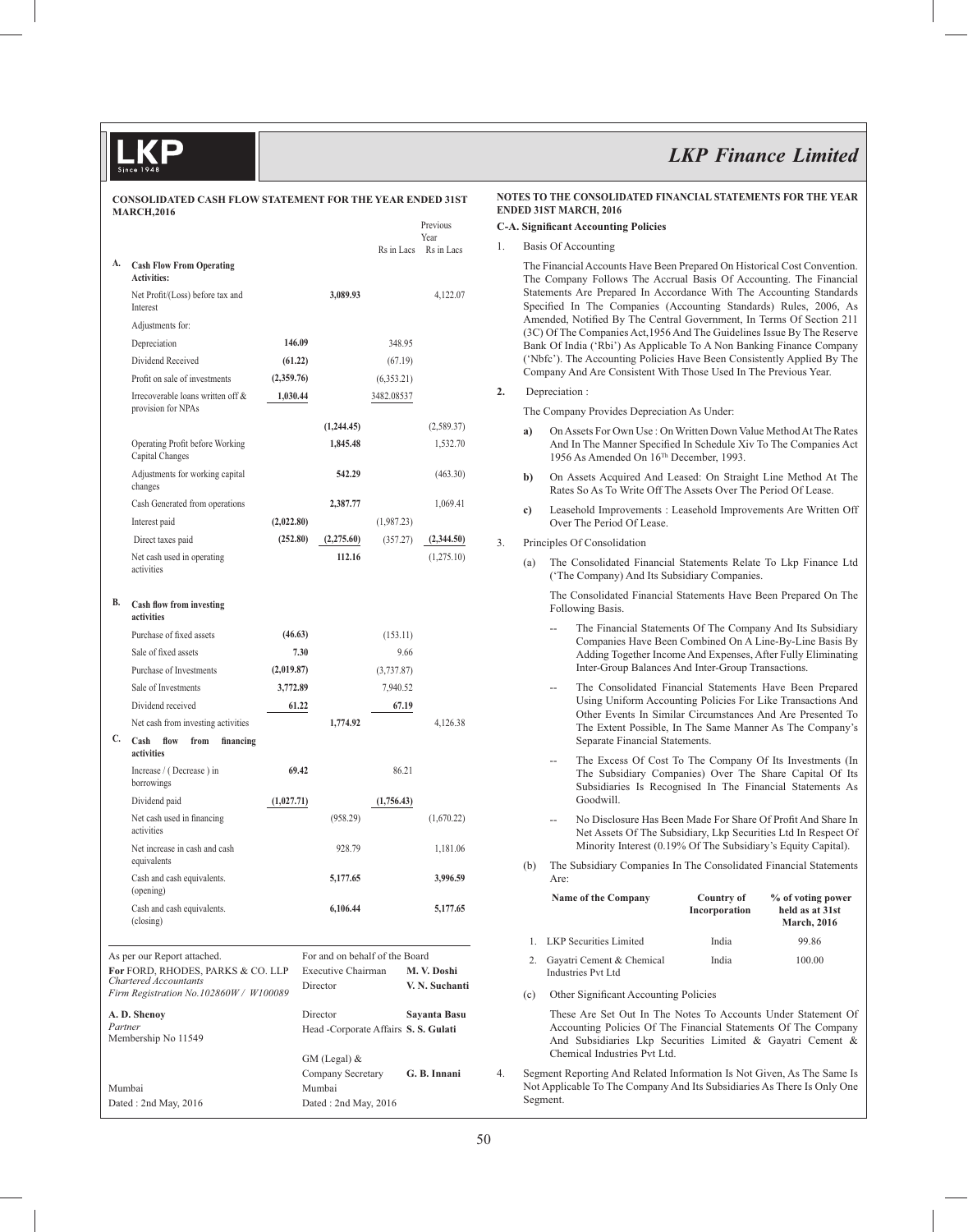## CONSOLIDATED CASH FLOW STATEMENT FOR THE YEAR ENDED 31ST MARCH,2016

| | | | | Rs in Lacs | Previous Year Rs in Lacs |
|---|---|---|---|---|---|
| **A.** | **Cash Flow From Operating Activities:** | | | | |
| | Net Profit/(Loss) before tax and Interest | | **3,089.93** | | 4,122.07 |
| | Adjustments for: | | | | |
| | Depreciation | **146.09** | | 348.95 | |
| | Dividend Received | **(61.22)** | | (67.19) | |
| | Profit on sale of investments | **(2,359.76)** | | (6,353.21) | |
| | Irrecoverable loans written off & provision for NPAs | **1,030.44** | | 3482.08537 | |
| | | | **(1,244.45)** | | (2,589.37) |
| | Operating Profit before Working Capital Changes | | **1,845.48** | | 1,532.70 |
| | Adjustments for working capital changes | | **542.29** | | (463.30) |
| | Cash Generated from operations | | **2,387.77** | | 1,069.41 |
| | Interest paid | **(2,022.80)** | | (1,987.23) | |
| | Direct taxes paid | **(252.80)** | **(2,275.60)** | (357.27) | **(2,344.50)** |
| | Net cash used in operating activities | | **112.16** | | (1,275.10) |
| **B.** | **Cash flow from investing activities** | | | | |
| | Purchase of fixed assets | **(46.63)** | | (153.11) | |
| | Sale of fixed assets | **7.30** | | 9.66 | |
| | Purchase of Investments | **(2,019.87)** | | (3,737.87) | |
| | Sale of Investments | **3,772.89** | | 7,940.52 | |
| | Dividend received | **61.22** | | **67.19** | |
| | Net cash from investing activities | | **1,774.92** | | 4,126.38 |
| **C.** | **Cash flow from financing activities** | | | | |
| | Increase / ( Decrease ) in borrowings | **69.42** | | 86.21 | |
| | Dividend paid | **(1,027.71)** | | **(1,756.43)** | |
| | Net cash used in financing activities | | (958.29) | | (1,670.22) |
| | Net increase in cash and cash equivalents | | 928.79 | | 1,181.06 |
| | Cash and cash equivalents. (opening) | | **5,177.65** | | **3,996.59** |
| | Cash and cash equivalents. (closing) | | **6,106.44** | | **5,177.65** |

As per our Report attached.
**For** FORD, RHODES, PARKS & CO. LLP
*Chartered Accountants*
*Firm Registration No.102860W / W100089*

**A. D. Shenoy**
*Partner*
Membership No 11549

Mumbai
Dated : 2nd May, 2016

For and on behalf of the Board

| | |
|---|---|
| Executive Chairman | **M. V. Doshi** |
| Director | **V. N. Suchanti** |
| Director | **Sayanta Basu** |
| Head -Corporate Affairs | **S. S. Gulati** |
| GM (Legal) & Company Secretary | **G. B. Innani** |

Mumbai
Dated : 2nd May, 2016

## NOTES TO THE CONSOLIDATED FINANCIAL STATEMENTS FOR THE YEAR ENDED 31ST MARCH, 2016

### C-A. Significant Accounting Policies

1. Basis Of Accounting

   The Financial Accounts Have Been Prepared On Historical Cost Convention. The Company Follows The Accrual Basis Of Accounting. The Financial Statements Are Prepared In Accordance With The Accounting Standards Specified In The Companies (Accounting Standards) Rules, 2006, As Amended, Notified By The Central Government, In Terms Of Section 211 (3C) Of The Companies Act,1956 And The Guidelines Issue By The Reserve Bank Of India ('Rbi') As Applicable To A Non Banking Finance Company ('Nbfc'). The Accounting Policies Have Been Consistently Applied By The Company And Are Consistent With Those Used In The Previous Year.

2. Depreciation :

   The Company Provides Depreciation As Under:

   **a)** On Assets For Own Use : On Written Down Value Method At The Rates And In The Manner Specified In Schedule Xiv To The Companies Act 1956 As Amended On 16th December, 1993.

   **b)** On Assets Acquired And Leased: On Straight Line Method At The Rates So As To Write Off The Assets Over The Period Of Lease.

   **c)** Leasehold Improvements : Leasehold Improvements Are Written Off Over The Period Of Lease.

3. Principles Of Consolidation

   (a) The Consolidated Financial Statements Relate To Lkp Finance Ltd ('The Company) And Its Subsidiary Companies.

   The Consolidated Financial Statements Have Been Prepared On The Following Basis.

   -- The Financial Statements Of The Company And Its Subsidiary Companies Have Been Combined On A Line-By-Line Basis By Adding Together Income And Expenses, After Fully Eliminating Inter-Group Balances And Inter-Group Transactions.

   -- The Consolidated Financial Statements Have Been Prepared Using Uniform Accounting Policies For Like Transactions And Other Events In Similar Circumstances And Are Presented To The Extent Possible, In The Same Manner As The Company's Separate Financial Statements.

   -- The Excess Of Cost To The Company Of Its Investments (In The Subsidiary Companies) Over The Share Capital Of Its Subsidiaries Is Recognised In The Financial Statements As Goodwill.

   -- No Disclosure Has Been Made For Share Of Profit And Share In Net Assets Of The Subsidiary, Lkp Securities Ltd In Respect Of Minority Interest (0.19% Of The Subsidiary's Equity Capital).

   (b) The Subsidiary Companies In The Consolidated Financial Statements Are:

| | Name of the Company | Country of Incorporation | % of voting power held as at 31st March, 2016 |
|---|---|---|---|
| 1. | LKP Securities Limited | India | 99.86 |
| 2. | Gayatri Cement & Chemical Industries Pvt Ltd | India | 100.00 |

   (c) Other Significant Accounting Policies

   These Are Set Out In The Notes To Accounts Under Statement Of Accounting Policies Of The Financial Statements Of The Company And Subsidiaries Lkp Securities Limited & Gayatri Cement & Chemical Industries Pvt Ltd.

4. Segment Reporting And Related Information Is Not Given, As The Same Is Not Applicable To The Company And Its Subsidiaries As There Is Only One Segment.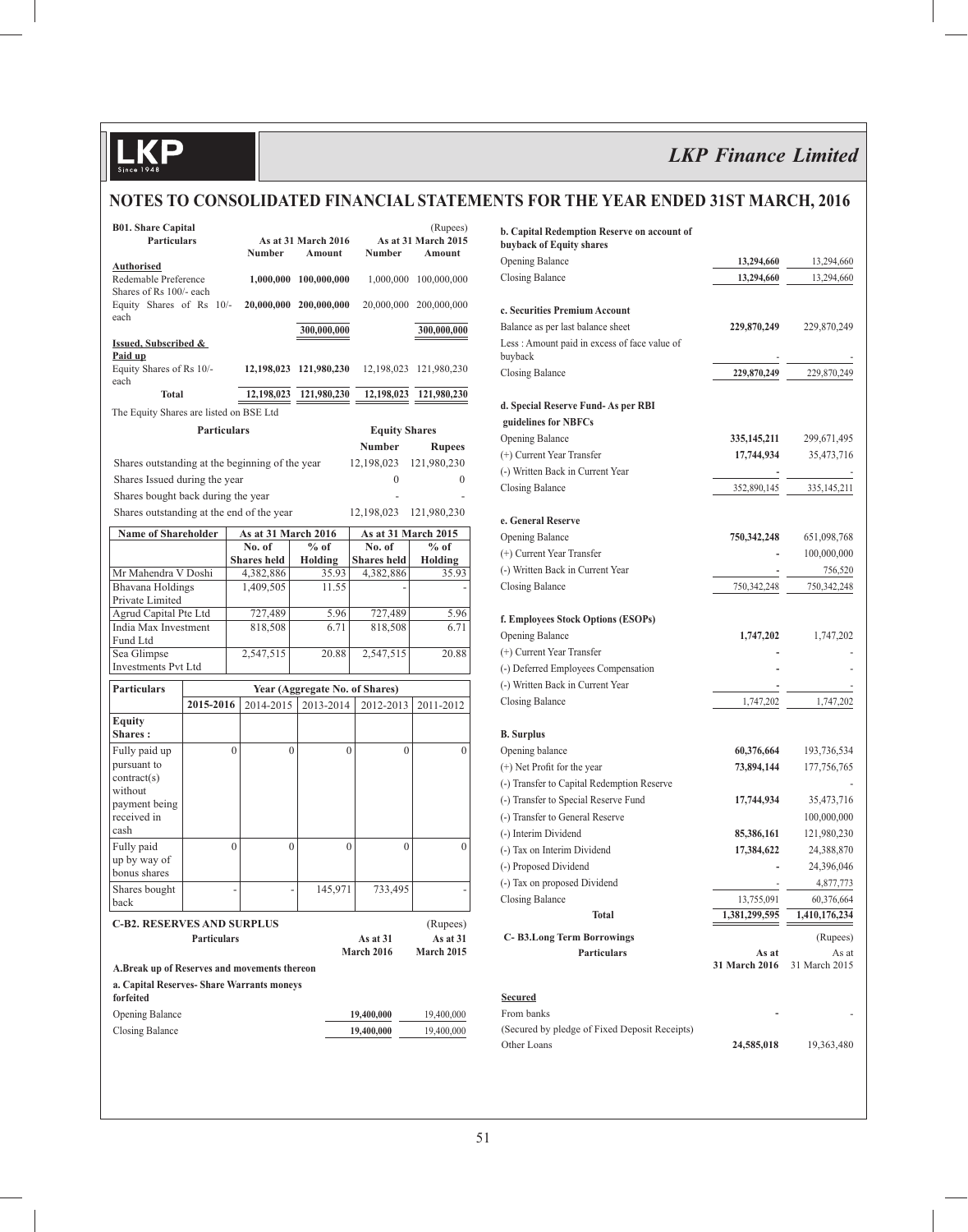# NOTES TO CONSOLIDATED FINANCIAL STATEMENTS FOR THE YEAR ENDED 31ST MARCH, 2016

**B01. Share Capital** (Rupees)

| Particulars | As at 31 March 2016 | | As at 31 March 2015 | |
|---|---|---|---|---|
| | Number | Amount | Number | Amount |
| **Authorised** | | | | |
| Redemable Preference Shares of Rs 100/- each | 1,000,000 | 100,000,000 | 1,000,000 | 100,000,000 |
| Equity Shares of Rs 10/- each | 20,000,000 | 200,000,000 | 20,000,000 | 200,000,000 |
| | | 300,000,000 | | 300,000,000 |
| **Issued, Subscribed & Paid up** | | | | |
| Equity Shares of Rs 10/- each | 12,198,023 | 121,980,230 | 12,198,023 | 121,980,230 |
| **Total** | 12,198,023 | 121,980,230 | 12,198,023 | 121,980,230 |

The Equity Shares are listed on BSE Ltd

| Particulars | Equity Shares | |
|---|---|---|
| | Number | Rupees |
| Shares outstanding at the beginning of the year | 12,198,023 | 121,980,230 |
| Shares Issued during the year | 0 | 0 |
| Shares bought back during the year | - | - |
| Shares outstanding at the end of the year | 12,198,023 | 121,980,230 |

| Name of Shareholder | As at 31 March 2016 | | As at 31 March 2015 | |
|---|---|---|---|---|
| | No. of Shares held | % of Holding | No. of Shares held | % of Holding |
| Mr Mahendra V Doshi | 4,382,886 | 35.93 | 4,382,886 | 35.93 |
| Bhavana Holdings Private Limited | 1,409,505 | 11.55 | - | - |
| Agrud Capital Pte Ltd | 727,489 | 5.96 | 727,489 | 5.96 |
| India Max Investment Fund Ltd | 818,508 | 6.71 | 818,508 | 6.71 |
| Sea Glimpse Investments Pvt Ltd | 2,547,515 | 20.88 | 2,547,515 | 20.88 |

| Particulars | Year (Aggregate No. of Shares) | | | | |
|---|---|---|---|---|---|
| | 2015-2016 | 2014-2015 | 2013-2014 | 2012-2013 | 2011-2012 |
| **Equity Shares :** | | | | | |
| Fully paid up pursuant to contract(s) without payment being received in cash | 0 | 0 | 0 | 0 | 0 |
| Fully paid up by way of bonus shares | 0 | 0 | 0 | 0 | 0 |
| Shares bought back | - | - | 145,971 | 733,495 | - |

**C-B2. RESERVES AND SURPLUS** (Rupees)

| Particulars | As at 31 March 2016 | As at 31 March 2015 |
|---|---|---|
| **A.Break up of Reserves and movements thereon** | | |
| **a. Capital Reserves- Share Warrants moneys forfeited** | | |
| Opening Balance | 19,400,000 | 19,400,000 |
| Closing Balance | 19,400,000 | 19,400,000 |
| **b. Capital Redemption Reserve on account of buyback of Equity shares** | | |
| Opening Balance | 13,294,660 | 13,294,660 |
| Closing Balance | 13,294,660 | 13,294,660 |
| **c. Securities Premium Account** | | |
| Balance as per last balance sheet | 229,870,249 | 229,870,249 |
| Less : Amount paid in excess of face value of buyback | - | - |
| Closing Balance | 229,870,249 | 229,870,249 |
| **d. Special Reserve Fund- As per RBI guidelines for NBFCs** | | |
| Opening Balance | 335,145,211 | 299,671,495 |
| (+) Current Year Transfer | 17,744,934 | 35,473,716 |
| (-) Written Back in Current Year | - | - |
| Closing Balance | 352,890,145 | 335,145,211 |
| **e. General Reserve** | | |
| Opening Balance | 750,342,248 | 651,098,768 |
| (+) Current Year Transfer | - | 100,000,000 |
| (-) Written Back in Current Year | - | 756,520 |
| Closing Balance | 750,342,248 | 750,342,248 |
| **f. Employees Stock Options (ESOPs)** | | |
| Opening Balance | 1,747,202 | 1,747,202 |
| (+) Current Year Transfer | - | - |
| (-) Deferred Employees Compensation | - | - |
| (-) Written Back in Current Year | - | - |
| Closing Balance | 1,747,202 | 1,747,202 |
| **B. Surplus** | | |
| Opening balance | 60,376,664 | 193,736,534 |
| (+) Net Profit for the year | 73,894,144 | 177,756,765 |
| (-) Transfer to Capital Redemption Reserve | | - |
| (-) Transfer to Special Reserve Fund | 17,744,934 | 35,473,716 |
| (-) Transfer to General Reserve | | 100,000,000 |
| (-) Interim Dividend | 85,386,161 | 121,980,230 |
| (-) Tax on Interim Dividend | 17,384,622 | 24,388,870 |
| (-) Proposed Dividend | - | 24,396,046 |
| (-) Tax on proposed Dividend | - | 4,877,773 |
| Closing Balance | 13,755,091 | 60,376,664 |
| **Total** | 1,381,299,595 | 1,410,176,234 |

**C- B3.Long Term Borrowings** (Rupees)

| Particulars | As at 31 March 2016 | As at 31 March 2015 |
|---|---|---|
| **Secured** | | |
| From banks | - | - |
| (Secured by pledge of Fixed Deposit Receipts) | | |
| Other Loans | 24,585,018 | 19,363,480 |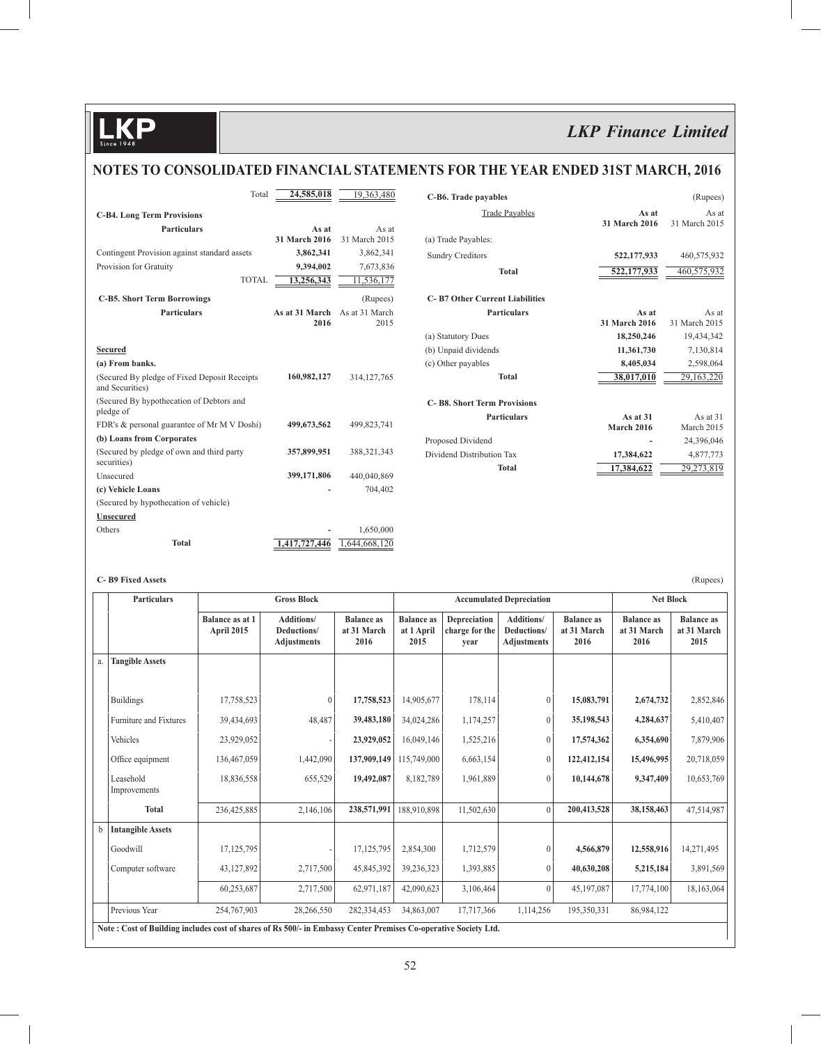## NOTES TO CONSOLIDATED FINANCIAL STATEMENTS FOR THE YEAR ENDED 31ST MARCH, 2016

| | | |
|---|---|---|
| Total | **24,585,018** | 19,363,480 |

**C-B4. Long Term Provisions**

| Particulars | As at 31 March 2016 | As at 31 March 2015 |
|---|---|---|
| Contingent Provision against standard assets | **3,862,341** | 3,862,341 |
| Provision for Gratuity | **9,394,002** | 7,673,836 |
| TOTAL | **13,256,343** | 11,536,177 |

**C-B5. Short Term Borrowings** (Rupees)

| Particulars | As at 31 March 2016 | As at 31 March 2015 |
|---|---|---|
| **Secured** | | |
| **(a) From banks.** | | |
| (Secured By pledge of Fixed Deposit Receipts and Securities) | **160,982,127** | 314,127,765 |
| (Secured By hypothecation of Debtors and pledge of | | |
| FDR's & personal guarantee of Mr M V Doshi) | **499,673,562** | 499,823,741 |
| **(b) Loans from Corporates** | | |
| (Secured by pledge of own and third party securities) | **357,899,951** | 388,321,343 |
| Unsecured | **399,171,806** | 440,040,869 |
| **(c) Vehicle Loans** | **-** | 704,402 |
| (Secured by hypothecation of vehicle) | | |
| **Unsecured** | | |
| Others | **-** | 1,650,000 |
| **Total** | **1,417,727,446** | 1,644,668,120 |

**C-B6. Trade payables** (Rupees)

| Trade Payables | As at 31 March 2016 | As at 31 March 2015 |
|---|---|---|
| (a) Trade Payables: | | |
| Sundry Creditors | **522,177,933** | 460,575,932 |
| **Total** | **522,177,933** | 460,575,932 |

**C- B7 Other Current Liabilities**

| Particulars | As at 31 March 2016 | As at 31 March 2015 |
|---|---|---|
| (a) Statutory Dues | **18,250,246** | 19,434,342 |
| (b) Unpaid dividends | **11,361,730** | 7,130,814 |
| (c) Other payables | **8,405,034** | 2,598,064 |
| **Total** | **38,017,010** | 29,163,220 |

**C- B8. Short Term Provisions**

| Particulars | As at 31 March 2016 | As at 31 March 2015 |
|---|---|---|
| Proposed Dividend | **-** | 24,396,046 |
| Dividend Distribution Tax | **17,384,622** | 4,877,773 |
| **Total** | **17,384,622** | 29,273,819 |

**C- B9 Fixed Assets** (Rupees)

| | Particulars | Gross Block | | | Accumulated Depreciation | | | | Net Block | |
|---|---|---|---|---|---|---|---|---|---|---|
| | | Balance as at 1 April 2015 | Additions/ Deductions/ Adjustments | Balance as at 31 March 2016 | Balance as at 1 April 2015 | Depreciation charge for the year | Additions/ Deductions/ Adjustments | Balance as at 31 March 2016 | Balance as at 31 March 2016 | Balance as at 31 March 2015 |
| a. | **Tangible Assets** | | | | | | | | | |
| | Buildings | 17,758,523 | 0 | **17,758,523** | 14,905,677 | 178,114 | 0 | **15,083,791** | **2,674,732** | 2,852,846 |
| | Furniture and Fixtures | 39,434,693 | 48,487 | **39,483,180** | 34,024,286 | 1,174,257 | 0 | **35,198,543** | **4,284,637** | 5,410,407 |
| | Vehicles | 23,929,052 | - | **23,929,052** | 16,049,146 | 1,525,216 | 0 | **17,574,362** | **6,354,690** | 7,879,906 |
| | Office equipment | 136,467,059 | 1,442,090 | **137,909,149** | 115,749,000 | 6,663,154 | 0 | **122,412,154** | **15,496,995** | 20,718,059 |
| | Leasehold Improvements | 18,836,558 | 655,529 | **19,492,087** | 8,182,789 | 1,961,889 | 0 | **10,144,678** | **9,347,409** | 10,653,769 |
| | **Total** | 236,425,885 | 2,146,106 | **238,571,991** | 188,910,898 | 11,502,630 | 0 | **200,413,528** | **38,158,463** | 47,514,987 |
| b | **Intangible Assets** | | | | | | | | | |
| | Goodwill | 17,125,795 | - | 17,125,795 | 2,854,300 | 1,712,579 | 0 | **4,566,879** | **12,558,916** | 14,271,495 |
| | Computer software | 43,127,892 | 2,717,500 | 45,845,392 | 39,236,323 | 1,393,885 | 0 | **40,630,208** | **5,215,184** | 3,891,569 |
| | | 60,253,687 | 2,717,500 | 62,971,187 | 42,090,623 | 3,106,464 | 0 | 45,197,087 | 17,774,100 | 18,163,064 |
| | Previous Year | 254,767,903 | 28,266,550 | 282,334,453 | 34,863,007 | 17,717,366 | 1,114,256 | 195,350,331 | 86,984,122 | |

**Note : Cost of Building includes cost of shares of Rs 500/- in Embassy Center Premises Co-operative Society Ltd.**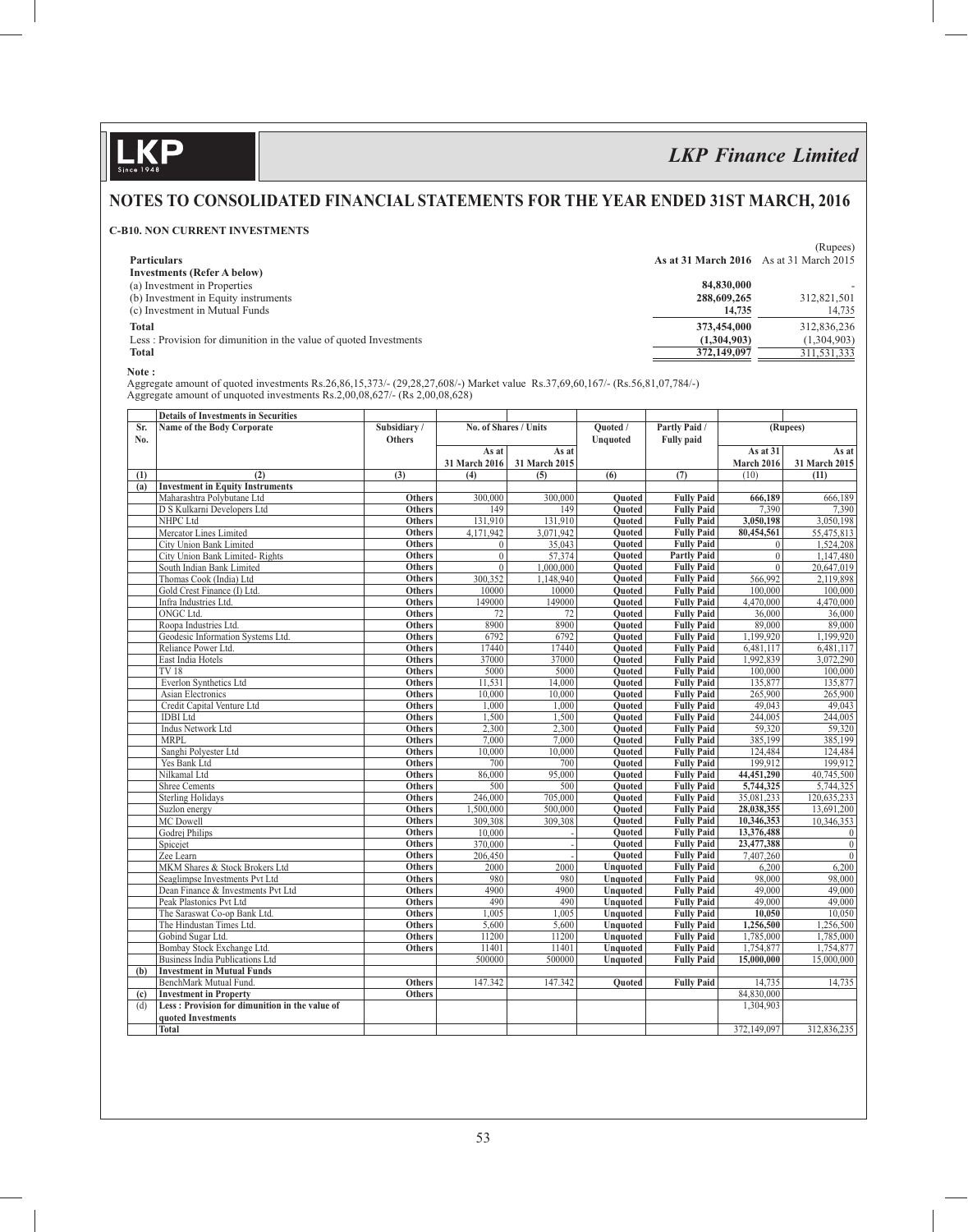## NOTES TO CONSOLIDATED FINANCIAL STATEMENTS FOR THE YEAR ENDED 31ST MARCH, 2016

### C-B10. NON CURRENT INVESTMENTS

(Rupees)

| Particulars | As at 31 March 2016 | As at 31 March 2015 |
|---|---|---|
| **Investments (Refer A below)** | | |
| (a) Investment in Properties | 84,830,000 | - |
| (b) Investment in Equity instruments | 288,609,265 | 312,821,501 |
| (c) Investment in Mutual Funds | 14,735 | 14,735 |
| **Total** | 373,454,000 | 312,836,236 |
| Less : Provision for dimunition in the value of quoted Investments | (1,304,903) | (1,304,903) |
| **Total** | 372,149,097 | 311,531,333 |

**Note :**

Aggregate amount of quoted investments Rs.26,86,15,373/- (29,28,27,608/-) Market value Rs.37,69,60,167/- (Rs.56,81,07,784/-)
Aggregate amount of unquoted investments Rs.2,00,08,627/- (Rs 2,00,08,628)

| Sr. No. | Details of Investments in Securities<br>Name of the Body Corporate | Subsidiary / Others | No. of Shares / Units As at 31 March 2016 | No. of Shares / Units As at 31 March 2015 | Quoted / Unquoted | Partly Paid / Fully paid | (Rupees) As at 31 March 2016 | (Rupees) As at 31 March 2015 |
|---|---|---|---|---|---|---|---|---|
| (1) | (2) | (3) | (4) | (5) | (6) | (7) | (10) | (11) |
| (a) | **Investment in Equity Instruments** | | | | | | | |
| | Maharashtra Polybutane Ltd | Others | 300,000 | 300,000 | Quoted | Fully Paid | 666,189 | 666,189 |
| | D S Kulkarni Developers Ltd | Others | 149 | 149 | Quoted | Fully Paid | 7,390 | 7,390 |
| | NHPC Ltd | Others | 131,910 | 131,910 | Quoted | Fully Paid | 3,050,198 | 3,050,198 |
| | Mercator Lines Limited | Others | 4,171,942 | 3,071,942 | Quoted | Fully Paid | 80,454,561 | 55,475,813 |
| | City Union Bank Limited | Others | 0 | 35,043 | Quoted | Fully Paid | 0 | 1,524,208 |
| | City Union Bank Limited- Rights | Others | 0 | 57,374 | Quoted | Partly Paid | 0 | 1,147,480 |
| | South Indian Bank Limited | Others | 0 | 1,000,000 | Quoted | Fully Paid | 0 | 20,647,019 |
| | Thomas Cook (India) Ltd | Others | 300,352 | 1,148,940 | Quoted | Fully Paid | 566,992 | 2,119,898 |
| | Gold Crest Finance (I) Ltd. | Others | 10000 | 10000 | Quoted | Fully Paid | 100,000 | 100,000 |
| | Infra Industries Ltd. | Others | 149000 | 149000 | Quoted | Fully Paid | 4,470,000 | 4,470,000 |
| | ONGC Ltd. | Others | 72 | 72 | Quoted | Fully Paid | 36,000 | 36,000 |
| | Roopa Industries Ltd. | Others | 8900 | 8900 | Quoted | Fully Paid | 89,000 | 89,000 |
| | Geodesic Information Systems Ltd. | Others | 6792 | 6792 | Quoted | Fully Paid | 1,199,920 | 1,199,920 |
| | Reliance Power Ltd. | Others | 17440 | 17440 | Quoted | Fully Paid | 6,481,117 | 6,481,117 |
| | East India Hotels | Others | 37000 | 37000 | Quoted | Fully Paid | 1,992,839 | 3,072,290 |
| | TV 18 | Others | 5000 | 5000 | Quoted | Fully Paid | 100,000 | 100,000 |
| | Everlon Synthetics Ltd | Others | 11,531 | 14,000 | Quoted | Fully Paid | 135,877 | 135,877 |
| | Asian Electronics | Others | 10,000 | 10,000 | Quoted | Fully Paid | 265,900 | 265,900 |
| | Credit Capital Venture Ltd | Others | 1,000 | 1,000 | Quoted | Fully Paid | 49,043 | 49,043 |
| | IDBI Ltd | Others | 1,500 | 1,500 | Quoted | Fully Paid | 244,005 | 244,005 |
| | Indus Network Ltd | Others | 2,300 | 2,300 | Quoted | Fully Paid | 59,320 | 59,320 |
| | MRPL | Others | 7,000 | 7,000 | Quoted | Fully Paid | 385,199 | 385,199 |
| | Sanghi Polyester Ltd | Others | 10,000 | 10,000 | Quoted | Fully Paid | 124,484 | 124,484 |
| | Yes Bank Ltd | Others | 700 | 700 | Quoted | Fully Paid | 199,912 | 199,912 |
| | Nilkamal Ltd | Others | 86,000 | 95,000 | Quoted | Fully Paid | 44,451,290 | 40,745,500 |
| | Shree Cements | Others | 500 | 500 | Quoted | Fully Paid | 5,744,325 | 5,744,325 |
| | Sterling Holidays | Others | 246,000 | 705,000 | Quoted | Fully Paid | 35,081,233 | 120,635,233 |
| | Suzlon energy | Others | 1,500,000 | 500,000 | Quoted | Fully Paid | 28,038,355 | 13,691,200 |
| | MC Dowell | Others | 309,308 | 309,308 | Quoted | Fully Paid | 10,346,353 | 10,346,353 |
| | Godrej Philips | Others | 10,000 | - | Quoted | Fully Paid | 13,376,488 | 0 |
| | Spicejet | Others | 370,000 | - | Quoted | Fully Paid | 23,477,388 | 0 |
| | Zee Learn | Others | 206,450 | - | Quoted | Fully Paid | 7,407,260 | 0 |
| | MKM Shares & Stock Brokers Ltd | Others | 2000 | 2000 | Unquoted | Fully Paid | 6,200 | 6,200 |
| | Seaglimpse Investments Pvt Ltd | Others | 980 | 980 | Unquoted | Fully Paid | 98,000 | 98,000 |
| | Dean Finance & Investments Pvt Ltd | Others | 4900 | 4900 | Unquoted | Fully Paid | 49,000 | 49,000 |
| | Peak Plastonics Pvt Ltd | Others | 490 | 490 | Unquoted | Fully Paid | 49,000 | 49,000 |
| | The Saraswat Co-op Bank Ltd. | Others | 1,005 | 1,005 | Unquoted | Fully Paid | 10,050 | 10,050 |
| | The Hindustan Times Ltd. | Others | 5,600 | 5,600 | Unquoted | Fully Paid | 1,256,500 | 1,256,500 |
| | Gobind Sugar Ltd. | Others | 11200 | 11200 | Unquoted | Fully Paid | 1,785,000 | 1,785,000 |
| | Bombay Stock Exchange Ltd. | Others | 11401 | 11401 | Unquoted | Fully Paid | 1,754,877 | 1,754,877 |
| | Business India Publications Ltd | | 500000 | 500000 | Unquoted | Fully Paid | 15,000,000 | 15,000,000 |
| (b) | **Investment in Mutual Funds** | | | | | | | |
| | BenchMark Mutual Fund. | Others | 147.342 | 147.342 | Quoted | Fully Paid | 14,735 | 14,735 |
| (c) | **Investment in Property** | Others | | | | | 84,830,000 | |
| (d) | **Less : Provision for dimunition in the value of quoted Investments** | | | | | | 1,304,903 | |
| | **Total** | | | | | | 372,149,097 | 312,836,235 |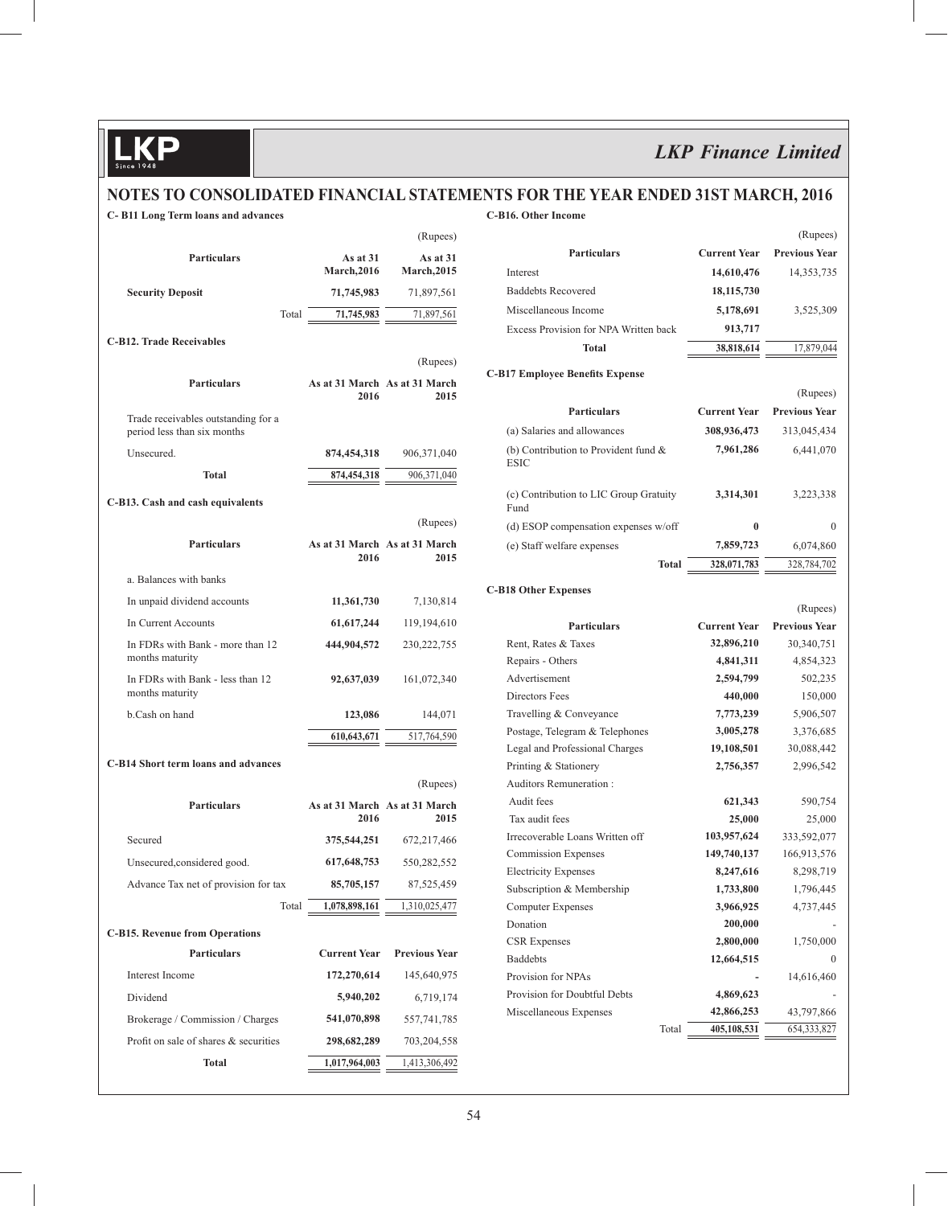## NOTES TO CONSOLIDATED FINANCIAL STATEMENTS FOR THE YEAR ENDED 31ST MARCH, 2016

### C- B11 Long Term loans and advances

(Rupees)

| Particulars | As at 31 March,2016 | As at 31 March,2015 |
|---|---|---|
| **Security Deposit** | **71,745,983** | 71,897,561 |
| Total | **71,745,983** | 71,897,561 |

### C-B12. Trade Receivables

(Rupees)

| Particulars | As at 31 March 2016 | As at 31 March 2015 |
|---|---|---|
| Trade receivables outstanding for a period less than six months | | |
| Unsecured. | **874,454,318** | 906,371,040 |
| **Total** | **874,454,318** | 906,371,040 |

### C-B13. Cash and cash equivalents

(Rupees)

| Particulars | As at 31 March 2016 | As at 31 March 2015 |
|---|---|---|
| a. Balances with banks | | |
| In unpaid dividend accounts | **11,361,730** | 7,130,814 |
| In Current Accounts | **61,617,244** | 119,194,610 |
| In FDRs with Bank - more than 12 months maturity | **444,904,572** | 230,222,755 |
| In FDRs with Bank - less than 12 months maturity | **92,637,039** | 161,072,340 |
| b.Cash on hand | **123,086** | 144,071 |
| | **610,643,671** | 517,764,590 |

### C-B14 Short term loans and advances

(Rupees)

| Particulars | As at 31 March 2016 | As at 31 March 2015 |
|---|---|---|
| Secured | **375,544,251** | 672,217,466 |
| Unsecured,considered good. | **617,648,753** | 550,282,552 |
| Advance Tax net of provision for tax | **85,705,157** | 87,525,459 |
| Total | **1,078,898,161** | 1,310,025,477 |

### C-B15. Revenue from Operations

| Particulars | Current Year | Previous Year |
|---|---|---|
| Interest Income | **172,270,614** | 145,640,975 |
| Dividend | **5,940,202** | 6,719,174 |
| Brokerage / Commission / Charges | **541,070,898** | 557,741,785 |
| Profit on sale of shares & securities | **298,682,289** | 703,204,558 |
| **Total** | **1,017,964,003** | 1,413,306,492 |

### C-B16. Other Income

(Rupees)

| Particulars | Current Year | Previous Year |
|---|---|---|
| Interest | **14,610,476** | 14,353,735 |
| Baddebts Recovered | **18,115,730** | |
| Miscellaneous Income | **5,178,691** | 3,525,309 |
| Excess Provision for NPA Written back | **913,717** | |
| **Total** | **38,818,614** | 17,879,044 |

### C-B17 Employee Benefits Expense

(Rupees)

| Particulars | Current Year | Previous Year |
|---|---|---|
| (a) Salaries and allowances | **308,936,473** | 313,045,434 |
| (b) Contribution to Provident fund & ESIC | **7,961,286** | 6,441,070 |
| (c) Contribution to LIC Group Gratuity Fund | **3,314,301** | 3,223,338 |
| (d) ESOP compensation expenses w/off | **0** | 0 |
| (e) Staff welfare expenses | **7,859,723** | 6,074,860 |
| **Total** | **328,071,783** | 328,784,702 |

### C-B18 Other Expenses

(Rupees)

| Particulars | Current Year | Previous Year |
|---|---|---|
| Rent, Rates & Taxes | **32,896,210** | 30,340,751 |
| Repairs - Others | **4,841,311** | 4,854,323 |
| Advertisement | **2,594,799** | 502,235 |
| Directors Fees | **440,000** | 150,000 |
| Travelling & Conveyance | **7,773,239** | 5,906,507 |
| Postage, Telegram & Telephones | **3,005,278** | 3,376,685 |
| Legal and Professional Charges | **19,108,501** | 30,088,442 |
| Printing & Stationery | **2,756,357** | 2,996,542 |
| Auditors Remuneration : | | |
| Audit fees | **621,343** | 590,754 |
| Tax audit fees | **25,000** | 25,000 |
| Irrecoverable Loans Written off | **103,957,624** | 333,592,077 |
| Commission Expenses | **149,740,137** | 166,913,576 |
| Electricity Expenses | **8,247,616** | 8,298,719 |
| Subscription & Membership | **1,733,800** | 1,796,445 |
| Computer Expenses | **3,966,925** | 4,737,445 |
| Donation | **200,000** | - |
| CSR Expenses | **2,800,000** | 1,750,000 |
| Baddebts | **12,664,515** | 0 |
| Provision for NPAs | **-** | 14,616,460 |
| Provision for Doubtful Debts | **4,869,623** | - |
| Miscellaneous Expenses | **42,866,253** | 43,797,866 |
| Total | **405,108,531** | 654,333,827 |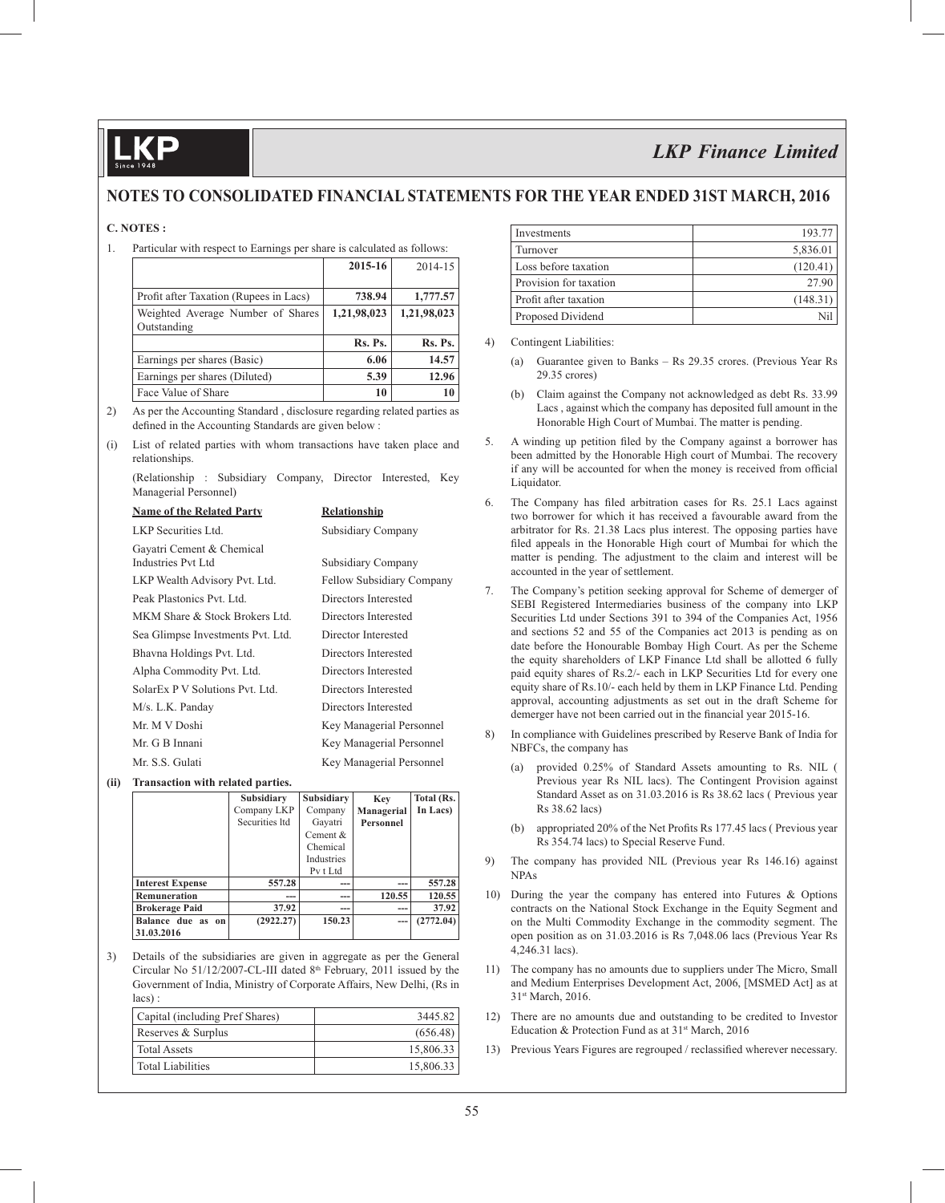## NOTES TO CONSOLIDATED FINANCIAL STATEMENTS FOR THE YEAR ENDED 31ST MARCH, 2016

**C. NOTES :**

1. Particular with respect to Earnings per share is calculated as follows:

| | 2015-16 | 2014-15 |
|---|---|---|
| Profit after Taxation (Rupees in Lacs) | 738.94 | 1,777.57 |
| Weighted Average Number of Shares Outstanding | 1,21,98,023 | 1,21,98,023 |
| | Rs. Ps. | Rs. Ps. |
| Earnings per shares (Basic) | 6.06 | 14.57 |
| Earnings per shares (Diluted) | 5.39 | 12.96 |
| Face Value of Share | 10 | 10 |

2) As per the Accounting Standard , disclosure regarding related parties as defined in the Accounting Standards are given below :

(i) List of related parties with whom transactions have taken place and relationships.

(Relationship : Subsidiary Company, Director Interested, Key Managerial Personnel)

| Name of the Related Party | Relationship |
|---|---|
| LKP Securities Ltd. | Subsidiary Company |
| Gayatri Cement & Chemical Industries Pvt Ltd | Subsidiary Company |
| LKP Wealth Advisory Pvt. Ltd. | Fellow Subsidiary Company |
| Peak Plastonics Pvt. Ltd. | Directors Interested |
| MKM Share & Stock Brokers Ltd. | Directors Interested |
| Sea Glimpse Investments Pvt. Ltd. | Director Interested |
| Bhavna Holdings Pvt. Ltd. | Directors Interested |
| Alpha Commodity Pvt. Ltd. | Directors Interested |
| SolarEx P V Solutions Pvt. Ltd. | Directors Interested |
| M/s. L.K. Panday | Directors Interested |
| Mr. M V Doshi | Key Managerial Personnel |
| Mr. G B Innani | Key Managerial Personnel |
| Mr. S.S. Gulati | Key Managerial Personnel |

**(ii) Transaction with related parties.**

| | Subsidiary Company LKP Securities ltd | Subsidiary Company Gayatri Cement & Chemical Industries Pv t Ltd | Key Managerial Personnel | Total (Rs. In Lacs) |
|---|---|---|---|---|
| **Interest Expense** | 557.28 | --- | --- | 557.28 |
| **Remuneration** | --- | --- | 120.55 | 120.55 |
| **Brokerage Paid** | 37.92 | --- | --- | 37.92 |
| **Balance due as on 31.03.2016** | (2922.27) | 150.23 | --- | (2772.04) |

3) Details of the subsidiaries are given in aggregate as per the General Circular No 51/12/2007-CL-III dated 8th February, 2011 issued by the Government of India, Ministry of Corporate Affairs, New Delhi, (Rs in lacs) :

| | |
|---|---|
| Capital (including Pref Shares) | 3445.82 |
| Reserves & Surplus | (656.48) |
| Total Assets | 15,806.33 |
| Total Liabilities | 15,806.33 |
| Investments | 193.77 |
| Turnover | 5,836.01 |
| Loss before taxation | (120.41) |
| Provision for taxation | 27.90 |
| Profit after taxation | (148.31) |
| Proposed Dividend | Nil |

4) Contingent Liabilities:

(a) Guarantee given to Banks – Rs 29.35 crores. (Previous Year Rs 29.35 crores)

(b) Claim against the Company not acknowledged as debt Rs. 33.99 Lacs , against which the company has deposited full amount in the Honorable High Court of Mumbai. The matter is pending.

5. A winding up petition filed by the Company against a borrower has been admitted by the Honorable High court of Mumbai. The recovery if any will be accounted for when the money is received from official Liquidator.

6. The Company has filed arbitration cases for Rs. 25.1 Lacs against two borrower for which it has received a favourable award from the arbitrator for Rs. 21.38 Lacs plus interest. The opposing parties have filed appeals in the Honorable High court of Mumbai for which the matter is pending. The adjustment to the claim and interest will be accounted in the year of settlement.

7. The Company's petition seeking approval for Scheme of demerger of SEBI Registered Intermediaries business of the company into LKP Securities Ltd under Sections 391 to 394 of the Companies Act, 1956 and sections 52 and 55 of the Companies act 2013 is pending as on date before the Honourable Bombay High Court. As per the Scheme the equity shareholders of LKP Finance Ltd shall be allotted 6 fully paid equity shares of Rs.2/- each in LKP Securities Ltd for every one equity share of Rs.10/- each held by them in LKP Finance Ltd. Pending approval, accounting adjustments as set out in the draft Scheme for demerger have not been carried out in the financial year 2015-16.

8) In compliance with Guidelines prescribed by Reserve Bank of India for NBFCs, the company has

(a) provided 0.25% of Standard Assets amounting to Rs. NIL ( Previous year Rs NIL lacs). The Contingent Provision against Standard Asset as on 31.03.2016 is Rs 38.62 lacs ( Previous year Rs 38.62 lacs)

(b) appropriated 20% of the Net Profits Rs 177.45 lacs ( Previous year Rs 354.74 lacs) to Special Reserve Fund.

9) The company has provided NIL (Previous year Rs 146.16) against NPAs

10) During the year the company has entered into Futures & Options contracts on the National Stock Exchange in the Equity Segment and on the Multi Commodity Exchange in the commodity segment. The open position as on 31.03.2016 is Rs 7,048.06 lacs (Previous Year Rs 4,246.31 lacs).

11) The company has no amounts due to suppliers under The Micro, Small and Medium Enterprises Development Act, 2006, [MSMED Act] as at 31st March, 2016.

12) There are no amounts due and outstanding to be credited to Investor Education & Protection Fund as at 31st March, 2016

13) Previous Years Figures are regrouped / reclassified wherever necessary.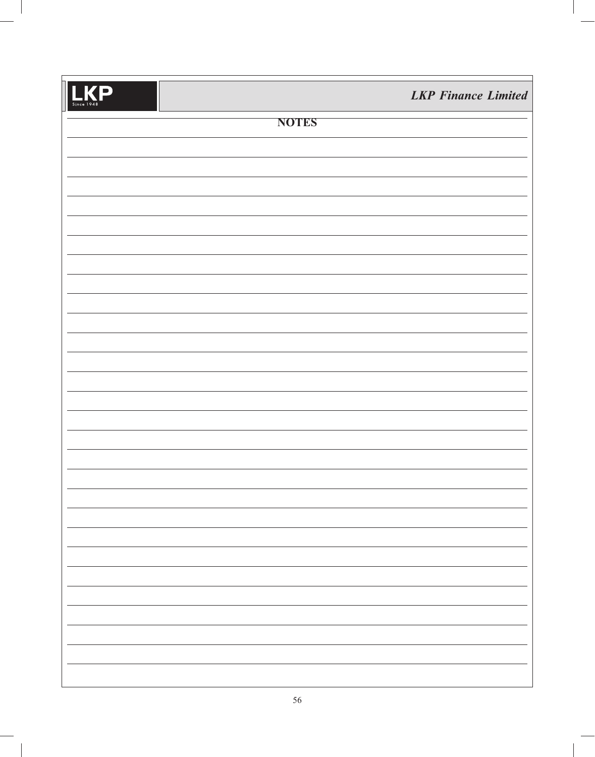# NOTES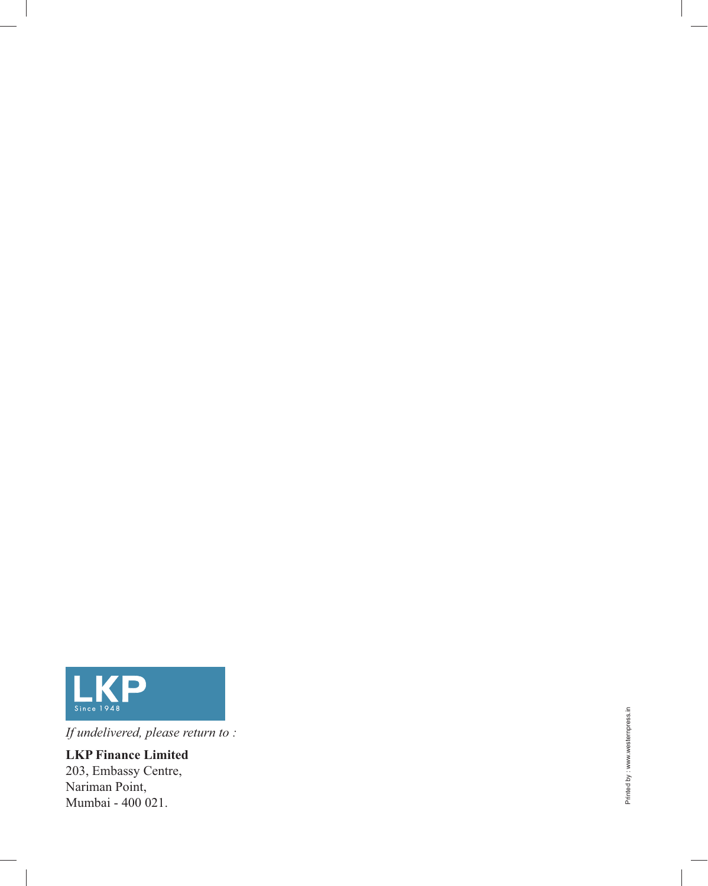LKP

Since 1948

*If undelivered, please return to :*

**LKP Finance Limited**
203, Embassy Centre,
Nariman Point,
Mumbai - 400 021.

Printed by : www.westernpress.in